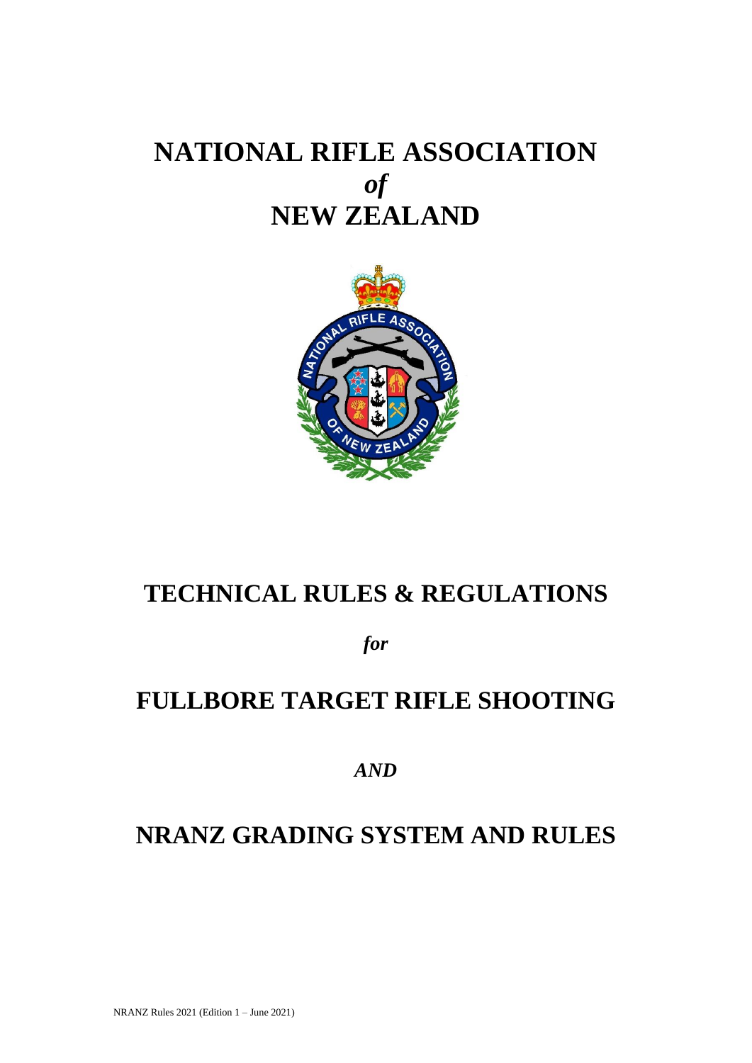# NATIONAL RIFLE ASSOCIATION
# *of*
# NEW ZEALAND

## TECHNICAL RULES & REGULATIONS

*for*

## FULLBORE TARGET RIFLE SHOOTING

*AND*

## NRANZ GRADING SYSTEM AND RULES

NRANZ Rules 2021 (Edition 1 – June 2021)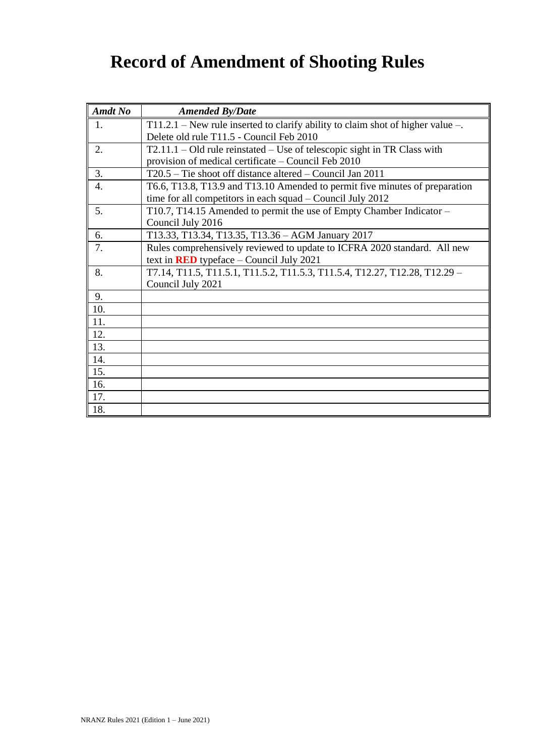# Record of Amendment of Shooting Rules

| *Amdt No* | *Amended By/Date* |
|---|---|
| 1. | T11.2.1 – New rule inserted to clarify ability to claim shot of higher value –. Delete old rule T11.5 - Council Feb 2010 |
| 2. | T2.11.1 – Old rule reinstated – Use of telescopic sight in TR Class with provision of medical certificate – Council Feb 2010 |
| 3. | T20.5 – Tie shoot off distance altered – Council Jan 2011 |
| 4. | T6.6, T13.8, T13.9 and T13.10 Amended to permit five minutes of preparation time for all competitors in each squad – Council July 2012 |
| 5. | T10.7, T14.15 Amended to permit the use of Empty Chamber Indicator – Council July 2016 |
| 6. | T13.33, T13.34, T13.35, T13.36 – AGM January 2017 |
| 7. | Rules comprehensively reviewed to update to ICFRA 2020 standard. All new text in **RED** typeface – Council July 2021 |
| 8. | T7.14, T11.5, T11.5.1, T11.5.2, T11.5.3, T11.5.4, T12.27, T12.28, T12.29 – Council July 2021 |
| 9. | |
| 10. | |
| 11. | |
| 12. | |
| 13. | |
| 14. | |
| 15. | |
| 16. | |
| 17. | |
| 18. | |

NRANZ Rules 2021 (Edition 1 – June 2021)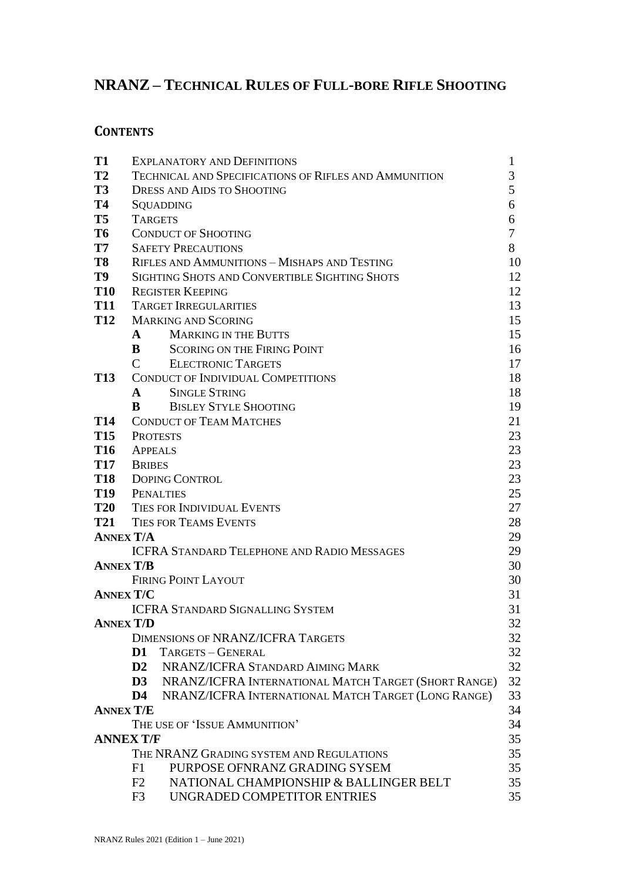# NRANZ – Technical Rules of Full-bore Rifle Shooting

## Contents

| | | | |
|---|---|---|---|
| **T1** | Explanatory and Definitions | | 1 |
| **T2** | Technical and Specifications of Rifles and Ammunition | | 3 |
| **T3** | Dress and Aids to Shooting | | 5 |
| **T4** | Squadding | | 6 |
| **T5** | Targets | | 6 |
| **T6** | Conduct of Shooting | | 7 |
| **T7** | Safety Precautions | | 8 |
| **T8** | Rifles and Ammunitions – Mishaps and Testing | | 10 |
| **T9** | Sighting Shots and Convertible Sighting Shots | | 12 |
| **T10** | Register Keeping | | 12 |
| **T11** | Target Irregularities | | 13 |
| **T12** | Marking and Scoring | | 15 |
| | **A** | Marking in the Butts | 15 |
| | **B** | Scoring on the Firing Point | 16 |
| | C | Electronic Targets | 17 |
| **T13** | Conduct of Individual Competitions | | 18 |
| | **A** | Single String | 18 |
| | **B** | Bisley Style Shooting | 19 |
| **T14** | Conduct of Team Matches | | 21 |
| **T15** | Protests | | 23 |
| **T16** | Appeals | | 23 |
| **T17** | Bribes | | 23 |
| **T18** | Doping Control | | 23 |
| **T19** | Penalties | | 25 |
| **T20** | Ties for Individual Events | | 27 |
| **T21** | Ties for Teams Events | | 28 |
| **Annex T/A** | | | 29 |
| | ICFRA Standard Telephone and Radio Messages | | 29 |
| **Annex T/B** | | | 30 |
| | Firing Point Layout | | 30 |
| **Annex T/C** | | | 31 |
| | ICFRA Standard Signalling System | | 31 |
| **Annex T/D** | | | 32 |
| | Dimensions of NRANZ/ICFRA Targets | | 32 |
| | **D1** | Targets – General | 32 |
| | **D2** | NRANZ/ICFRA Standard Aiming Mark | 32 |
| | **D3** | NRANZ/ICFRA International Match Target (Short Range) | 32 |
| | **D4** | NRANZ/ICFRA International Match Target (Long Range) | 33 |
| **Annex T/E** | | | 34 |
| | The use of 'Issue Ammunition' | | 34 |
| **ANNEX T/F** | | | 35 |
| | The NRANZ Grading system and Regulations | | 35 |
| | F1 | PURPOSE OFNRANZ GRADING SYSEM | 35 |
| | F2 | NATIONAL CHAMPIONSHIP & BALLINGER BELT | 35 |
| | F3 | UNGRADED COMPETITOR ENTRIES | 35 |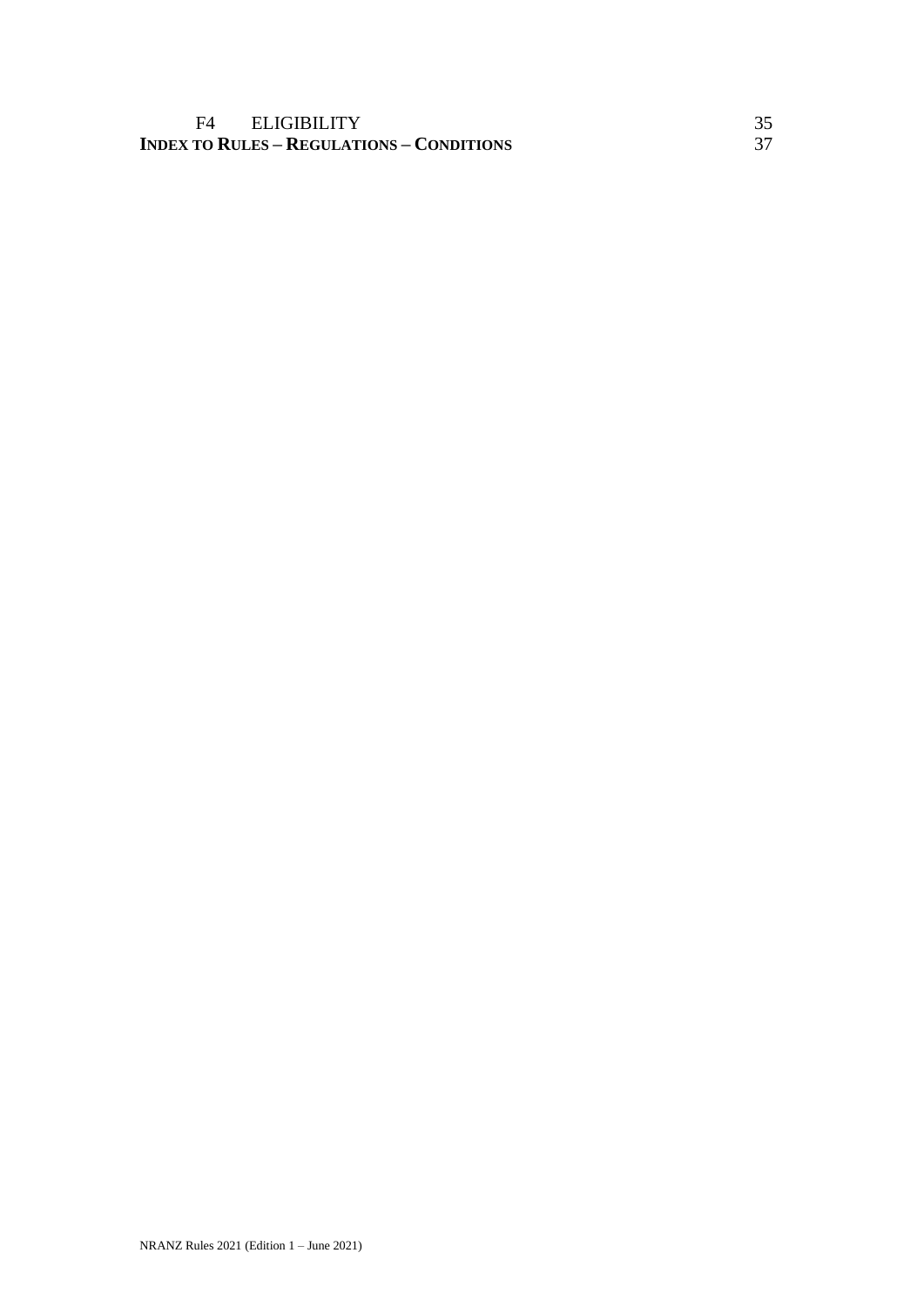F4 ELIGIBILITY 35

**INDEX TO RULES – REGULATIONS – CONDITIONS** 37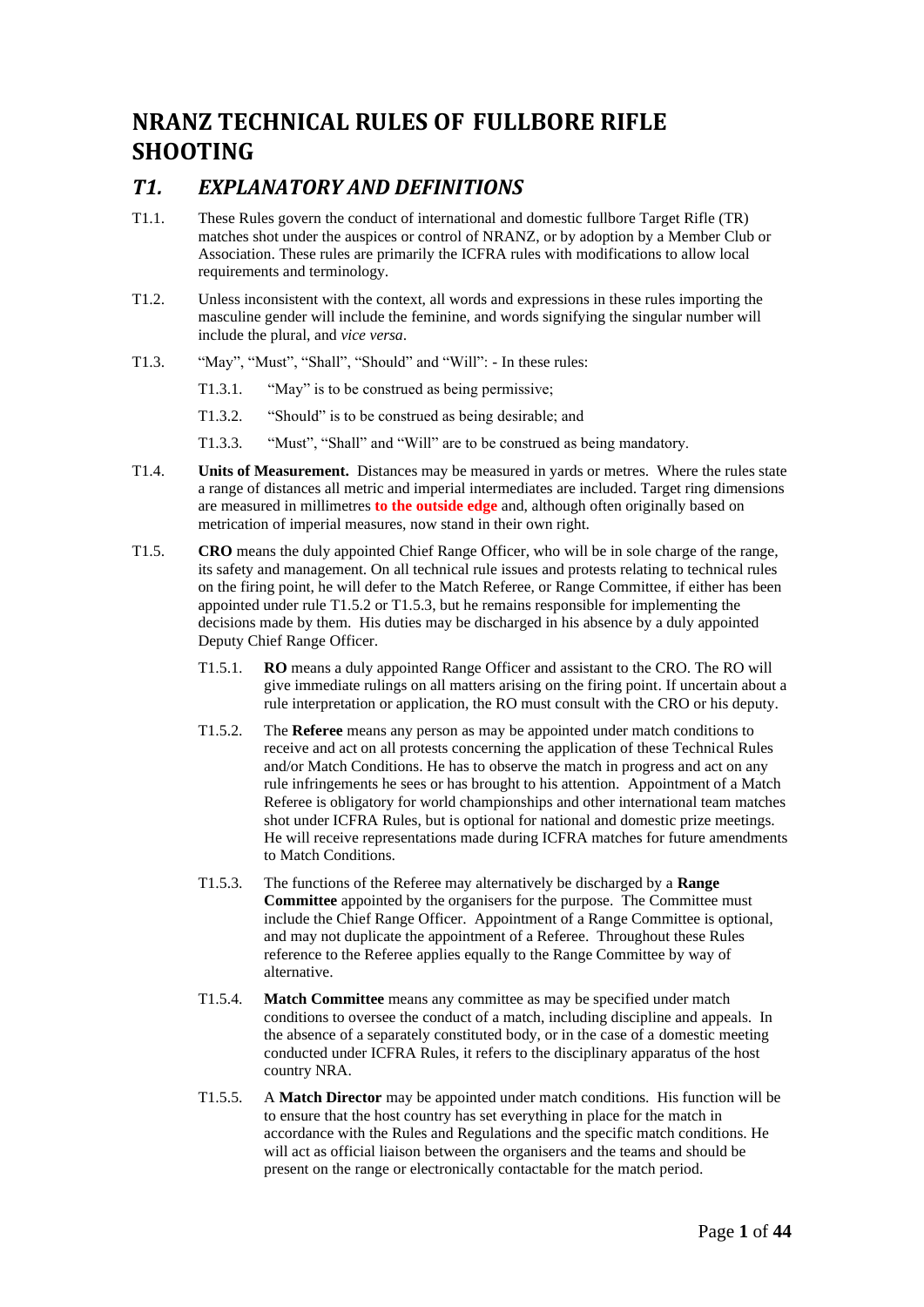# NRANZ TECHNICAL RULES OF FULLBORE RIFLE SHOOTING

## *T1. EXPLANATORY AND DEFINITIONS*

T1.1. These Rules govern the conduct of international and domestic fullbore Target Rifle (TR) matches shot under the auspices or control of NRANZ, or by adoption by a Member Club or Association. These rules are primarily the ICFRA rules with modifications to allow local requirements and terminology.

T1.2. Unless inconsistent with the context, all words and expressions in these rules importing the masculine gender will include the feminine, and words signifying the singular number will include the plural, and *vice versa*.

T1.3. "May", "Must", "Shall", "Should" and "Will": - In these rules:

T1.3.1. "May" is to be construed as being permissive;

T1.3.2. "Should" is to be construed as being desirable; and

T1.3.3. "Must", "Shall" and "Will" are to be construed as being mandatory.

T1.4. **Units of Measurement.** Distances may be measured in yards or metres. Where the rules state a range of distances all metric and imperial intermediates are included. Target ring dimensions are measured in millimetres **to the outside edge** and, although often originally based on metrication of imperial measures, now stand in their own right.

T1.5. **CRO** means the duly appointed Chief Range Officer, who will be in sole charge of the range, its safety and management. On all technical rule issues and protests relating to technical rules on the firing point, he will defer to the Match Referee, or Range Committee, if either has been appointed under rule T1.5.2 or T1.5.3, but he remains responsible for implementing the decisions made by them. His duties may be discharged in his absence by a duly appointed Deputy Chief Range Officer.

T1.5.1. **RO** means a duly appointed Range Officer and assistant to the CRO. The RO will give immediate rulings on all matters arising on the firing point. If uncertain about a rule interpretation or application, the RO must consult with the CRO or his deputy.

T1.5.2. The **Referee** means any person as may be appointed under match conditions to receive and act on all protests concerning the application of these Technical Rules and/or Match Conditions. He has to observe the match in progress and act on any rule infringements he sees or has brought to his attention. Appointment of a Match Referee is obligatory for world championships and other international team matches shot under ICFRA Rules, but is optional for national and domestic prize meetings. He will receive representations made during ICFRA matches for future amendments to Match Conditions.

T1.5.3. The functions of the Referee may alternatively be discharged by a **Range Committee** appointed by the organisers for the purpose. The Committee must include the Chief Range Officer. Appointment of a Range Committee is optional, and may not duplicate the appointment of a Referee. Throughout these Rules reference to the Referee applies equally to the Range Committee by way of alternative.

T1.5.4. **Match Committee** means any committee as may be specified under match conditions to oversee the conduct of a match, including discipline and appeals. In the absence of a separately constituted body, or in the case of a domestic meeting conducted under ICFRA Rules, it refers to the disciplinary apparatus of the host country NRA.

T1.5.5. A **Match Director** may be appointed under match conditions. His function will be to ensure that the host country has set everything in place for the match in accordance with the Rules and Regulations and the specific match conditions. He will act as official liaison between the organisers and the teams and should be present on the range or electronically contactable for the match period.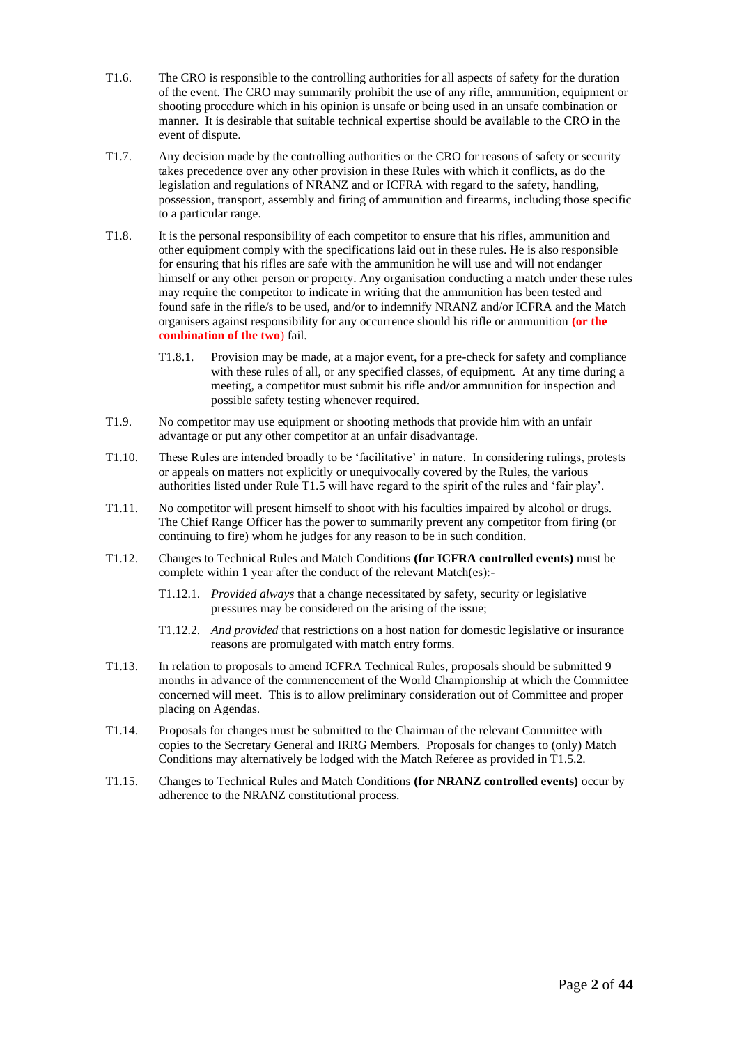T1.6. The CRO is responsible to the controlling authorities for all aspects of safety for the duration of the event. The CRO may summarily prohibit the use of any rifle, ammunition, equipment or shooting procedure which in his opinion is unsafe or being used in an unsafe combination or manner. It is desirable that suitable technical expertise should be available to the CRO in the event of dispute.

T1.7. Any decision made by the controlling authorities or the CRO for reasons of safety or security takes precedence over any other provision in these Rules with which it conflicts, as do the legislation and regulations of NRANZ and or ICFRA with regard to the safety, handling, possession, transport, assembly and firing of ammunition and firearms, including those specific to a particular range.

T1.8. It is the personal responsibility of each competitor to ensure that his rifles, ammunition and other equipment comply with the specifications laid out in these rules. He is also responsible for ensuring that his rifles are safe with the ammunition he will use and will not endanger himself or any other person or property. Any organisation conducting a match under these rules may require the competitor to indicate in writing that the ammunition has been tested and found safe in the rifle/s to be used, and/or to indemnify NRANZ and/or ICFRA and the Match organisers against responsibility for any occurrence should his rifle or ammunition **(or the combination of the two**) fail.

> T1.8.1. Provision may be made, at a major event, for a pre-check for safety and compliance with these rules of all, or any specified classes, of equipment. At any time during a meeting, a competitor must submit his rifle and/or ammunition for inspection and possible safety testing whenever required.

T1.9. No competitor may use equipment or shooting methods that provide him with an unfair advantage or put any other competitor at an unfair disadvantage.

T1.10. These Rules are intended broadly to be 'facilitative' in nature. In considering rulings, protests or appeals on matters not explicitly or unequivocally covered by the Rules, the various authorities listed under Rule T1.5 will have regard to the spirit of the rules and 'fair play'.

T1.11. No competitor will present himself to shoot with his faculties impaired by alcohol or drugs. The Chief Range Officer has the power to summarily prevent any competitor from firing (or continuing to fire) whom he judges for any reason to be in such condition.

T1.12. <u>Changes to Technical Rules and Match Conditions</u> **(for ICFRA controlled events)** must be complete within 1 year after the conduct of the relevant Match(es):-

> T1.12.1. *Provided always* that a change necessitated by safety, security or legislative pressures may be considered on the arising of the issue;
>
> T1.12.2. *And provided* that restrictions on a host nation for domestic legislative or insurance reasons are promulgated with match entry forms.

T1.13. In relation to proposals to amend ICFRA Technical Rules, proposals should be submitted 9 months in advance of the commencement of the World Championship at which the Committee concerned will meet. This is to allow preliminary consideration out of Committee and proper placing on Agendas.

T1.14. Proposals for changes must be submitted to the Chairman of the relevant Committee with copies to the Secretary General and IRRG Members. Proposals for changes to (only) Match Conditions may alternatively be lodged with the Match Referee as provided in T1.5.2.

T1.15. <u>Changes to Technical Rules and Match Conditions</u> **(for NRANZ controlled events)** occur by adherence to the NRANZ constitutional process.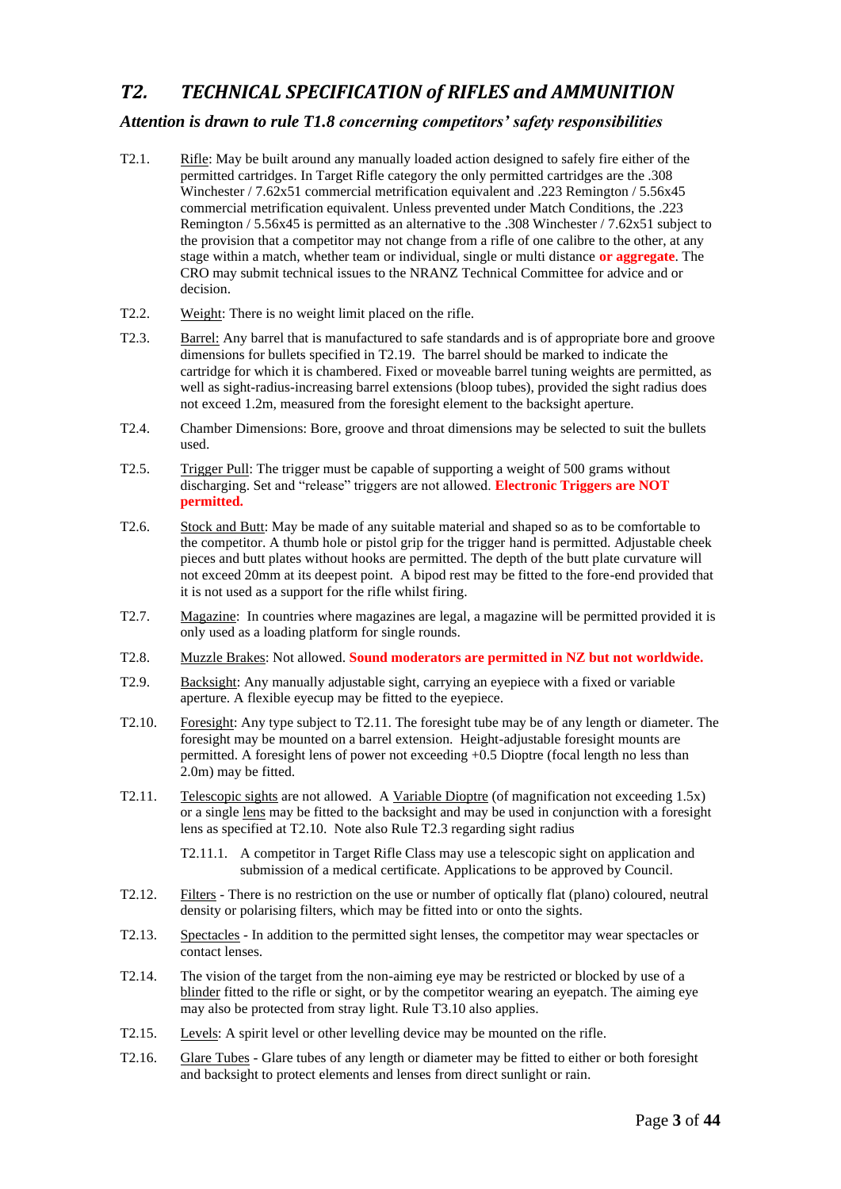## *T2. TECHNICAL SPECIFICATION of RIFLES and AMMUNITION*

### *Attention is drawn to rule T1.8 concerning competitors' safety responsibilities*

T2.1. Rifle: May be built around any manually loaded action designed to safely fire either of the permitted cartridges. In Target Rifle category the only permitted cartridges are the .308 Winchester / 7.62x51 commercial metrification equivalent and .223 Remington / 5.56x45 commercial metrification equivalent. Unless prevented under Match Conditions, the .223 Remington / 5.56x45 is permitted as an alternative to the .308 Winchester / 7.62x51 subject to the provision that a competitor may not change from a rifle of one calibre to the other, at any stage within a match, whether team or individual, single or multi distance **or aggregate**. The CRO may submit technical issues to the NRANZ Technical Committee for advice and or decision.

T2.2. Weight: There is no weight limit placed on the rifle.

T2.3. Barrel: Any barrel that is manufactured to safe standards and is of appropriate bore and groove dimensions for bullets specified in T2.19. The barrel should be marked to indicate the cartridge for which it is chambered. Fixed or moveable barrel tuning weights are permitted, as well as sight-radius-increasing barrel extensions (bloop tubes), provided the sight radius does not exceed 1.2m, measured from the foresight element to the backsight aperture.

T2.4. Chamber Dimensions: Bore, groove and throat dimensions may be selected to suit the bullets used.

T2.5. Trigger Pull: The trigger must be capable of supporting a weight of 500 grams without discharging. Set and "release" triggers are not allowed. **Electronic Triggers are NOT permitted.**

T2.6. Stock and Butt: May be made of any suitable material and shaped so as to be comfortable to the competitor. A thumb hole or pistol grip for the trigger hand is permitted. Adjustable cheek pieces and butt plates without hooks are permitted. The depth of the butt plate curvature will not exceed 20mm at its deepest point. A bipod rest may be fitted to the fore-end provided that it is not used as a support for the rifle whilst firing.

T2.7. Magazine: In countries where magazines are legal, a magazine will be permitted provided it is only used as a loading platform for single rounds.

T2.8. Muzzle Brakes: Not allowed. **Sound moderators are permitted in NZ but not worldwide.**

T2.9. Backsight: Any manually adjustable sight, carrying an eyepiece with a fixed or variable aperture. A flexible eyecup may be fitted to the eyepiece.

T2.10. Foresight: Any type subject to T2.11. The foresight tube may be of any length or diameter. The foresight may be mounted on a barrel extension. Height-adjustable foresight mounts are permitted. A foresight lens of power not exceeding +0.5 Dioptre (focal length no less than 2.0m) may be fitted.

T2.11. Telescopic sights are not allowed. A Variable Dioptre (of magnification not exceeding 1.5x) or a single lens may be fitted to the backsight and may be used in conjunction with a foresight lens as specified at T2.10. Note also Rule T2.3 regarding sight radius

T2.11.1. A competitor in Target Rifle Class may use a telescopic sight on application and submission of a medical certificate. Applications to be approved by Council.

T2.12. Filters - There is no restriction on the use or number of optically flat (plano) coloured, neutral density or polarising filters, which may be fitted into or onto the sights.

T2.13. Spectacles - In addition to the permitted sight lenses, the competitor may wear spectacles or contact lenses.

T2.14. The vision of the target from the non-aiming eye may be restricted or blocked by use of a blinder fitted to the rifle or sight, or by the competitor wearing an eyepatch. The aiming eye may also be protected from stray light. Rule T3.10 also applies.

T2.15. Levels: A spirit level or other levelling device may be mounted on the rifle.

T2.16. Glare Tubes - Glare tubes of any length or diameter may be fitted to either or both foresight and backsight to protect elements and lenses from direct sunlight or rain.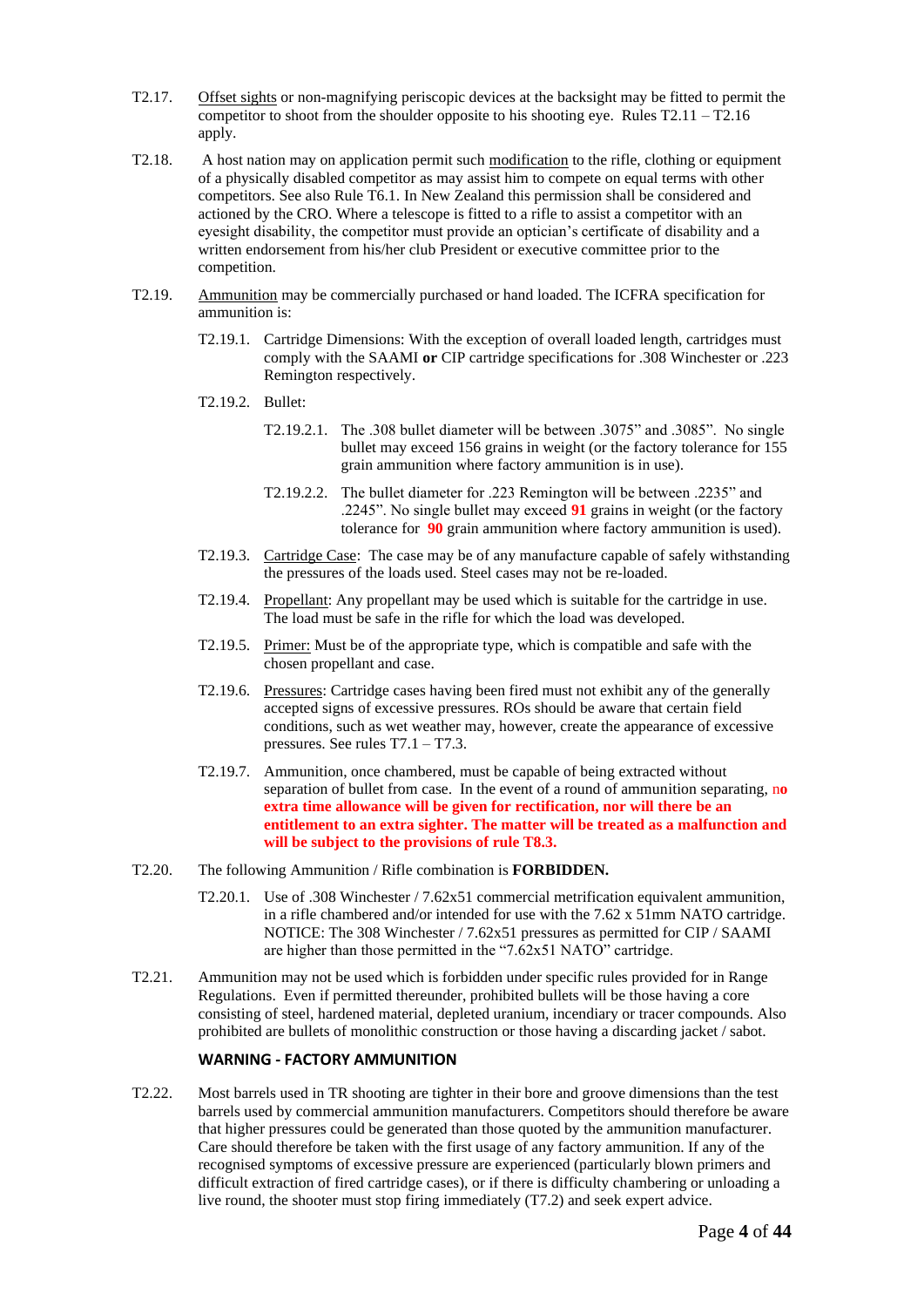T2.17. Offset sights or non-magnifying periscopic devices at the backsight may be fitted to permit the competitor to shoot from the shoulder opposite to his shooting eye. Rules T2.11 – T2.16 apply.

T2.18. A host nation may on application permit such modification to the rifle, clothing or equipment of a physically disabled competitor as may assist him to compete on equal terms with other competitors. See also Rule T6.1. In New Zealand this permission shall be considered and actioned by the CRO. Where a telescope is fitted to a rifle to assist a competitor with an eyesight disability, the competitor must provide an optician's certificate of disability and a written endorsement from his/her club President or executive committee prior to the competition.

T2.19. Ammunition may be commercially purchased or hand loaded. The ICFRA specification for ammunition is:

- T2.19.1. Cartridge Dimensions: With the exception of overall loaded length, cartridges must comply with the SAAMI **or** CIP cartridge specifications for .308 Winchester or .223 Remington respectively.
- T2.19.2. Bullet:
  - T2.19.2.1. The .308 bullet diameter will be between .3075" and .3085". No single bullet may exceed 156 grains in weight (or the factory tolerance for 155 grain ammunition where factory ammunition is in use).
  - T2.19.2.2. The bullet diameter for .223 Remington will be between .2235" and .2245". No single bullet may exceed **91** grains in weight (or the factory tolerance for **90** grain ammunition where factory ammunition is used).
- T2.19.3. Cartridge Case: The case may be of any manufacture capable of safely withstanding the pressures of the loads used. Steel cases may not be re-loaded.
- T2.19.4. Propellant: Any propellant may be used which is suitable for the cartridge in use. The load must be safe in the rifle for which the load was developed.
- T2.19.5. Primer: Must be of the appropriate type, which is compatible and safe with the chosen propellant and case.
- T2.19.6. Pressures: Cartridge cases having been fired must not exhibit any of the generally accepted signs of excessive pressures. ROs should be aware that certain field conditions, such as wet weather may, however, create the appearance of excessive pressures. See rules T7.1 – T7.3.
- T2.19.7. Ammunition, once chambered, must be capable of being extracted without separation of bullet from case. In the event of a round of ammunition separating, **no extra time allowance will be given for rectification, nor will there be an entitlement to an extra sighter. The matter will be treated as a malfunction and will be subject to the provisions of rule T8.3.**

T2.20. The following Ammunition / Rifle combination is **FORBIDDEN.**

- T2.20.1. Use of .308 Winchester / 7.62x51 commercial metrification equivalent ammunition, in a rifle chambered and/or intended for use with the 7.62 x 51mm NATO cartridge. NOTICE: The 308 Winchester / 7.62x51 pressures as permitted for CIP / SAAMI are higher than those permitted in the "7.62x51 NATO" cartridge.

T2.21. Ammunition may not be used which is forbidden under specific rules provided for in Range Regulations. Even if permitted thereunder, prohibited bullets will be those having a core consisting of steel, hardened material, depleted uranium, incendiary or tracer compounds. Also prohibited are bullets of monolithic construction or those having a discarding jacket / sabot.

**WARNING - FACTORY AMMUNITION**

T2.22. Most barrels used in TR shooting are tighter in their bore and groove dimensions than the test barrels used by commercial ammunition manufacturers. Competitors should therefore be aware that higher pressures could be generated than those quoted by the ammunition manufacturer. Care should therefore be taken with the first usage of any factory ammunition. If any of the recognised symptoms of excessive pressure are experienced (particularly blown primers and difficult extraction of fired cartridge cases), or if there is difficulty chambering or unloading a live round, the shooter must stop firing immediately (T7.2) and seek expert advice.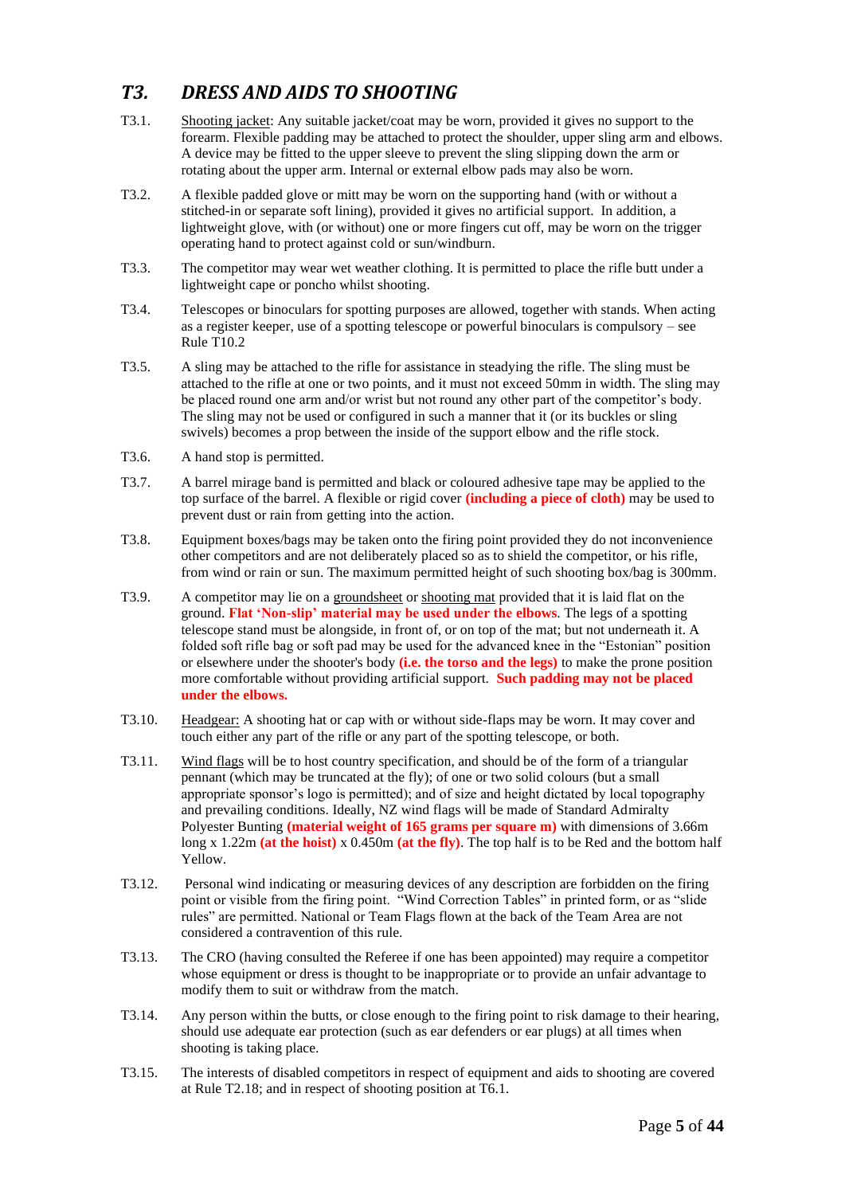## *T3. DRESS AND AIDS TO SHOOTING*

T3.1. Shooting jacket: Any suitable jacket/coat may be worn, provided it gives no support to the forearm. Flexible padding may be attached to protect the shoulder, upper sling arm and elbows. A device may be fitted to the upper sleeve to prevent the sling slipping down the arm or rotating about the upper arm. Internal or external elbow pads may also be worn.

T3.2. A flexible padded glove or mitt may be worn on the supporting hand (with or without a stitched-in or separate soft lining), provided it gives no artificial support. In addition, a lightweight glove, with (or without) one or more fingers cut off, may be worn on the trigger operating hand to protect against cold or sun/windburn.

T3.3. The competitor may wear wet weather clothing. It is permitted to place the rifle butt under a lightweight cape or poncho whilst shooting.

T3.4. Telescopes or binoculars for spotting purposes are allowed, together with stands. When acting as a register keeper, use of a spotting telescope or powerful binoculars is compulsory – see Rule T10.2

T3.5. A sling may be attached to the rifle for assistance in steadying the rifle. The sling must be attached to the rifle at one or two points, and it must not exceed 50mm in width. The sling may be placed round one arm and/or wrist but not round any other part of the competitor's body. The sling may not be used or configured in such a manner that it (or its buckles or sling swivels) becomes a prop between the inside of the support elbow and the rifle stock.

T3.6. A hand stop is permitted.

T3.7. A barrel mirage band is permitted and black or coloured adhesive tape may be applied to the top surface of the barrel. A flexible or rigid cover **(including a piece of cloth)** may be used to prevent dust or rain from getting into the action.

T3.8. Equipment boxes/bags may be taken onto the firing point provided they do not inconvenience other competitors and are not deliberately placed so as to shield the competitor, or his rifle, from wind or rain or sun. The maximum permitted height of such shooting box/bag is 300mm.

T3.9. A competitor may lie on a groundsheet or shooting mat provided that it is laid flat on the ground. **Flat 'Non-slip' material may be used under the elbows.** The legs of a spotting telescope stand must be alongside, in front of, or on top of the mat; but not underneath it. A folded soft rifle bag or soft pad may be used for the advanced knee in the "Estonian" position or elsewhere under the shooter's body **(i.e. the torso and the legs)** to make the prone position more comfortable without providing artificial support. **Such padding may not be placed under the elbows.**

T3.10. Headgear: A shooting hat or cap with or without side-flaps may be worn. It may cover and touch either any part of the rifle or any part of the spotting telescope, or both.

T3.11. Wind flags will be to host country specification, and should be of the form of a triangular pennant (which may be truncated at the fly); of one or two solid colours (but a small appropriate sponsor's logo is permitted); and of size and height dictated by local topography and prevailing conditions. Ideally, NZ wind flags will be made of Standard Admiralty Polyester Bunting **(material weight of 165 grams per square m)** with dimensions of 3.66m long x 1.22m **(at the hoist)** x 0.450m **(at the fly)**. The top half is to be Red and the bottom half Yellow.

T3.12. Personal wind indicating or measuring devices of any description are forbidden on the firing point or visible from the firing point. "Wind Correction Tables" in printed form, or as "slide rules" are permitted. National or Team Flags flown at the back of the Team Area are not considered a contravention of this rule.

T3.13. The CRO (having consulted the Referee if one has been appointed) may require a competitor whose equipment or dress is thought to be inappropriate or to provide an unfair advantage to modify them to suit or withdraw from the match.

T3.14. Any person within the butts, or close enough to the firing point to risk damage to their hearing, should use adequate ear protection (such as ear defenders or ear plugs) at all times when shooting is taking place.

T3.15. The interests of disabled competitors in respect of equipment and aids to shooting are covered at Rule T2.18; and in respect of shooting position at T6.1.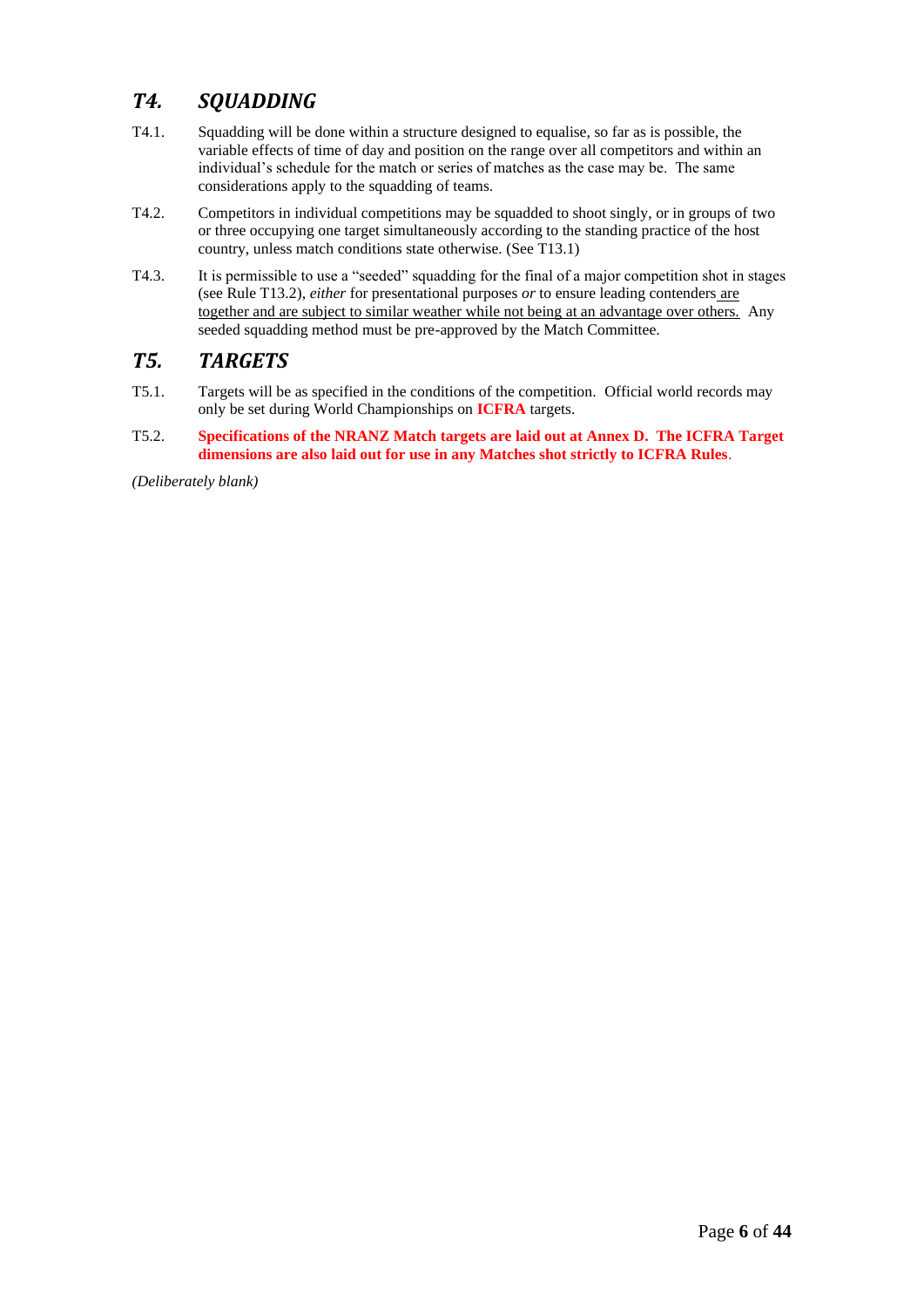## *T4. SQUADDING*

T4.1. Squadding will be done within a structure designed to equalise, so far as is possible, the variable effects of time of day and position on the range over all competitors and within an individual's schedule for the match or series of matches as the case may be. The same considerations apply to the squadding of teams.

T4.2. Competitors in individual competitions may be squadded to shoot singly, or in groups of two or three occupying one target simultaneously according to the standing practice of the host country, unless match conditions state otherwise. (See T13.1)

T4.3. It is permissible to use a "seeded" squadding for the final of a major competition shot in stages (see Rule T13.2), *either* for presentational purposes *or* to ensure leading contenders are together and are subject to similar weather while not being at an advantage over others. Any seeded squadding method must be pre-approved by the Match Committee.

## *T5. TARGETS*

T5.1. Targets will be as specified in the conditions of the competition. Official world records may only be set during World Championships on **ICFRA** targets.

T5.2. **Specifications of the NRANZ Match targets are laid out at Annex D. The ICFRA Target dimensions are also laid out for use in any Matches shot strictly to ICFRA Rules**.

*(Deliberately blank)*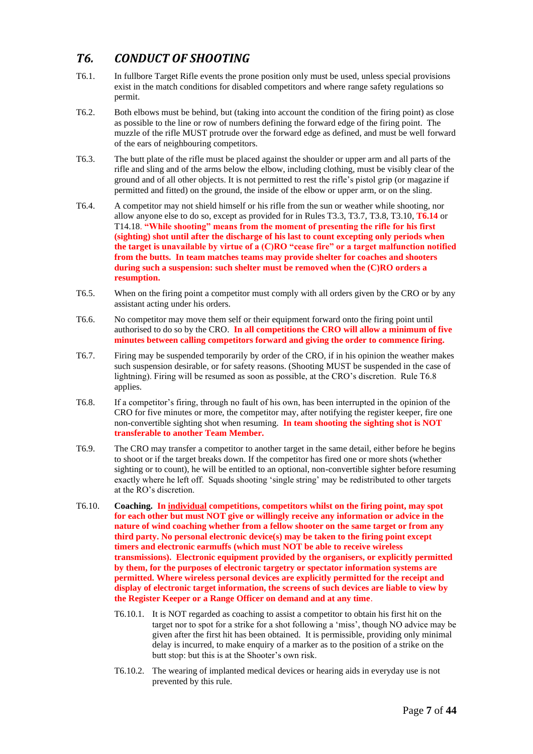## *T6. CONDUCT OF SHOOTING*

T6.1. In fullbore Target Rifle events the prone position only must be used, unless special provisions exist in the match conditions for disabled competitors and where range safety regulations so permit.

T6.2. Both elbows must be behind, but (taking into account the condition of the firing point) as close as possible to the line or row of numbers defining the forward edge of the firing point. The muzzle of the rifle MUST protrude over the forward edge as defined, and must be well forward of the ears of neighbouring competitors.

T6.3. The butt plate of the rifle must be placed against the shoulder or upper arm and all parts of the rifle and sling and of the arms below the elbow, including clothing, must be visibly clear of the ground and of all other objects. It is not permitted to rest the rifle's pistol grip (or magazine if permitted and fitted) on the ground, the inside of the elbow or upper arm, or on the sling.

T6.4. A competitor may not shield himself or his rifle from the sun or weather while shooting, nor allow anyone else to do so, except as provided for in Rules T3.3, T3.7, T3.8, T3.10, **T6.14** or T14.18. **"While shooting" means from the moment of presenting the rifle for his first (sighting) shot until after the discharge of his last to count excepting only periods when the target is unavailable by virtue of a (C)RO "cease fire" or a target malfunction notified from the butts. In team matches teams may provide shelter for coaches and shooters during such a suspension: such shelter must be removed when the (C)RO orders a resumption.**

T6.5. When on the firing point a competitor must comply with all orders given by the CRO or by any assistant acting under his orders.

T6.6. No competitor may move them self or their equipment forward onto the firing point until authorised to do so by the CRO. **In all competitions the CRO will allow a minimum of five minutes between calling competitors forward and giving the order to commence firing.**

T6.7. Firing may be suspended temporarily by order of the CRO, if in his opinion the weather makes such suspension desirable, or for safety reasons. (Shooting MUST be suspended in the case of lightning). Firing will be resumed as soon as possible, at the CRO's discretion. Rule T6.8 applies.

T6.8. If a competitor's firing, through no fault of his own, has been interrupted in the opinion of the CRO for five minutes or more, the competitor may, after notifying the register keeper, fire one non-convertible sighting shot when resuming. **In team shooting the sighting shot is NOT transferable to another Team Member.**

T6.9. The CRO may transfer a competitor to another target in the same detail, either before he begins to shoot or if the target breaks down. If the competitor has fired one or more shots (whether sighting or to count), he will be entitled to an optional, non-convertible sighter before resuming exactly where he left off. Squads shooting 'single string' may be redistributed to other targets at the RO's discretion.

T6.10. **Coaching. In <u>individual</u> competitions, competitors whilst on the firing point, may spot for each other but must NOT give or willingly receive any information or advice in the nature of wind coaching whether from a fellow shooter on the same target or from any third party. No personal electronic device(s) may be taken to the firing point except timers and electronic earmuffs (which must NOT be able to receive wireless transmissions). Electronic equipment provided by the organisers, or explicitly permitted by them, for the purposes of electronic targetry or spectator information systems are permitted. Where wireless personal devices are explicitly permitted for the receipt and display of electronic target information, the screens of such devices are liable to view by the Register Keeper or a Range Officer on demand and at any time**.

> T6.10.1. It is NOT regarded as coaching to assist a competitor to obtain his first hit on the target nor to spot for a strike for a shot following a 'miss', though NO advice may be given after the first hit has been obtained. It is permissible, providing only minimal delay is incurred, to make enquiry of a marker as to the position of a strike on the butt stop: but this is at the Shooter's own risk.
>
> T6.10.2. The wearing of implanted medical devices or hearing aids in everyday use is not prevented by this rule.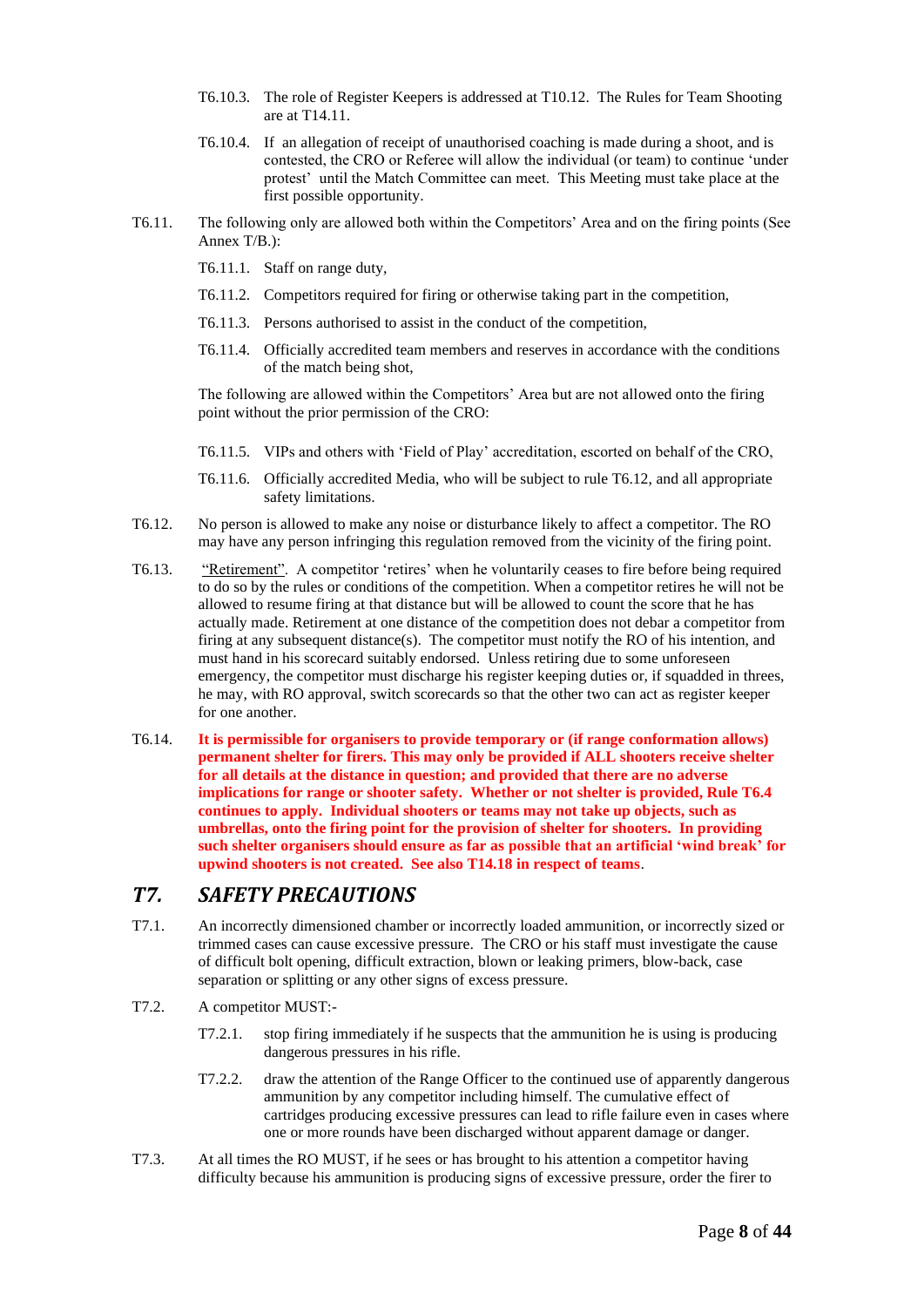T6.10.3. The role of Register Keepers is addressed at T10.12. The Rules for Team Shooting are at T14.11.

T6.10.4. If an allegation of receipt of unauthorised coaching is made during a shoot, and is contested, the CRO or Referee will allow the individual (or team) to continue 'under protest' until the Match Committee can meet. This Meeting must take place at the first possible opportunity.

T6.11. The following only are allowed both within the Competitors' Area and on the firing points (See Annex T/B.):

T6.11.1. Staff on range duty,

T6.11.2. Competitors required for firing or otherwise taking part in the competition,

T6.11.3. Persons authorised to assist in the conduct of the competition,

T6.11.4. Officially accredited team members and reserves in accordance with the conditions of the match being shot,

The following are allowed within the Competitors' Area but are not allowed onto the firing point without the prior permission of the CRO:

T6.11.5. VIPs and others with 'Field of Play' accreditation, escorted on behalf of the CRO,

T6.11.6. Officially accredited Media, who will be subject to rule T6.12, and all appropriate safety limitations.

T6.12. No person is allowed to make any noise or disturbance likely to affect a competitor. The RO may have any person infringing this regulation removed from the vicinity of the firing point.

T6.13. "Retirement". A competitor 'retires' when he voluntarily ceases to fire before being required to do so by the rules or conditions of the competition. When a competitor retires he will not be allowed to resume firing at that distance but will be allowed to count the score that he has actually made. Retirement at one distance of the competition does not debar a competitor from firing at any subsequent distance(s). The competitor must notify the RO of his intention, and must hand in his scorecard suitably endorsed. Unless retiring due to some unforeseen emergency, the competitor must discharge his register keeping duties or, if squadded in threes, he may, with RO approval, switch scorecards so that the other two can act as register keeper for one another.

T6.14. **It is permissible for organisers to provide temporary or (if range conformation allows) permanent shelter for firers. This may only be provided if ALL shooters receive shelter for all details at the distance in question; and provided that there are no adverse implications for range or shooter safety. Whether or not shelter is provided, Rule T6.4 continues to apply. Individual shooters or teams may not take up objects, such as umbrellas, onto the firing point for the provision of shelter for shooters. In providing such shelter organisers should ensure as far as possible that an artificial 'wind break' for upwind shooters is not created. See also T14.18 in respect of teams**.

## *T7. SAFETY PRECAUTIONS*

T7.1. An incorrectly dimensioned chamber or incorrectly loaded ammunition, or incorrectly sized or trimmed cases can cause excessive pressure. The CRO or his staff must investigate the cause of difficult bolt opening, difficult extraction, blown or leaking primers, blow-back, case separation or splitting or any other signs of excess pressure.

T7.2. A competitor MUST:-

T7.2.1. stop firing immediately if he suspects that the ammunition he is using is producing dangerous pressures in his rifle.

T7.2.2. draw the attention of the Range Officer to the continued use of apparently dangerous ammunition by any competitor including himself. The cumulative effect of cartridges producing excessive pressures can lead to rifle failure even in cases where one or more rounds have been discharged without apparent damage or danger.

T7.3. At all times the RO MUST, if he sees or has brought to his attention a competitor having difficulty because his ammunition is producing signs of excessive pressure, order the firer to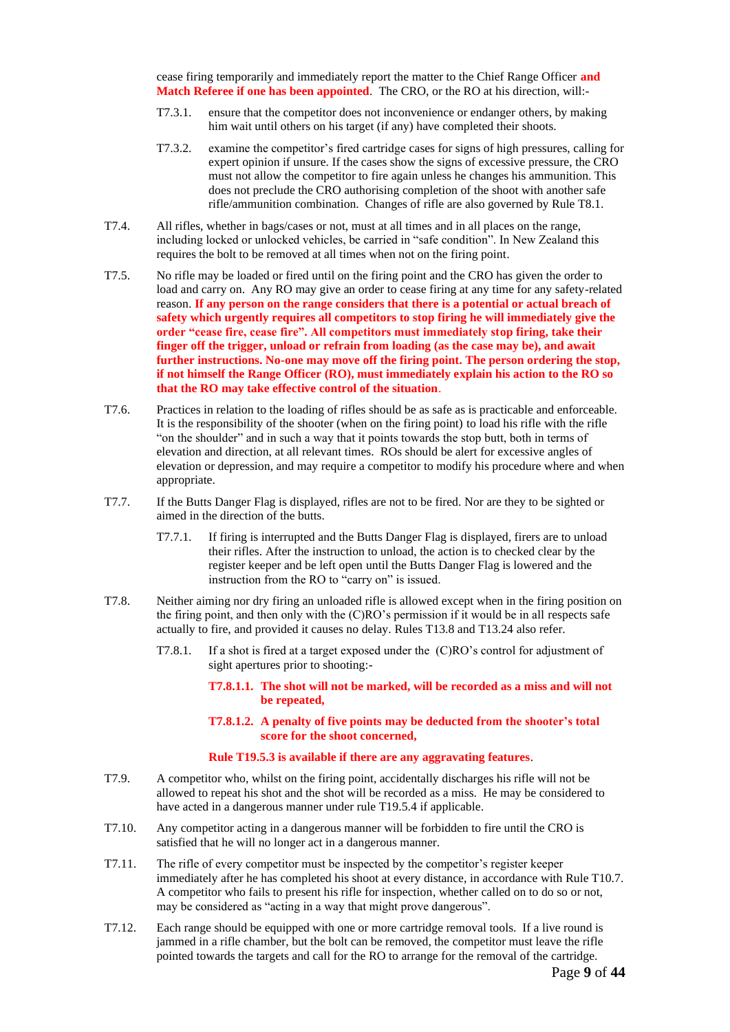cease firing temporarily and immediately report the matter to the Chief Range Officer **and Match Referee if one has been appointed**. The CRO, or the RO at his direction, will:-

T7.3.1. ensure that the competitor does not inconvenience or endanger others, by making him wait until others on his target (if any) have completed their shoots.

T7.3.2. examine the competitor's fired cartridge cases for signs of high pressures, calling for expert opinion if unsure. If the cases show the signs of excessive pressure, the CRO must not allow the competitor to fire again unless he changes his ammunition. This does not preclude the CRO authorising completion of the shoot with another safe rifle/ammunition combination. Changes of rifle are also governed by Rule T8.1.

T7.4. All rifles, whether in bags/cases or not, must at all times and in all places on the range, including locked or unlocked vehicles, be carried in "safe condition". In New Zealand this requires the bolt to be removed at all times when not on the firing point.

T7.5. No rifle may be loaded or fired until on the firing point and the CRO has given the order to load and carry on. Any RO may give an order to cease firing at any time for any safety-related reason. **If any person on the range considers that there is a potential or actual breach of safety which urgently requires all competitors to stop firing he will immediately give the order "cease fire, cease fire". All competitors must immediately stop firing, take their finger off the trigger, unload or refrain from loading (as the case may be), and await further instructions. No-one may move off the firing point. The person ordering the stop, if not himself the Range Officer (RO), must immediately explain his action to the RO so that the RO may take effective control of the situation**.

T7.6. Practices in relation to the loading of rifles should be as safe as is practicable and enforceable. It is the responsibility of the shooter (when on the firing point) to load his rifle with the rifle "on the shoulder" and in such a way that it points towards the stop butt, both in terms of elevation and direction, at all relevant times. ROs should be alert for excessive angles of elevation or depression, and may require a competitor to modify his procedure where and when appropriate.

T7.7. If the Butts Danger Flag is displayed, rifles are not to be fired. Nor are they to be sighted or aimed in the direction of the butts.

T7.7.1. If firing is interrupted and the Butts Danger Flag is displayed, firers are to unload their rifles. After the instruction to unload, the action is to checked clear by the register keeper and be left open until the Butts Danger Flag is lowered and the instruction from the RO to "carry on" is issued.

T7.8. Neither aiming nor dry firing an unloaded rifle is allowed except when in the firing position on the firing point, and then only with the (C)RO's permission if it would be in all respects safe actually to fire, and provided it causes no delay. Rules T13.8 and T13.24 also refer.

T7.8.1. If a shot is fired at a target exposed under the (C)RO's control for adjustment of sight apertures prior to shooting:-

**T7.8.1.1. The shot will not be marked, will be recorded as a miss and will not be repeated,**

**T7.8.1.2. A penalty of five points may be deducted from the shooter's total score for the shoot concerned,**

**Rule T19.5.3 is available if there are any aggravating features**.

T7.9. A competitor who, whilst on the firing point, accidentally discharges his rifle will not be allowed to repeat his shot and the shot will be recorded as a miss. He may be considered to have acted in a dangerous manner under rule T19.5.4 if applicable.

T7.10. Any competitor acting in a dangerous manner will be forbidden to fire until the CRO is satisfied that he will no longer act in a dangerous manner.

T7.11. The rifle of every competitor must be inspected by the competitor's register keeper immediately after he has completed his shoot at every distance, in accordance with Rule T10.7. A competitor who fails to present his rifle for inspection, whether called on to do so or not, may be considered as "acting in a way that might prove dangerous".

T7.12. Each range should be equipped with one or more cartridge removal tools. If a live round is jammed in a rifle chamber, but the bolt can be removed, the competitor must leave the rifle pointed towards the targets and call for the RO to arrange for the removal of the cartridge.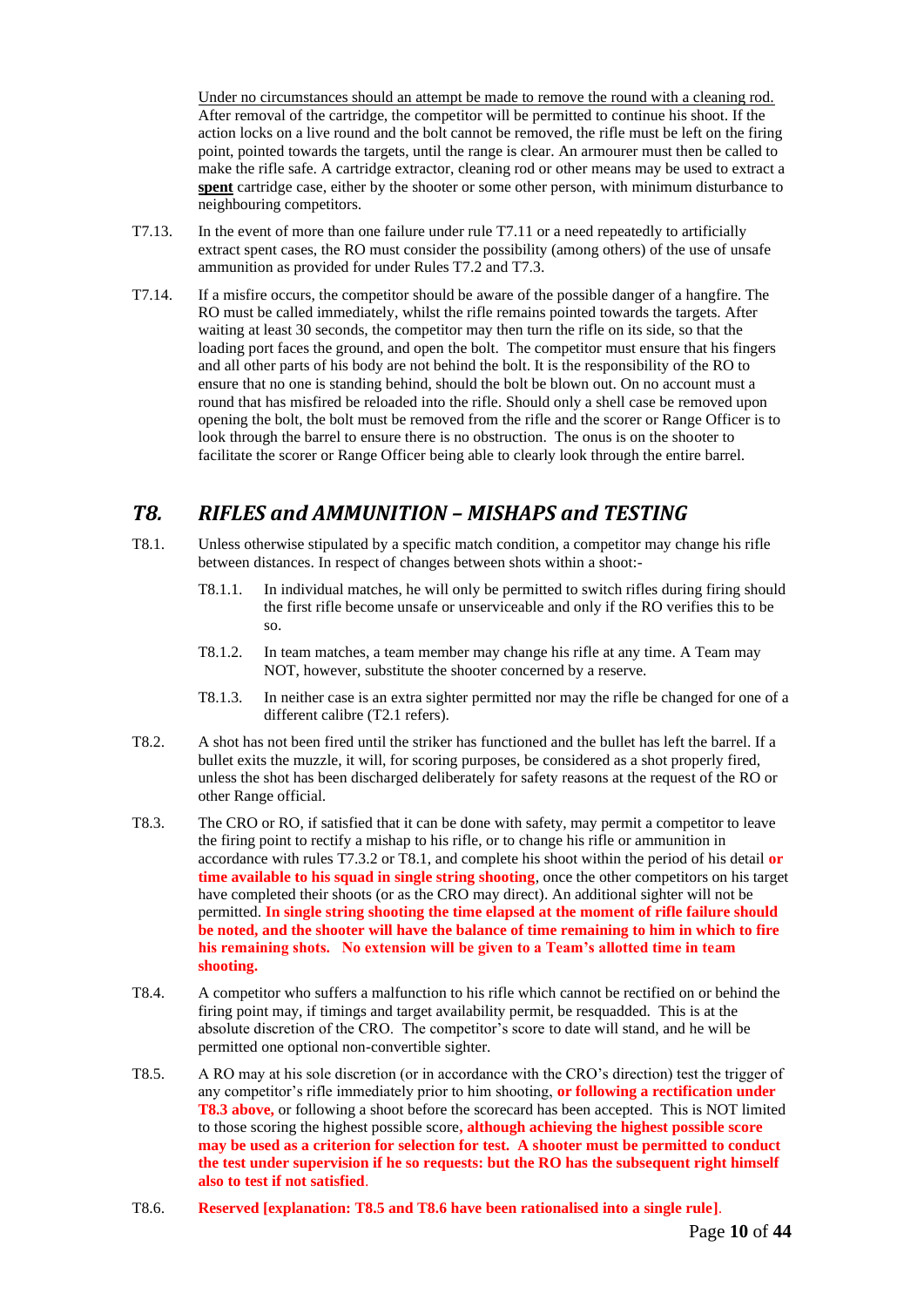Under no circumstances should an attempt be made to remove the round with a cleaning rod. After removal of the cartridge, the competitor will be permitted to continue his shoot. If the action locks on a live round and the bolt cannot be removed, the rifle must be left on the firing point, pointed towards the targets, until the range is clear. An armourer must then be called to make the rifle safe. A cartridge extractor, cleaning rod or other means may be used to extract a **spent** cartridge case, either by the shooter or some other person, with minimum disturbance to neighbouring competitors.

T7.13. In the event of more than one failure under rule T7.11 or a need repeatedly to artificially extract spent cases, the RO must consider the possibility (among others) of the use of unsafe ammunition as provided for under Rules T7.2 and T7.3.

T7.14. If a misfire occurs, the competitor should be aware of the possible danger of a hangfire. The RO must be called immediately, whilst the rifle remains pointed towards the targets. After waiting at least 30 seconds, the competitor may then turn the rifle on its side, so that the loading port faces the ground, and open the bolt. The competitor must ensure that his fingers and all other parts of his body are not behind the bolt. It is the responsibility of the RO to ensure that no one is standing behind, should the bolt be blown out. On no account must a round that has misfired be reloaded into the rifle. Should only a shell case be removed upon opening the bolt, the bolt must be removed from the rifle and the scorer or Range Officer is to look through the barrel to ensure there is no obstruction. The onus is on the shooter to facilitate the scorer or Range Officer being able to clearly look through the entire barrel.

## *T8. RIFLES and AMMUNITION – MISHAPS and TESTING*

T8.1. Unless otherwise stipulated by a specific match condition, a competitor may change his rifle between distances. In respect of changes between shots within a shoot:-

- T8.1.1. In individual matches, he will only be permitted to switch rifles during firing should the first rifle become unsafe or unserviceable and only if the RO verifies this to be so.
- T8.1.2. In team matches, a team member may change his rifle at any time. A Team may NOT, however, substitute the shooter concerned by a reserve.
- T8.1.3. In neither case is an extra sighter permitted nor may the rifle be changed for one of a different calibre (T2.1 refers).

T8.2. A shot has not been fired until the striker has functioned and the bullet has left the barrel. If a bullet exits the muzzle, it will, for scoring purposes, be considered as a shot properly fired, unless the shot has been discharged deliberately for safety reasons at the request of the RO or other Range official.

T8.3. The CRO or RO, if satisfied that it can be done with safety, may permit a competitor to leave the firing point to rectify a mishap to his rifle, or to change his rifle or ammunition in accordance with rules T7.3.2 or T8.1, and complete his shoot within the period of his detail **or time available to his squad in single string shooting**, once the other competitors on his target have completed their shoots (or as the CRO may direct). An additional sighter will not be permitted. **In single string shooting the time elapsed at the moment of rifle failure should be noted, and the shooter will have the balance of time remaining to him in which to fire his remaining shots. No extension will be given to a Team's allotted time in team shooting.**

T8.4. A competitor who suffers a malfunction to his rifle which cannot be rectified on or behind the firing point may, if timings and target availability permit, be resquadded. This is at the absolute discretion of the CRO. The competitor's score to date will stand, and he will be permitted one optional non-convertible sighter.

T8.5. A RO may at his sole discretion (or in accordance with the CRO's direction) test the trigger of any competitor's rifle immediately prior to him shooting, **or following a rectification under T8.3 above,** or following a shoot before the scorecard has been accepted. This is NOT limited to those scoring the highest possible score**, although achieving the highest possible score may be used as a criterion for selection for test. A shooter must be permitted to conduct the test under supervision if he so requests: but the RO has the subsequent right himself also to test if not satisfied**.

T8.6. **Reserved [explanation: T8.5 and T8.6 have been rationalised into a single rule]**.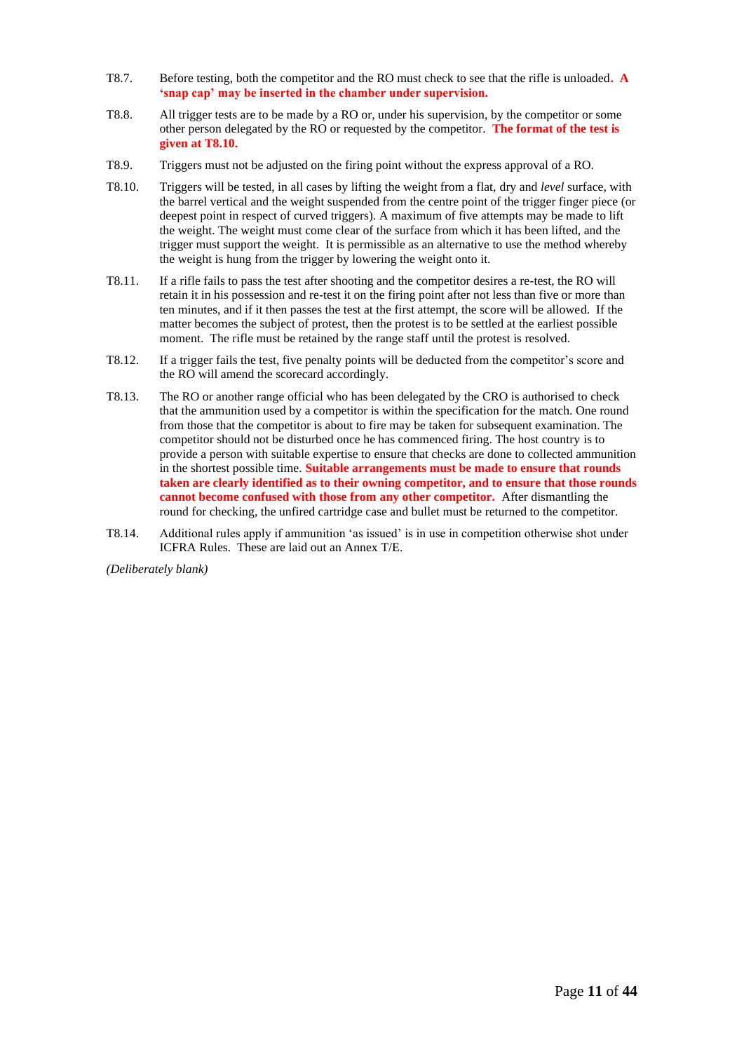T8.7. Before testing, both the competitor and the RO must check to see that the rifle is unloaded**. A 'snap cap' may be inserted in the chamber under supervision.**

T8.8. All trigger tests are to be made by a RO or, under his supervision, by the competitor or some other person delegated by the RO or requested by the competitor. **The format of the test is given at T8.10.**

T8.9. Triggers must not be adjusted on the firing point without the express approval of a RO.

T8.10. Triggers will be tested, in all cases by lifting the weight from a flat, dry and *level* surface, with the barrel vertical and the weight suspended from the centre point of the trigger finger piece (or deepest point in respect of curved triggers). A maximum of five attempts may be made to lift the weight. The weight must come clear of the surface from which it has been lifted, and the trigger must support the weight. It is permissible as an alternative to use the method whereby the weight is hung from the trigger by lowering the weight onto it.

T8.11. If a rifle fails to pass the test after shooting and the competitor desires a re-test, the RO will retain it in his possession and re-test it on the firing point after not less than five or more than ten minutes, and if it then passes the test at the first attempt, the score will be allowed. If the matter becomes the subject of protest, then the protest is to be settled at the earliest possible moment. The rifle must be retained by the range staff until the protest is resolved.

T8.12. If a trigger fails the test, five penalty points will be deducted from the competitor's score and the RO will amend the scorecard accordingly.

T8.13. The RO or another range official who has been delegated by the CRO is authorised to check that the ammunition used by a competitor is within the specification for the match. One round from those that the competitor is about to fire may be taken for subsequent examination. The competitor should not be disturbed once he has commenced firing. The host country is to provide a person with suitable expertise to ensure that checks are done to collected ammunition in the shortest possible time. **Suitable arrangements must be made to ensure that rounds taken are clearly identified as to their owning competitor, and to ensure that those rounds cannot become confused with those from any other competitor.** After dismantling the round for checking, the unfired cartridge case and bullet must be returned to the competitor.

T8.14. Additional rules apply if ammunition 'as issued' is in use in competition otherwise shot under ICFRA Rules. These are laid out an Annex T/E.

*(Deliberately blank)*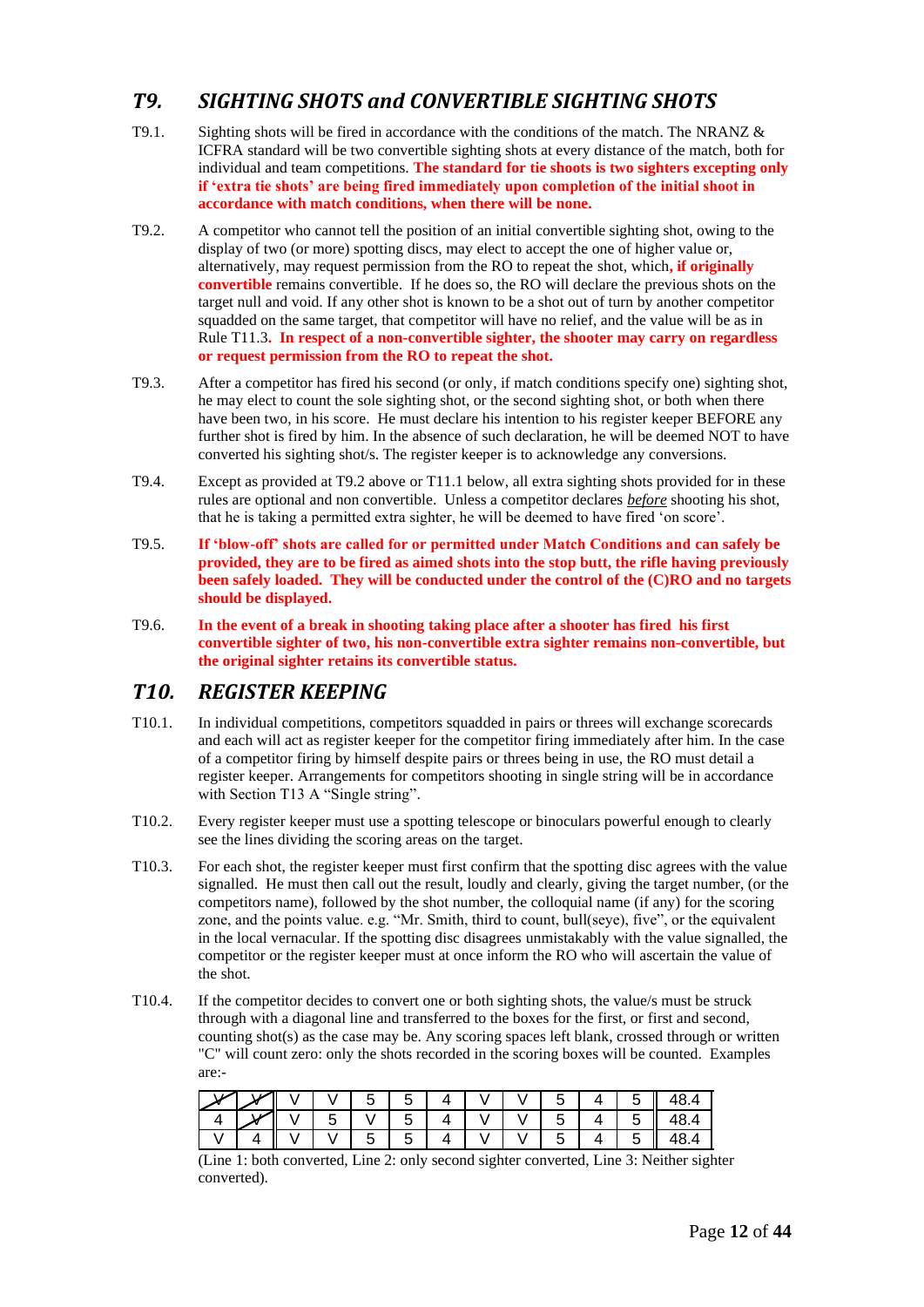## *T9. SIGHTING SHOTS and CONVERTIBLE SIGHTING SHOTS*

T9.1. Sighting shots will be fired in accordance with the conditions of the match. The NRANZ & ICFRA standard will be two convertible sighting shots at every distance of the match, both for individual and team competitions. **The standard for tie shoots is two sighters excepting only if 'extra tie shots' are being fired immediately upon completion of the initial shoot in accordance with match conditions, when there will be none.**

T9.2. A competitor who cannot tell the position of an initial convertible sighting shot, owing to the display of two (or more) spotting discs, may elect to accept the one of higher value or, alternatively, may request permission from the RO to repeat the shot, which**, if originally convertible** remains convertible. If he does so, the RO will declare the previous shots on the target null and void. If any other shot is known to be a shot out of turn by another competitor squadded on the same target, that competitor will have no relief, and the value will be as in Rule T11.3**. In respect of a non-convertible sighter, the shooter may carry on regardless or request permission from the RO to repeat the shot.**

T9.3. After a competitor has fired his second (or only, if match conditions specify one) sighting shot, he may elect to count the sole sighting shot, or the second sighting shot, or both when there have been two, in his score. He must declare his intention to his register keeper BEFORE any further shot is fired by him. In the absence of such declaration, he will be deemed NOT to have converted his sighting shot/s. The register keeper is to acknowledge any conversions.

T9.4. Except as provided at T9.2 above or T11.1 below, all extra sighting shots provided for in these rules are optional and non convertible. Unless a competitor declares *before* shooting his shot, that he is taking a permitted extra sighter, he will be deemed to have fired 'on score'.

T9.5. **If 'blow-off' shots are called for or permitted under Match Conditions and can safely be provided, they are to be fired as aimed shots into the stop butt, the rifle having previously been safely loaded. They will be conducted under the control of the (C)RO and no targets should be displayed.**

T9.6. **In the event of a break in shooting taking place after a shooter has fired his first convertible sighter of two, his non-convertible extra sighter remains non-convertible, but the original sighter retains its convertible status.**

## *T10. REGISTER KEEPING*

T10.1. In individual competitions, competitors squadded in pairs or threes will exchange scorecards and each will act as register keeper for the competitor firing immediately after him. In the case of a competitor firing by himself despite pairs or threes being in use, the RO must detail a register keeper. Arrangements for competitors shooting in single string will be in accordance with Section T13 A "Single string".

T10.2. Every register keeper must use a spotting telescope or binoculars powerful enough to clearly see the lines dividing the scoring areas on the target.

T10.3. For each shot, the register keeper must first confirm that the spotting disc agrees with the value signalled. He must then call out the result, loudly and clearly, giving the target number, (or the competitors name), followed by the shot number, the colloquial name (if any) for the scoring zone, and the points value. e.g. "Mr. Smith, third to count, bull(seye), five", or the equivalent in the local vernacular. If the spotting disc disagrees unmistakably with the value signalled, the competitor or the register keeper must at once inform the RO who will ascertain the value of the shot.

T10.4. If the competitor decides to convert one or both sighting shots, the value/s must be struck through with a diagonal line and transferred to the boxes for the first, or first and second, counting shot(s) as the case may be. Any scoring spaces left blank, crossed through or written "C" will count zero: only the shots recorded in the scoring boxes will be counted. Examples are:-

| | | | | | | | | | | | | |
|---|---|---|---|---|---|---|---|---|---|---|---|---|
| ~~V~~ | ~~V~~ | V | V | 5 | 5 | 4 | V | V | 5 | 4 | 5 | 48.4 |
| 4 | ~~V~~ | V | 5 | V | 5 | 4 | V | V | 5 | 4 | 5 | 48.4 |
| V | 4 | V | V | 5 | 5 | 4 | V | V | 5 | 4 | 5 | 48.4 |

(Line 1: both converted, Line 2: only second sighter converted, Line 3: Neither sighter converted).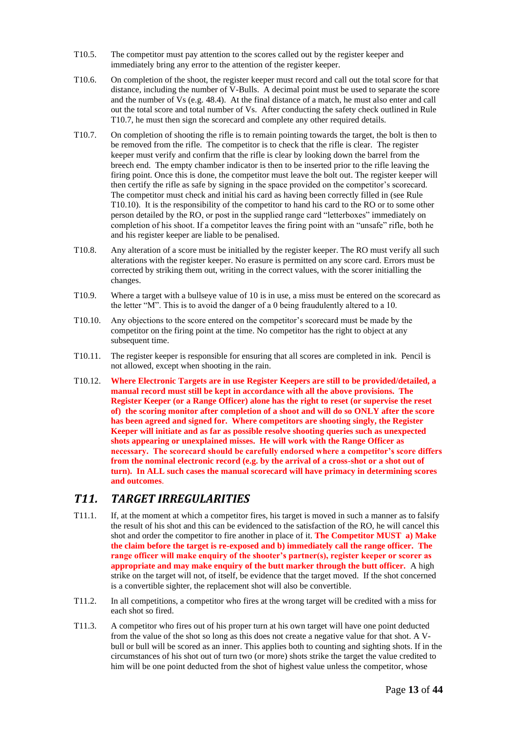T10.5. The competitor must pay attention to the scores called out by the register keeper and immediately bring any error to the attention of the register keeper.

T10.6. On completion of the shoot, the register keeper must record and call out the total score for that distance, including the number of V-Bulls. A decimal point must be used to separate the score and the number of Vs (e.g. 48.4). At the final distance of a match, he must also enter and call out the total score and total number of Vs. After conducting the safety check outlined in Rule T10.7, he must then sign the scorecard and complete any other required details.

T10.7. On completion of shooting the rifle is to remain pointing towards the target, the bolt is then to be removed from the rifle. The competitor is to check that the rifle is clear. The register keeper must verify and confirm that the rifle is clear by looking down the barrel from the breech end. The empty chamber indicator is then to be inserted prior to the rifle leaving the firing point. Once this is done, the competitor must leave the bolt out. The register keeper will then certify the rifle as safe by signing in the space provided on the competitor's scorecard. The competitor must check and initial his card as having been correctly filled in (see Rule T10.10). It is the responsibility of the competitor to hand his card to the RO or to some other person detailed by the RO, or post in the supplied range card "letterboxes" immediately on completion of his shoot. If a competitor leaves the firing point with an "unsafe" rifle, both he and his register keeper are liable to be penalised.

T10.8. Any alteration of a score must be initialled by the register keeper. The RO must verify all such alterations with the register keeper. No erasure is permitted on any score card. Errors must be corrected by striking them out, writing in the correct values, with the scorer initialling the changes.

T10.9. Where a target with a bullseye value of 10 is in use, a miss must be entered on the scorecard as the letter "M". This is to avoid the danger of a 0 being fraudulently altered to a 10.

T10.10. Any objections to the score entered on the competitor's scorecard must be made by the competitor on the firing point at the time. No competitor has the right to object at any subsequent time.

T10.11. The register keeper is responsible for ensuring that all scores are completed in ink. Pencil is not allowed, except when shooting in the rain.

T10.12. **Where Electronic Targets are in use Register Keepers are still to be provided/detailed, a manual record must still be kept in accordance with all the above provisions. The Register Keeper (or a Range Officer) alone has the right to reset (or supervise the reset of) the scoring monitor after completion of a shoot and will do so ONLY after the score has been agreed and signed for. Where competitors are shooting singly, the Register Keeper will initiate and as far as possible resolve shooting queries such as unexpected shots appearing or unexplained misses. He will work with the Range Officer as necessary. The scorecard should be carefully endorsed where a competitor's score differs from the nominal electronic record (e.g. by the arrival of a cross-shot or a shot out of turn). In ALL such cases the manual scorecard will have primacy in determining scores and outcomes**.

## *T11. TARGET IRREGULARITIES*

T11.1. If, at the moment at which a competitor fires, his target is moved in such a manner as to falsify the result of his shot and this can be evidenced to the satisfaction of the RO, he will cancel this shot and order the competitor to fire another in place of it. **The Competitor MUST a) Make the claim before the target is re-exposed and b) immediately call the range officer. The range officer will make enquiry of the shooter's partner(s), register keeper or scorer as appropriate and may make enquiry of the butt marker through the butt officer.** A high strike on the target will not, of itself, be evidence that the target moved. If the shot concerned is a convertible sighter, the replacement shot will also be convertible.

T11.2. In all competitions, a competitor who fires at the wrong target will be credited with a miss for each shot so fired.

T11.3. A competitor who fires out of his proper turn at his own target will have one point deducted from the value of the shot so long as this does not create a negative value for that shot. A V-bull or bull will be scored as an inner. This applies both to counting and sighting shots. If in the circumstances of his shot out of turn two (or more) shots strike the target the value credited to him will be one point deducted from the shot of highest value unless the competitor, whose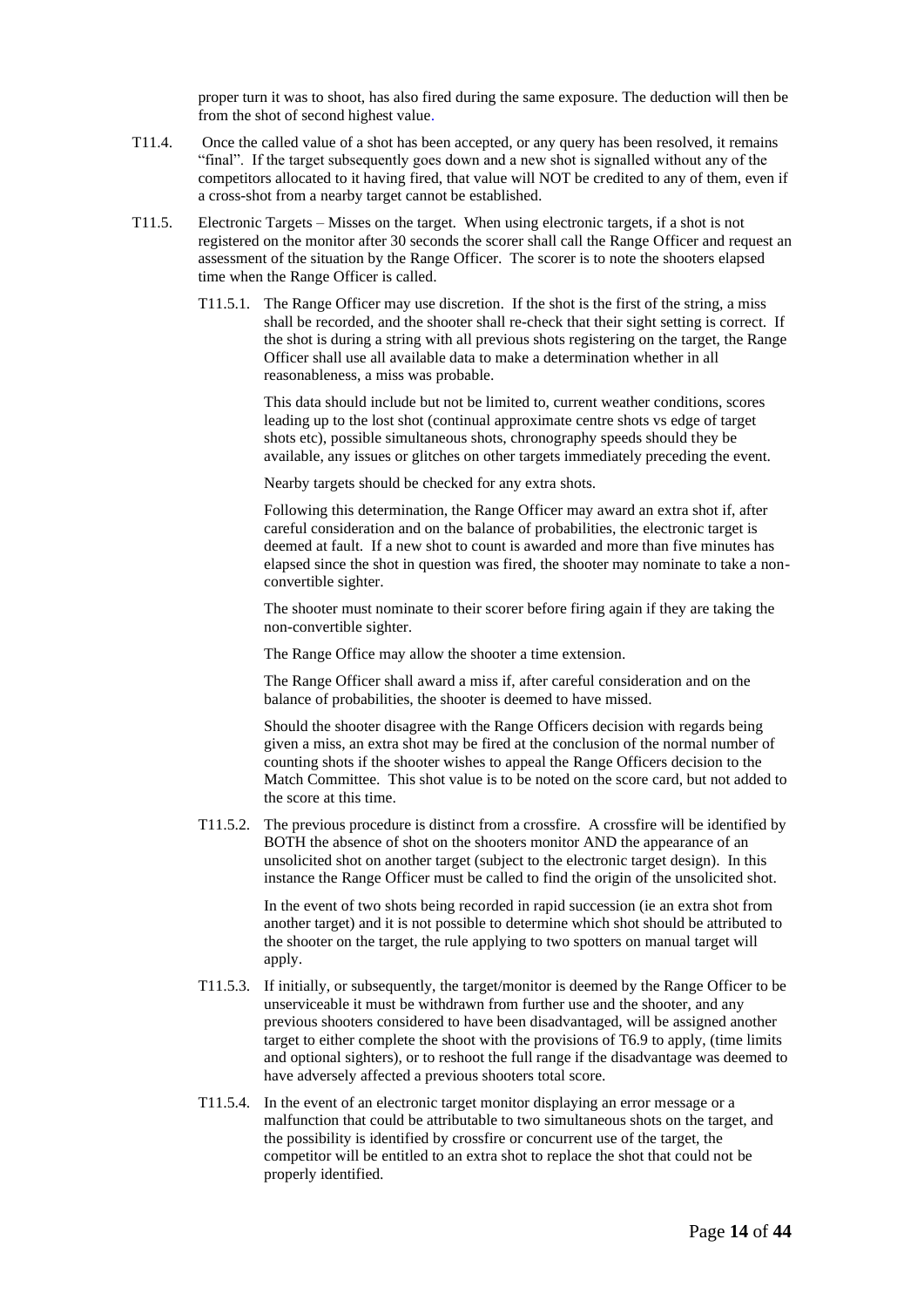proper turn it was to shoot, has also fired during the same exposure. The deduction will then be from the shot of second highest value.

T11.4. Once the called value of a shot has been accepted, or any query has been resolved, it remains "final". If the target subsequently goes down and a new shot is signalled without any of the competitors allocated to it having fired, that value will NOT be credited to any of them, even if a cross-shot from a nearby target cannot be established.

T11.5. Electronic Targets – Misses on the target. When using electronic targets, if a shot is not registered on the monitor after 30 seconds the scorer shall call the Range Officer and request an assessment of the situation by the Range Officer. The scorer is to note the shooters elapsed time when the Range Officer is called.

T11.5.1. The Range Officer may use discretion. If the shot is the first of the string, a miss shall be recorded, and the shooter shall re-check that their sight setting is correct. If the shot is during a string with all previous shots registering on the target, the Range Officer shall use all available data to make a determination whether in all reasonableness, a miss was probable.

This data should include but not be limited to, current weather conditions, scores leading up to the lost shot (continual approximate centre shots vs edge of target shots etc), possible simultaneous shots, chronography speeds should they be available, any issues or glitches on other targets immediately preceding the event.

Nearby targets should be checked for any extra shots.

Following this determination, the Range Officer may award an extra shot if, after careful consideration and on the balance of probabilities, the electronic target is deemed at fault. If a new shot to count is awarded and more than five minutes has elapsed since the shot in question was fired, the shooter may nominate to take a non-convertible sighter.

The shooter must nominate to their scorer before firing again if they are taking the non-convertible sighter.

The Range Office may allow the shooter a time extension.

The Range Officer shall award a miss if, after careful consideration and on the balance of probabilities, the shooter is deemed to have missed.

Should the shooter disagree with the Range Officers decision with regards being given a miss, an extra shot may be fired at the conclusion of the normal number of counting shots if the shooter wishes to appeal the Range Officers decision to the Match Committee. This shot value is to be noted on the score card, but not added to the score at this time.

T11.5.2. The previous procedure is distinct from a crossfire. A crossfire will be identified by BOTH the absence of shot on the shooters monitor AND the appearance of an unsolicited shot on another target (subject to the electronic target design). In this instance the Range Officer must be called to find the origin of the unsolicited shot.

In the event of two shots being recorded in rapid succession (ie an extra shot from another target) and it is not possible to determine which shot should be attributed to the shooter on the target, the rule applying to two spotters on manual target will apply.

T11.5.3. If initially, or subsequently, the target/monitor is deemed by the Range Officer to be unserviceable it must be withdrawn from further use and the shooter, and any previous shooters considered to have been disadvantaged, will be assigned another target to either complete the shoot with the provisions of T6.9 to apply, (time limits and optional sighters), or to reshoot the full range if the disadvantage was deemed to have adversely affected a previous shooters total score.

T11.5.4. In the event of an electronic target monitor displaying an error message or a malfunction that could be attributable to two simultaneous shots on the target, and the possibility is identified by crossfire or concurrent use of the target, the competitor will be entitled to an extra shot to replace the shot that could not be properly identified.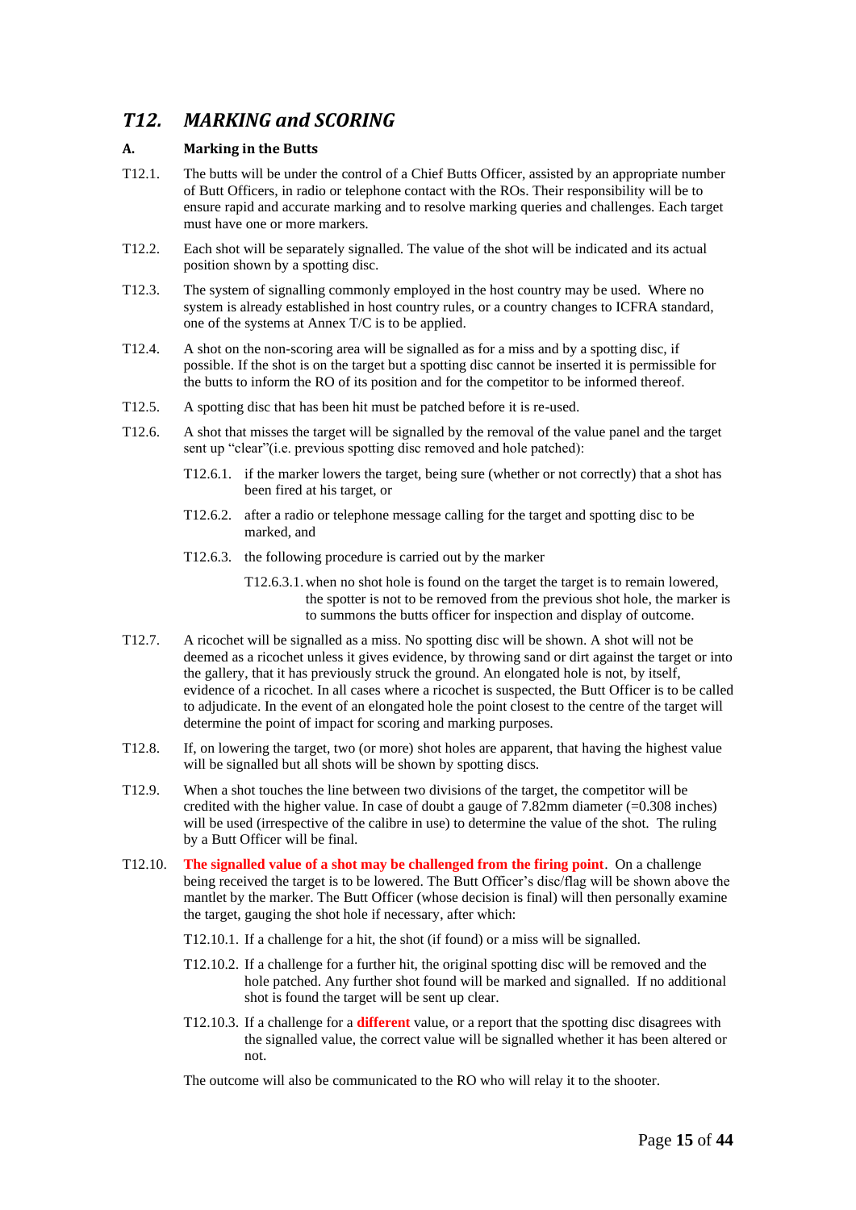## *T12. MARKING and SCORING*

### A. Marking in the Butts

T12.1. The butts will be under the control of a Chief Butts Officer, assisted by an appropriate number of Butt Officers, in radio or telephone contact with the ROs. Their responsibility will be to ensure rapid and accurate marking and to resolve marking queries and challenges. Each target must have one or more markers.

T12.2. Each shot will be separately signalled. The value of the shot will be indicated and its actual position shown by a spotting disc.

T12.3. The system of signalling commonly employed in the host country may be used. Where no system is already established in host country rules, or a country changes to ICFRA standard, one of the systems at Annex T/C is to be applied.

T12.4. A shot on the non-scoring area will be signalled as for a miss and by a spotting disc, if possible. If the shot is on the target but a spotting disc cannot be inserted it is permissible for the butts to inform the RO of its position and for the competitor to be informed thereof.

T12.5. A spotting disc that has been hit must be patched before it is re-used.

T12.6. A shot that misses the target will be signalled by the removal of the value panel and the target sent up "clear"(i.e. previous spotting disc removed and hole patched):

- T12.6.1. if the marker lowers the target, being sure (whether or not correctly) that a shot has been fired at his target, or
- T12.6.2. after a radio or telephone message calling for the target and spotting disc to be marked, and
- T12.6.3. the following procedure is carried out by the marker
  - T12.6.3.1. when no shot hole is found on the target the target is to remain lowered, the spotter is not to be removed from the previous shot hole, the marker is to summons the butts officer for inspection and display of outcome.

T12.7. A ricochet will be signalled as a miss. No spotting disc will be shown. A shot will not be deemed as a ricochet unless it gives evidence, by throwing sand or dirt against the target or into the gallery, that it has previously struck the ground. An elongated hole is not, by itself, evidence of a ricochet. In all cases where a ricochet is suspected, the Butt Officer is to be called to adjudicate. In the event of an elongated hole the point closest to the centre of the target will determine the point of impact for scoring and marking purposes.

T12.8. If, on lowering the target, two (or more) shot holes are apparent, that having the highest value will be signalled but all shots will be shown by spotting discs.

T12.9. When a shot touches the line between two divisions of the target, the competitor will be credited with the higher value. In case of doubt a gauge of 7.82mm diameter (=0.308 inches) will be used (irrespective of the calibre in use) to determine the value of the shot. The ruling by a Butt Officer will be final.

T12.10. **The signalled value of a shot may be challenged from the firing point**. On a challenge being received the target is to be lowered. The Butt Officer's disc/flag will be shown above the mantlet by the marker. The Butt Officer (whose decision is final) will then personally examine the target, gauging the shot hole if necessary, after which:

- T12.10.1. If a challenge for a hit, the shot (if found) or a miss will be signalled.
- T12.10.2. If a challenge for a further hit, the original spotting disc will be removed and the hole patched. Any further shot found will be marked and signalled. If no additional shot is found the target will be sent up clear.
- T12.10.3. If a challenge for a **different** value, or a report that the spotting disc disagrees with the signalled value, the correct value will be signalled whether it has been altered or not.

The outcome will also be communicated to the RO who will relay it to the shooter.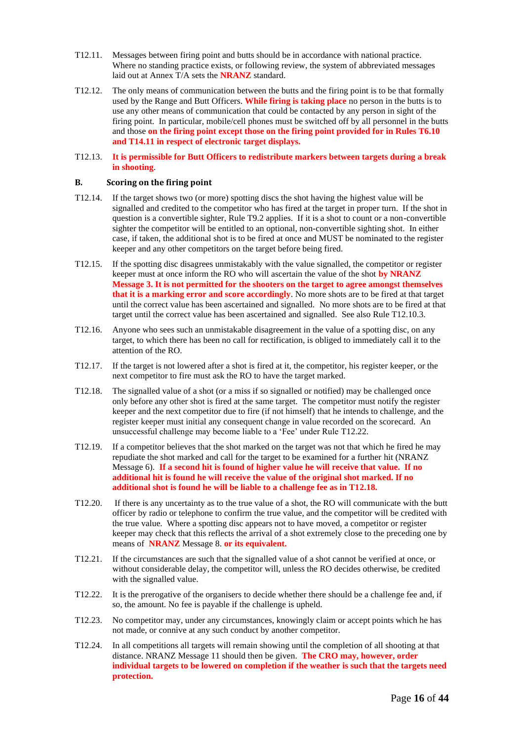T12.11. Messages between firing point and butts should be in accordance with national practice. Where no standing practice exists, or following review, the system of abbreviated messages laid out at Annex T/A sets the **NRANZ** standard.

T12.12. The only means of communication between the butts and the firing point is to be that formally used by the Range and Butt Officers. **While firing is taking place** no person in the butts is to use any other means of communication that could be contacted by any person in sight of the firing point. In particular, mobile/cell phones must be switched off by all personnel in the butts and those **on the firing point except those on the firing point provided for in Rules T6.10 and T14.11 in respect of electronic target displays.**

T12.13. **It is permissible for Butt Officers to redistribute markers between targets during a break in shooting**.

## B. Scoring on the firing point

T12.14. If the target shows two (or more) spotting discs the shot having the highest value will be signalled and credited to the competitor who has fired at the target in proper turn. If the shot in question is a convertible sighter, Rule T9.2 applies. If it is a shot to count or a non-convertible sighter the competitor will be entitled to an optional, non-convertible sighting shot. In either case, if taken, the additional shot is to be fired at once and MUST be nominated to the register keeper and any other competitors on the target before being fired.

T12.15. If the spotting disc disagrees unmistakably with the value signalled, the competitor or register keeper must at once inform the RO who will ascertain the value of the shot **by NRANZ Message 3. It is not permitted for the shooters on the target to agree amongst themselves that it is a marking error and score accordingly**. No more shots are to be fired at that target until the correct value has been ascertained and signalled. No more shots are to be fired at that target until the correct value has been ascertained and signalled. See also Rule T12.10.3.

T12.16. Anyone who sees such an unmistakable disagreement in the value of a spotting disc, on any target, to which there has been no call for rectification, is obliged to immediately call it to the attention of the RO.

T12.17. If the target is not lowered after a shot is fired at it, the competitor, his register keeper, or the next competitor to fire must ask the RO to have the target marked.

T12.18. The signalled value of a shot (or a miss if so signalled or notified) may be challenged once only before any other shot is fired at the same target. The competitor must notify the register keeper and the next competitor due to fire (if not himself) that he intends to challenge, and the register keeper must initial any consequent change in value recorded on the scorecard. An unsuccessful challenge may become liable to a 'Fee' under Rule T12.22.

T12.19. If a competitor believes that the shot marked on the target was not that which he fired he may repudiate the shot marked and call for the target to be examined for a further hit (NRANZ Message 6). **If a second hit is found of higher value he will receive that value. If no additional hit is found he will receive the value of the original shot marked. If no additional shot is found he will be liable to a challenge fee as in T12.18.**

T12.20. If there is any uncertainty as to the true value of a shot, the RO will communicate with the butt officer by radio or telephone to confirm the true value, and the competitor will be credited with the true value. Where a spotting disc appears not to have moved, a competitor or register keeper may check that this reflects the arrival of a shot extremely close to the preceding one by means of **NRANZ** Message 8. **or its equivalent.**

T12.21. If the circumstances are such that the signalled value of a shot cannot be verified at once, or without considerable delay, the competitor will, unless the RO decides otherwise, be credited with the signalled value.

T12.22. It is the prerogative of the organisers to decide whether there should be a challenge fee and, if so, the amount. No fee is payable if the challenge is upheld.

T12.23. No competitor may, under any circumstances, knowingly claim or accept points which he has not made, or connive at any such conduct by another competitor.

T12.24. In all competitions all targets will remain showing until the completion of all shooting at that distance. NRANZ Message 11 should then be given. **The CRO may, however, order individual targets to be lowered on completion if the weather is such that the targets need protection.**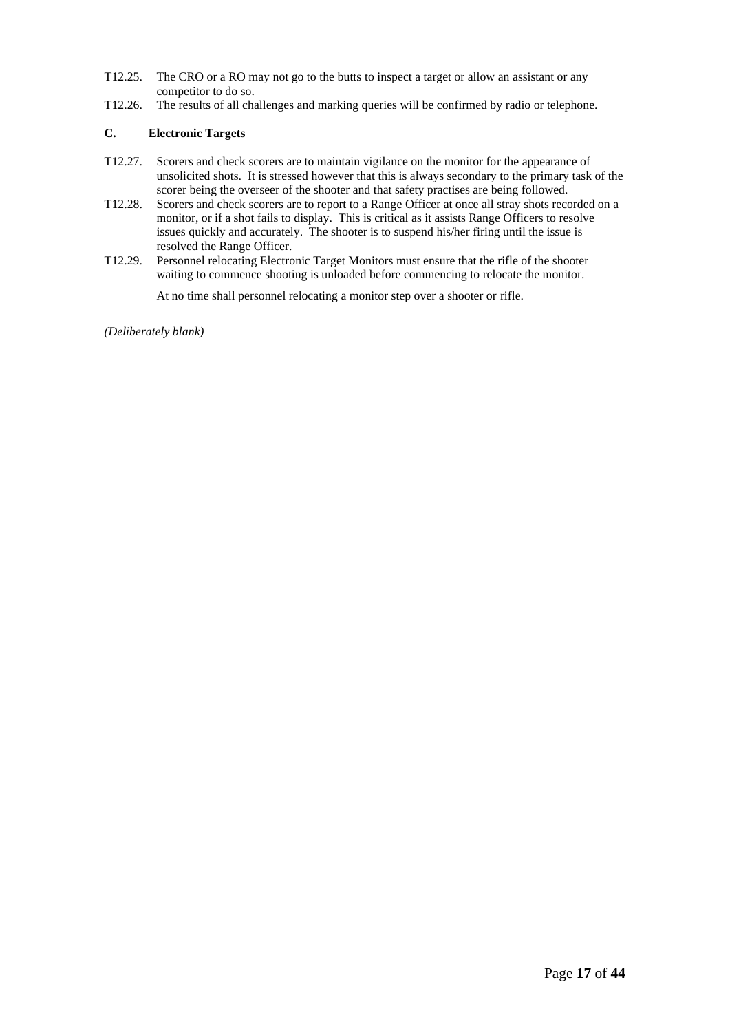T12.25. The CRO or a RO may not go to the butts to inspect a target or allow an assistant or any competitor to do so.

T12.26. The results of all challenges and marking queries will be confirmed by radio or telephone.

**C. Electronic Targets**

T12.27. Scorers and check scorers are to maintain vigilance on the monitor for the appearance of unsolicited shots. It is stressed however that this is always secondary to the primary task of the scorer being the overseer of the shooter and that safety practises are being followed.

T12.28. Scorers and check scorers are to report to a Range Officer at once all stray shots recorded on a monitor, or if a shot fails to display. This is critical as it assists Range Officers to resolve issues quickly and accurately. The shooter is to suspend his/her firing until the issue is resolved the Range Officer.

T12.29. Personnel relocating Electronic Target Monitors must ensure that the rifle of the shooter waiting to commence shooting is unloaded before commencing to relocate the monitor.

At no time shall personnel relocating a monitor step over a shooter or rifle.

*(Deliberately blank)*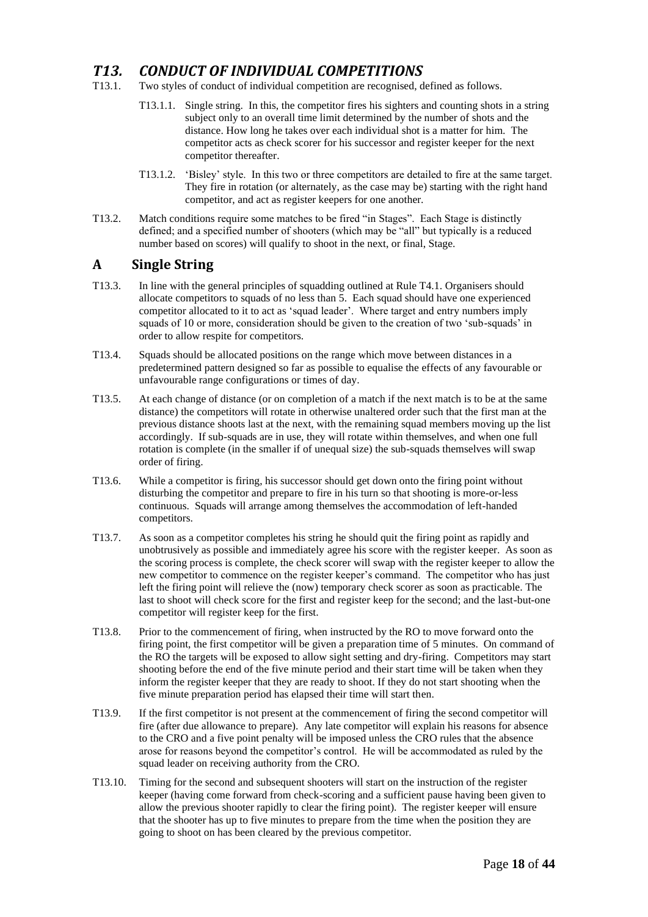# *T13. CONDUCT OF INDIVIDUAL COMPETITIONS*

T13.1. Two styles of conduct of individual competition are recognised, defined as follows.

T13.1.1. Single string. In this, the competitor fires his sighters and counting shots in a string subject only to an overall time limit determined by the number of shots and the distance. How long he takes over each individual shot is a matter for him. The competitor acts as check scorer for his successor and register keeper for the next competitor thereafter.

T13.1.2. 'Bisley' style. In this two or three competitors are detailed to fire at the same target. They fire in rotation (or alternately, as the case may be) starting with the right hand competitor, and act as register keepers for one another.

T13.2. Match conditions require some matches to be fired "in Stages". Each Stage is distinctly defined; and a specified number of shooters (which may be "all" but typically is a reduced number based on scores) will qualify to shoot in the next, or final, Stage.

## A Single String

T13.3. In line with the general principles of squadding outlined at Rule T4.1. Organisers should allocate competitors to squads of no less than 5. Each squad should have one experienced competitor allocated to it to act as 'squad leader'. Where target and entry numbers imply squads of 10 or more, consideration should be given to the creation of two 'sub-squads' in order to allow respite for competitors.

T13.4. Squads should be allocated positions on the range which move between distances in a predetermined pattern designed so far as possible to equalise the effects of any favourable or unfavourable range configurations or times of day.

T13.5. At each change of distance (or on completion of a match if the next match is to be at the same distance) the competitors will rotate in otherwise unaltered order such that the first man at the previous distance shoots last at the next, with the remaining squad members moving up the list accordingly. If sub-squads are in use, they will rotate within themselves, and when one full rotation is complete (in the smaller if of unequal size) the sub-squads themselves will swap order of firing.

T13.6. While a competitor is firing, his successor should get down onto the firing point without disturbing the competitor and prepare to fire in his turn so that shooting is more-or-less continuous. Squads will arrange among themselves the accommodation of left-handed competitors.

T13.7. As soon as a competitor completes his string he should quit the firing point as rapidly and unobtrusively as possible and immediately agree his score with the register keeper. As soon as the scoring process is complete, the check scorer will swap with the register keeper to allow the new competitor to commence on the register keeper's command. The competitor who has just left the firing point will relieve the (now) temporary check scorer as soon as practicable. The last to shoot will check score for the first and register keep for the second; and the last-but-one competitor will register keep for the first.

T13.8. Prior to the commencement of firing, when instructed by the RO to move forward onto the firing point, the first competitor will be given a preparation time of 5 minutes. On command of the RO the targets will be exposed to allow sight setting and dry-firing. Competitors may start shooting before the end of the five minute period and their start time will be taken when they inform the register keeper that they are ready to shoot. If they do not start shooting when the five minute preparation period has elapsed their time will start then.

T13.9. If the first competitor is not present at the commencement of firing the second competitor will fire (after due allowance to prepare). Any late competitor will explain his reasons for absence to the CRO and a five point penalty will be imposed unless the CRO rules that the absence arose for reasons beyond the competitor's control. He will be accommodated as ruled by the squad leader on receiving authority from the CRO.

T13.10. Timing for the second and subsequent shooters will start on the instruction of the register keeper (having come forward from check-scoring and a sufficient pause having been given to allow the previous shooter rapidly to clear the firing point). The register keeper will ensure that the shooter has up to five minutes to prepare from the time when the position they are going to shoot on has been cleared by the previous competitor.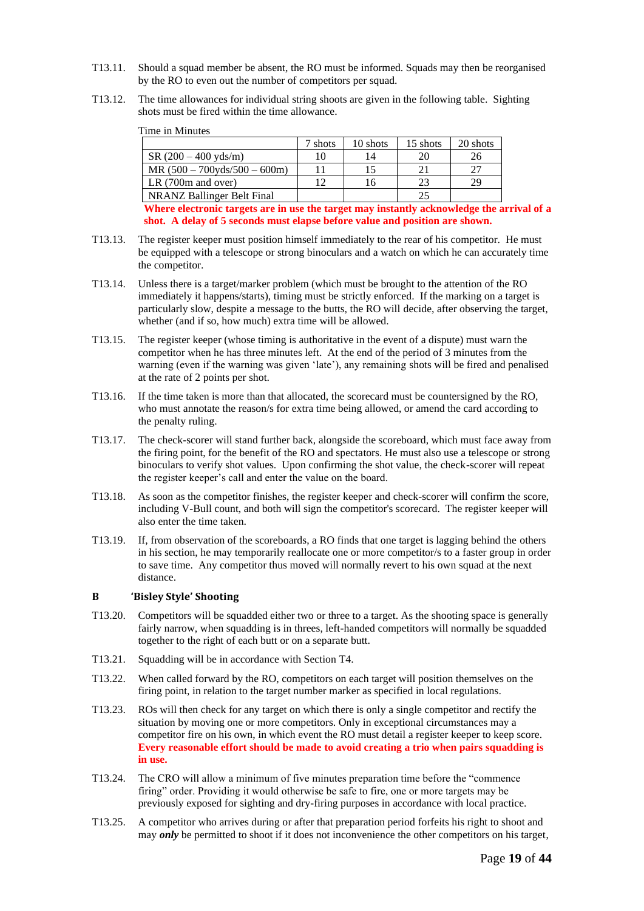T13.11. Should a squad member be absent, the RO must be informed. Squads may then be reorganised by the RO to even out the number of competitors per squad.

T13.12. The time allowances for individual string shoots are given in the following table. Sighting shots must be fired within the time allowance.

Time in Minutes

| | 7 shots | 10 shots | 15 shots | 20 shots |
|---|---|---|---|---|
| SR (200 – 400 yds/m) | 10 | 14 | 20 | 26 |
| MR (500 – 700yds/500 – 600m) | 11 | 15 | 21 | 27 |
| LR (700m and over) | 12 | 16 | 23 | 29 |
| NRANZ Ballinger Belt Final | | | 25 | |

**Where electronic targets are in use the target may instantly acknowledge the arrival of a shot. A delay of 5 seconds must elapse before value and position are shown.**

T13.13. The register keeper must position himself immediately to the rear of his competitor. He must be equipped with a telescope or strong binoculars and a watch on which he can accurately time the competitor.

T13.14. Unless there is a target/marker problem (which must be brought to the attention of the RO immediately it happens/starts), timing must be strictly enforced. If the marking on a target is particularly slow, despite a message to the butts, the RO will decide, after observing the target, whether (and if so, how much) extra time will be allowed.

T13.15. The register keeper (whose timing is authoritative in the event of a dispute) must warn the competitor when he has three minutes left. At the end of the period of 3 minutes from the warning (even if the warning was given 'late'), any remaining shots will be fired and penalised at the rate of 2 points per shot.

T13.16. If the time taken is more than that allocated, the scorecard must be countersigned by the RO, who must annotate the reason/s for extra time being allowed, or amend the card according to the penalty ruling.

T13.17. The check-scorer will stand further back, alongside the scoreboard, which must face away from the firing point, for the benefit of the RO and spectators. He must also use a telescope or strong binoculars to verify shot values. Upon confirming the shot value, the check-scorer will repeat the register keeper's call and enter the value on the board.

T13.18. As soon as the competitor finishes, the register keeper and check-scorer will confirm the score, including V-Bull count, and both will sign the competitor's scorecard. The register keeper will also enter the time taken.

T13.19. If, from observation of the scoreboards, a RO finds that one target is lagging behind the others in his section, he may temporarily reallocate one or more competitor/s to a faster group in order to save time. Any competitor thus moved will normally revert to his own squad at the next distance.

### B 'Bisley Style' Shooting

T13.20. Competitors will be squadded either two or three to a target. As the shooting space is generally fairly narrow, when squadding is in threes, left-handed competitors will normally be squadded together to the right of each butt or on a separate butt.

T13.21. Squadding will be in accordance with Section T4.

T13.22. When called forward by the RO, competitors on each target will position themselves on the firing point, in relation to the target number marker as specified in local regulations.

T13.23. ROs will then check for any target on which there is only a single competitor and rectify the situation by moving one or more competitors. Only in exceptional circumstances may a competitor fire on his own, in which event the RO must detail a register keeper to keep score. **Every reasonable effort should be made to avoid creating a trio when pairs squadding is in use.**

T13.24. The CRO will allow a minimum of five minutes preparation time before the "commence firing" order. Providing it would otherwise be safe to fire, one or more targets may be previously exposed for sighting and dry-firing purposes in accordance with local practice.

T13.25. A competitor who arrives during or after that preparation period forfeits his right to shoot and may ***only*** be permitted to shoot if it does not inconvenience the other competitors on his target,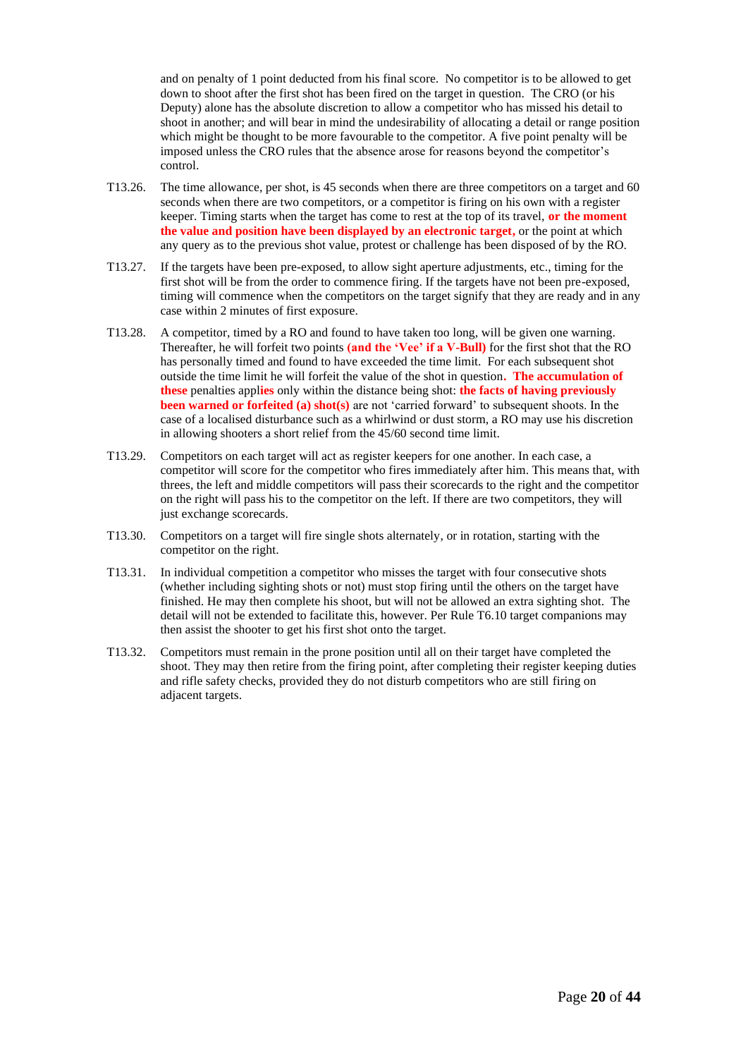and on penalty of 1 point deducted from his final score. No competitor is to be allowed to get down to shoot after the first shot has been fired on the target in question. The CRO (or his Deputy) alone has the absolute discretion to allow a competitor who has missed his detail to shoot in another; and will bear in mind the undesirability of allocating a detail or range position which might be thought to be more favourable to the competitor. A five point penalty will be imposed unless the CRO rules that the absence arose for reasons beyond the competitor's control.

T13.26. The time allowance, per shot, is 45 seconds when there are three competitors on a target and 60 seconds when there are two competitors, or a competitor is firing on his own with a register keeper. Timing starts when the target has come to rest at the top of its travel, **or the moment the value and position have been displayed by an electronic target,** or the point at which any query as to the previous shot value, protest or challenge has been disposed of by the RO.

T13.27. If the targets have been pre-exposed, to allow sight aperture adjustments, etc., timing for the first shot will be from the order to commence firing. If the targets have not been pre-exposed, timing will commence when the competitors on the target signify that they are ready and in any case within 2 minutes of first exposure.

T13.28. A competitor, timed by a RO and found to have taken too long, will be given one warning. Thereafter, he will forfeit two points **(and the 'Vee' if a V-Bull)** for the first shot that the RO has personally timed and found to have exceeded the time limit. For each subsequent shot outside the time limit he will forfeit the value of the shot in question**. The accumulation of these** penalties appl**ies** only within the distance being shot: **the facts of having previously been warned or forfeited (a) shot(s)** are not 'carried forward' to subsequent shoots. In the case of a localised disturbance such as a whirlwind or dust storm, a RO may use his discretion in allowing shooters a short relief from the 45/60 second time limit.

T13.29. Competitors on each target will act as register keepers for one another. In each case, a competitor will score for the competitor who fires immediately after him. This means that, with threes, the left and middle competitors will pass their scorecards to the right and the competitor on the right will pass his to the competitor on the left. If there are two competitors, they will just exchange scorecards.

T13.30. Competitors on a target will fire single shots alternately, or in rotation, starting with the competitor on the right.

T13.31. In individual competition a competitor who misses the target with four consecutive shots (whether including sighting shots or not) must stop firing until the others on the target have finished. He may then complete his shoot, but will not be allowed an extra sighting shot. The detail will not be extended to facilitate this, however. Per Rule T6.10 target companions may then assist the shooter to get his first shot onto the target.

T13.32. Competitors must remain in the prone position until all on their target have completed the shoot. They may then retire from the firing point, after completing their register keeping duties and rifle safety checks, provided they do not disturb competitors who are still firing on adjacent targets.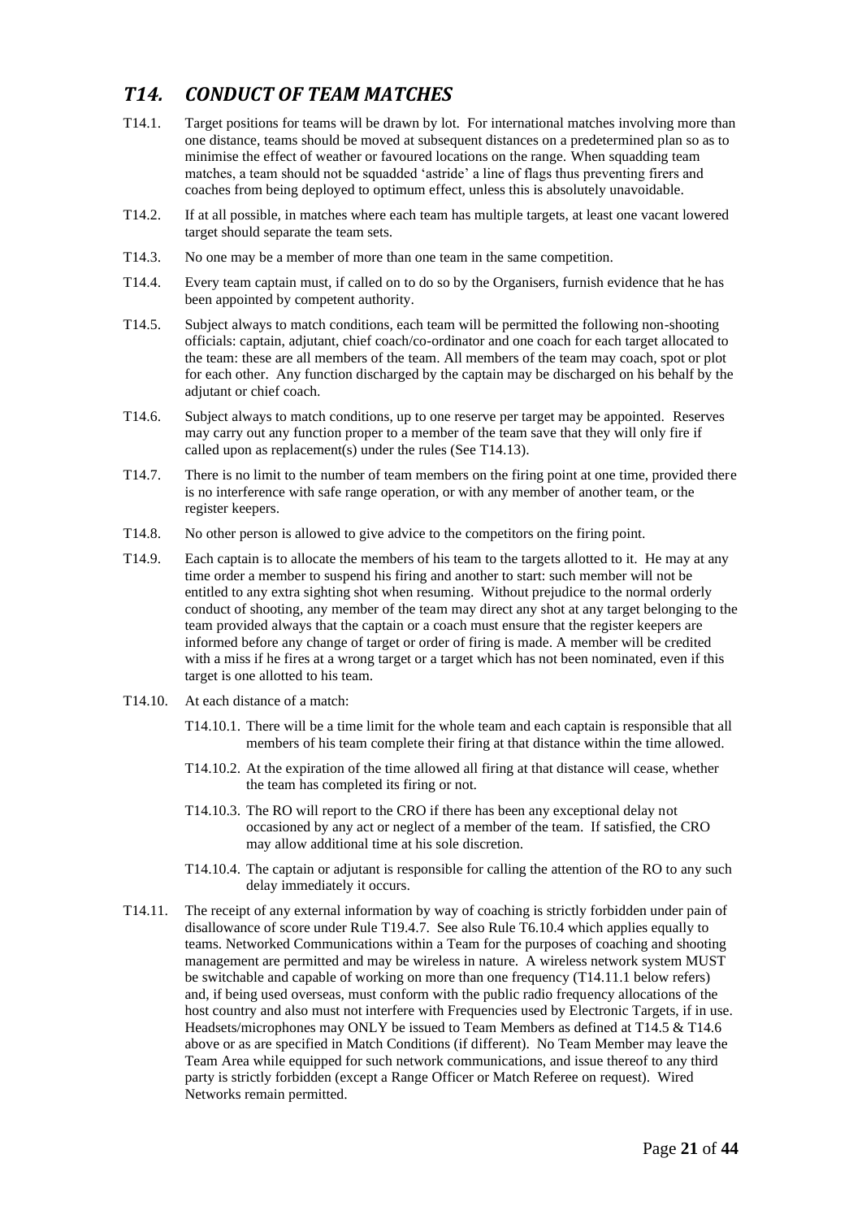## *T14. CONDUCT OF TEAM MATCHES*

T14.1. Target positions for teams will be drawn by lot. For international matches involving more than one distance, teams should be moved at subsequent distances on a predetermined plan so as to minimise the effect of weather or favoured locations on the range. When squadding team matches, a team should not be squadded 'astride' a line of flags thus preventing firers and coaches from being deployed to optimum effect, unless this is absolutely unavoidable.

T14.2. If at all possible, in matches where each team has multiple targets, at least one vacant lowered target should separate the team sets.

T14.3. No one may be a member of more than one team in the same competition.

T14.4. Every team captain must, if called on to do so by the Organisers, furnish evidence that he has been appointed by competent authority.

T14.5. Subject always to match conditions, each team will be permitted the following non-shooting officials: captain, adjutant, chief coach/co-ordinator and one coach for each target allocated to the team: these are all members of the team. All members of the team may coach, spot or plot for each other. Any function discharged by the captain may be discharged on his behalf by the adjutant or chief coach.

T14.6. Subject always to match conditions, up to one reserve per target may be appointed. Reserves may carry out any function proper to a member of the team save that they will only fire if called upon as replacement(s) under the rules (See T14.13).

T14.7. There is no limit to the number of team members on the firing point at one time, provided there is no interference with safe range operation, or with any member of another team, or the register keepers.

T14.8. No other person is allowed to give advice to the competitors on the firing point.

T14.9. Each captain is to allocate the members of his team to the targets allotted to it. He may at any time order a member to suspend his firing and another to start: such member will not be entitled to any extra sighting shot when resuming. Without prejudice to the normal orderly conduct of shooting, any member of the team may direct any shot at any target belonging to the team provided always that the captain or a coach must ensure that the register keepers are informed before any change of target or order of firing is made. A member will be credited with a miss if he fires at a wrong target or a target which has not been nominated, even if this target is one allotted to his team.

T14.10. At each distance of a match:

- T14.10.1. There will be a time limit for the whole team and each captain is responsible that all members of his team complete their firing at that distance within the time allowed.
- T14.10.2. At the expiration of the time allowed all firing at that distance will cease, whether the team has completed its firing or not.
- T14.10.3. The RO will report to the CRO if there has been any exceptional delay not occasioned by any act or neglect of a member of the team. If satisfied, the CRO may allow additional time at his sole discretion.
- T14.10.4. The captain or adjutant is responsible for calling the attention of the RO to any such delay immediately it occurs.

T14.11. The receipt of any external information by way of coaching is strictly forbidden under pain of disallowance of score under Rule T19.4.7. See also Rule T6.10.4 which applies equally to teams. Networked Communications within a Team for the purposes of coaching and shooting management are permitted and may be wireless in nature. A wireless network system MUST be switchable and capable of working on more than one frequency (T14.11.1 below refers) and, if being used overseas, must conform with the public radio frequency allocations of the host country and also must not interfere with Frequencies used by Electronic Targets, if in use. Headsets/microphones may ONLY be issued to Team Members as defined at T14.5 & T14.6 above or as are specified in Match Conditions (if different). No Team Member may leave the Team Area while equipped for such network communications, and issue thereof to any third party is strictly forbidden (except a Range Officer or Match Referee on request). Wired Networks remain permitted.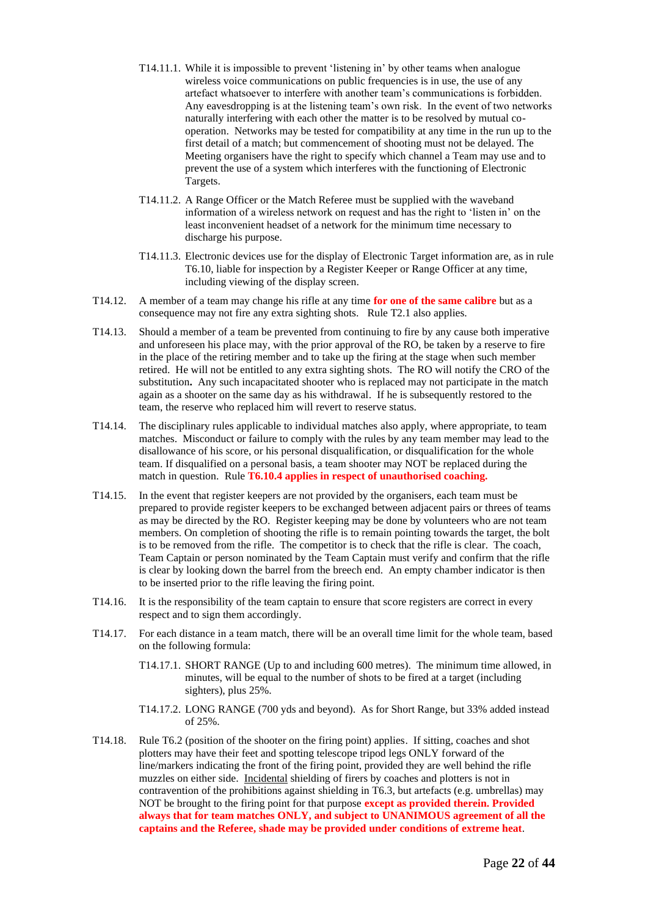T14.11.1. While it is impossible to prevent 'listening in' by other teams when analogue wireless voice communications on public frequencies is in use, the use of any artefact whatsoever to interfere with another team's communications is forbidden. Any eavesdropping is at the listening team's own risk. In the event of two networks naturally interfering with each other the matter is to be resolved by mutual co-operation. Networks may be tested for compatibility at any time in the run up to the first detail of a match; but commencement of shooting must not be delayed. The Meeting organisers have the right to specify which channel a Team may use and to prevent the use of a system which interferes with the functioning of Electronic Targets.

T14.11.2. A Range Officer or the Match Referee must be supplied with the waveband information of a wireless network on request and has the right to 'listen in' on the least inconvenient headset of a network for the minimum time necessary to discharge his purpose.

T14.11.3. Electronic devices use for the display of Electronic Target information are, as in rule T6.10, liable for inspection by a Register Keeper or Range Officer at any time, including viewing of the display screen.

T14.12. A member of a team may change his rifle at any time **for one of the same calibre** but as a consequence may not fire any extra sighting shots. Rule T2.1 also applies.

T14.13. Should a member of a team be prevented from continuing to fire by any cause both imperative and unforeseen his place may, with the prior approval of the RO, be taken by a reserve to fire in the place of the retiring member and to take up the firing at the stage when such member retired. He will not be entitled to any extra sighting shots. The RO will notify the CRO of the substitution**.** Any such incapacitated shooter who is replaced may not participate in the match again as a shooter on the same day as his withdrawal. If he is subsequently restored to the team, the reserve who replaced him will revert to reserve status.

T14.14. The disciplinary rules applicable to individual matches also apply, where appropriate, to team matches. Misconduct or failure to comply with the rules by any team member may lead to the disallowance of his score, or his personal disqualification, or disqualification for the whole team. If disqualified on a personal basis, a team shooter may NOT be replaced during the match in question. Rule **T6.10.4 applies in respect of unauthorised coaching.**

T14.15. In the event that register keepers are not provided by the organisers, each team must be prepared to provide register keepers to be exchanged between adjacent pairs or threes of teams as may be directed by the RO. Register keeping may be done by volunteers who are not team members. On completion of shooting the rifle is to remain pointing towards the target, the bolt is to be removed from the rifle. The competitor is to check that the rifle is clear. The coach, Team Captain or person nominated by the Team Captain must verify and confirm that the rifle is clear by looking down the barrel from the breech end. An empty chamber indicator is then to be inserted prior to the rifle leaving the firing point.

T14.16. It is the responsibility of the team captain to ensure that score registers are correct in every respect and to sign them accordingly.

T14.17. For each distance in a team match, there will be an overall time limit for the whole team, based on the following formula:

T14.17.1. SHORT RANGE (Up to and including 600 metres). The minimum time allowed, in minutes, will be equal to the number of shots to be fired at a target (including sighters), plus 25%.

T14.17.2. LONG RANGE (700 yds and beyond). As for Short Range, but 33% added instead of 25%.

T14.18. Rule T6.2 (position of the shooter on the firing point) applies. If sitting, coaches and shot plotters may have their feet and spotting telescope tripod legs ONLY forward of the line/markers indicating the front of the firing point, provided they are well behind the rifle muzzles on either side. Incidental shielding of firers by coaches and plotters is not in contravention of the prohibitions against shielding in T6.3, but artefacts (e.g. umbrellas) may NOT be brought to the firing point for that purpose **except as provided therein. Provided always that for team matches ONLY, and subject to UNANIMOUS agreement of all the captains and the Referee, shade may be provided under conditions of extreme heat**.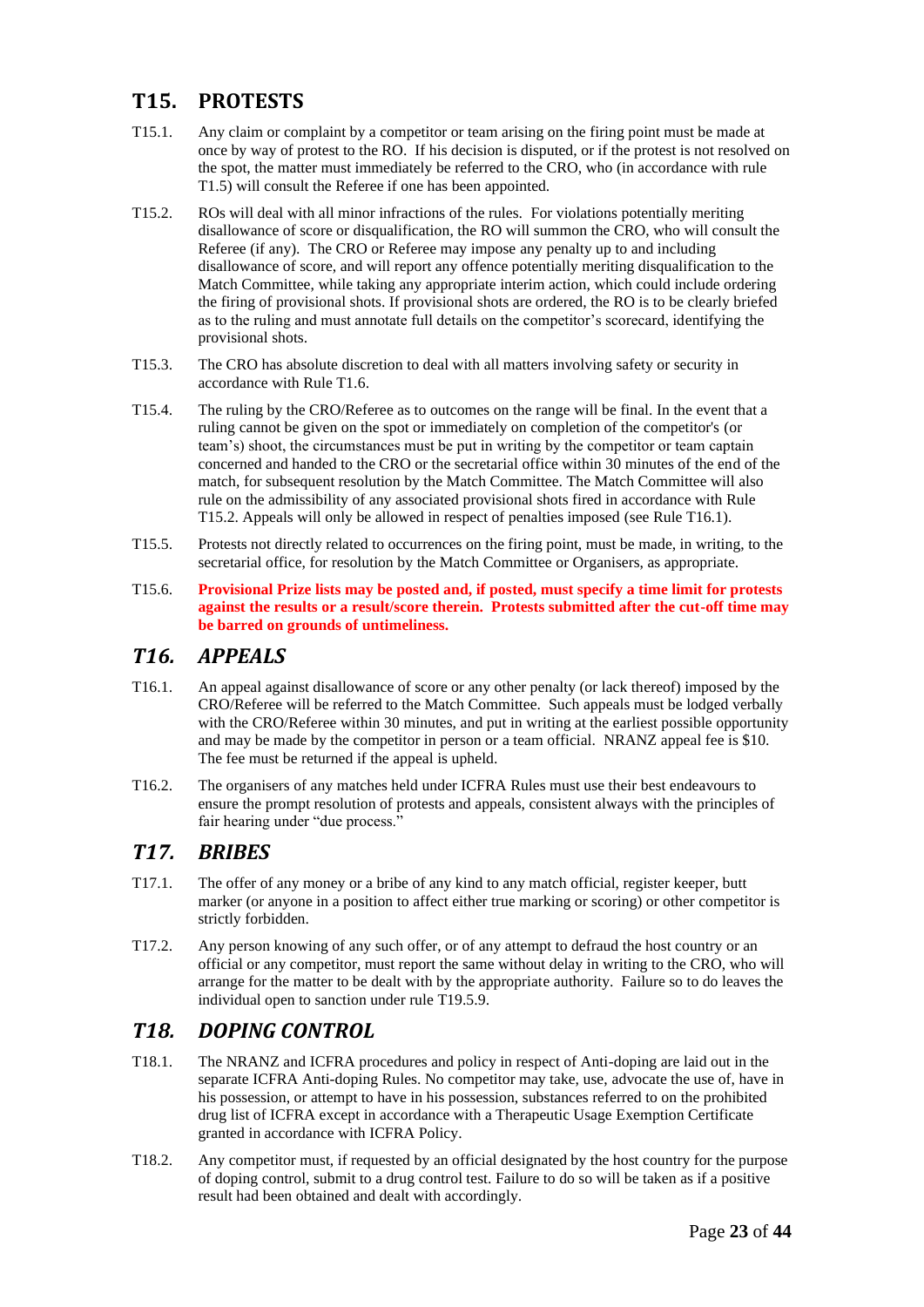## T15. PROTESTS

T15.1. Any claim or complaint by a competitor or team arising on the firing point must be made at once by way of protest to the RO. If his decision is disputed, or if the protest is not resolved on the spot, the matter must immediately be referred to the CRO, who (in accordance with rule T1.5) will consult the Referee if one has been appointed.

T15.2. ROs will deal with all minor infractions of the rules. For violations potentially meriting disallowance of score or disqualification, the RO will summon the CRO, who will consult the Referee (if any). The CRO or Referee may impose any penalty up to and including disallowance of score, and will report any offence potentially meriting disqualification to the Match Committee, while taking any appropriate interim action, which could include ordering the firing of provisional shots. If provisional shots are ordered, the RO is to be clearly briefed as to the ruling and must annotate full details on the competitor's scorecard, identifying the provisional shots.

T15.3. The CRO has absolute discretion to deal with all matters involving safety or security in accordance with Rule T1.6.

T15.4. The ruling by the CRO/Referee as to outcomes on the range will be final. In the event that a ruling cannot be given on the spot or immediately on completion of the competitor's (or team's) shoot, the circumstances must be put in writing by the competitor or team captain concerned and handed to the CRO or the secretarial office within 30 minutes of the end of the match, for subsequent resolution by the Match Committee. The Match Committee will also rule on the admissibility of any associated provisional shots fired in accordance with Rule T15.2. Appeals will only be allowed in respect of penalties imposed (see Rule T16.1).

T15.5. Protests not directly related to occurrences on the firing point, must be made, in writing, to the secretarial office, for resolution by the Match Committee or Organisers, as appropriate.

T15.6. **Provisional Prize lists may be posted and, if posted, must specify a time limit for protests against the results or a result/score therein. Protests submitted after the cut-off time may be barred on grounds of untimeliness.**

## *T16. APPEALS*

T16.1. An appeal against disallowance of score or any other penalty (or lack thereof) imposed by the CRO/Referee will be referred to the Match Committee. Such appeals must be lodged verbally with the CRO/Referee within 30 minutes, and put in writing at the earliest possible opportunity and may be made by the competitor in person or a team official. NRANZ appeal fee is $10. The fee must be returned if the appeal is upheld.

T16.2. The organisers of any matches held under ICFRA Rules must use their best endeavours to ensure the prompt resolution of protests and appeals, consistent always with the principles of fair hearing under "due process."

## *T17. BRIBES*

T17.1. The offer of any money or a bribe of any kind to any match official, register keeper, butt marker (or anyone in a position to affect either true marking or scoring) or other competitor is strictly forbidden.

T17.2. Any person knowing of any such offer, or of any attempt to defraud the host country or an official or any competitor, must report the same without delay in writing to the CRO, who will arrange for the matter to be dealt with by the appropriate authority. Failure so to do leaves the individual open to sanction under rule T19.5.9.

## *T18. DOPING CONTROL*

T18.1. The NRANZ and ICFRA procedures and policy in respect of Anti-doping are laid out in the separate ICFRA Anti-doping Rules. No competitor may take, use, advocate the use of, have in his possession, or attempt to have in his possession, substances referred to on the prohibited drug list of ICFRA except in accordance with a Therapeutic Usage Exemption Certificate granted in accordance with ICFRA Policy.

T18.2. Any competitor must, if requested by an official designated by the host country for the purpose of doping control, submit to a drug control test. Failure to do so will be taken as if a positive result had been obtained and dealt with accordingly.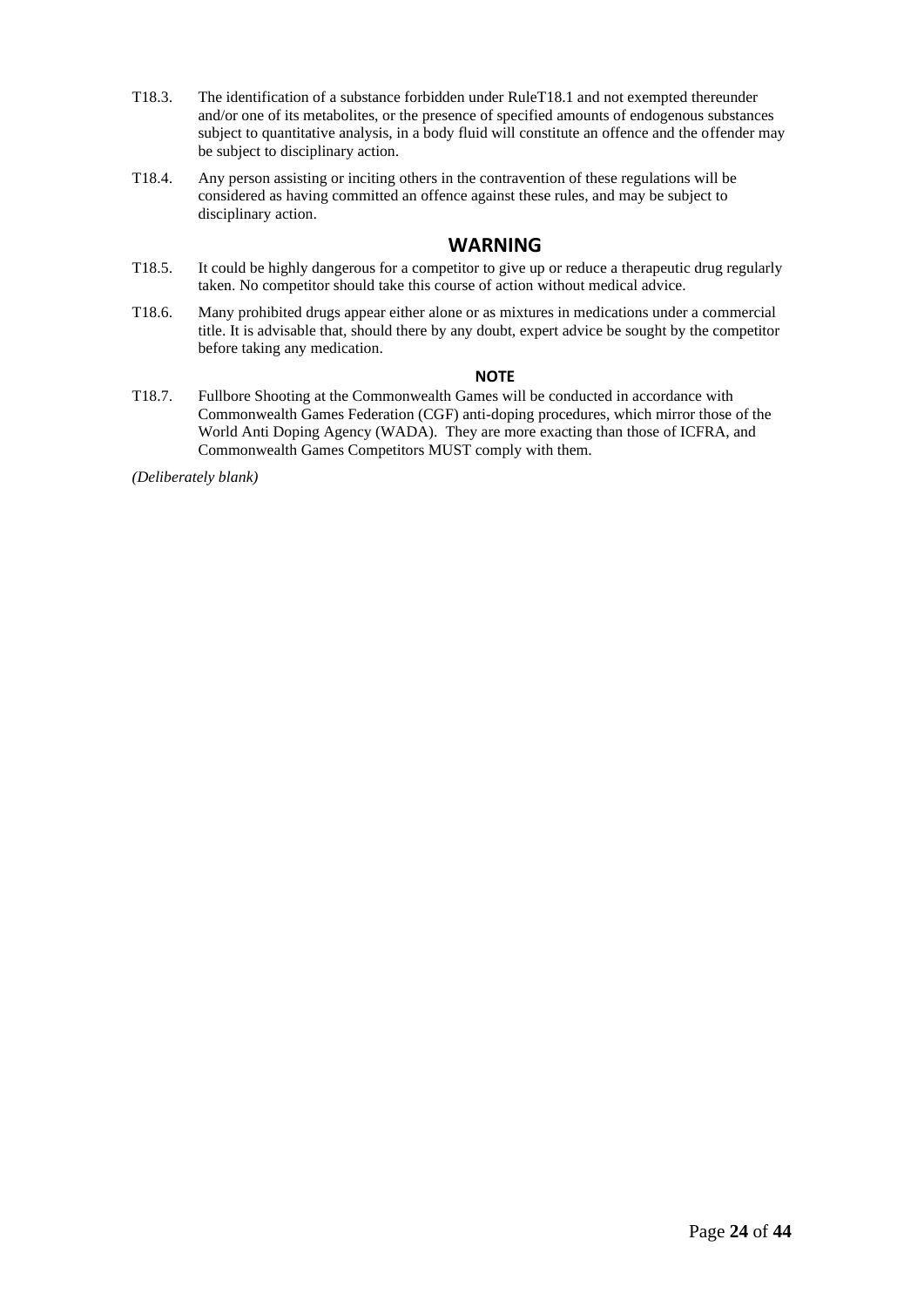T18.3. The identification of a substance forbidden under RuleT18.1 and not exempted thereunder and/or one of its metabolites, or the presence of specified amounts of endogenous substances subject to quantitative analysis, in a body fluid will constitute an offence and the offender may be subject to disciplinary action.

T18.4. Any person assisting or inciting others in the contravention of these regulations will be considered as having committed an offence against these rules, and may be subject to disciplinary action.

## WARNING

T18.5. It could be highly dangerous for a competitor to give up or reduce a therapeutic drug regularly taken. No competitor should take this course of action without medical advice.

T18.6. Many prohibited drugs appear either alone or as mixtures in medications under a commercial title. It is advisable that, should there by any doubt, expert advice be sought by the competitor before taking any medication.

### NOTE

T18.7. Fullbore Shooting at the Commonwealth Games will be conducted in accordance with Commonwealth Games Federation (CGF) anti-doping procedures, which mirror those of the World Anti Doping Agency (WADA). They are more exacting than those of ICFRA, and Commonwealth Games Competitors MUST comply with them.

*(Deliberately blank)*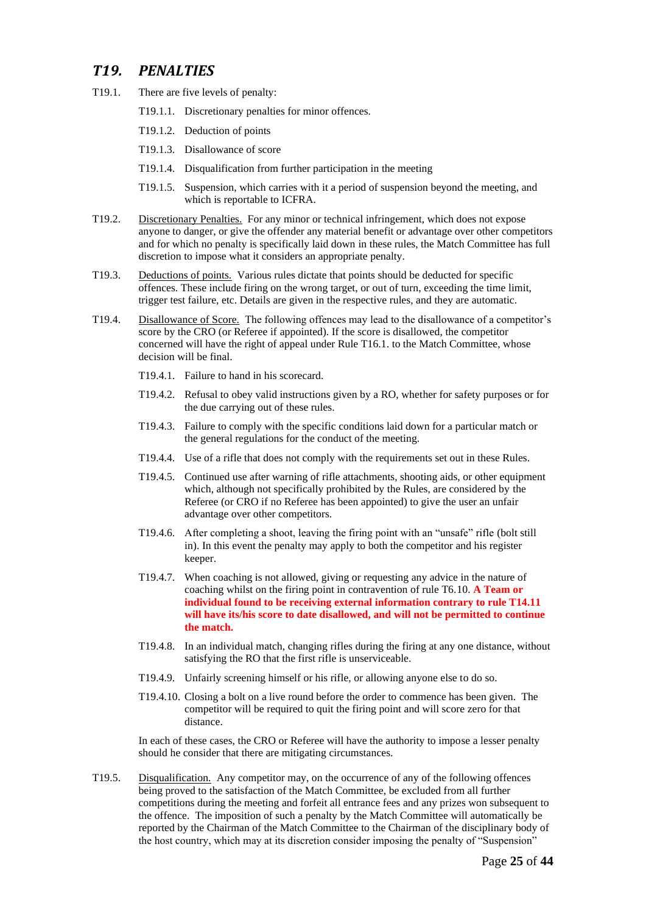## *T19. PENALTIES*

T19.1. There are five levels of penalty:

- T19.1.1. Discretionary penalties for minor offences.
- T19.1.2. Deduction of points
- T19.1.3. Disallowance of score
- T19.1.4. Disqualification from further participation in the meeting
- T19.1.5. Suspension, which carries with it a period of suspension beyond the meeting, and which is reportable to ICFRA.

T19.2. Discretionary Penalties. For any minor or technical infringement, which does not expose anyone to danger, or give the offender any material benefit or advantage over other competitors and for which no penalty is specifically laid down in these rules, the Match Committee has full discretion to impose what it considers an appropriate penalty.

T19.3. Deductions of points. Various rules dictate that points should be deducted for specific offences. These include firing on the wrong target, or out of turn, exceeding the time limit, trigger test failure, etc. Details are given in the respective rules, and they are automatic.

T19.4. Disallowance of Score. The following offences may lead to the disallowance of a competitor's score by the CRO (or Referee if appointed). If the score is disallowed, the competitor concerned will have the right of appeal under Rule T16.1. to the Match Committee, whose decision will be final.

- T19.4.1. Failure to hand in his scorecard.
- T19.4.2. Refusal to obey valid instructions given by a RO, whether for safety purposes or for the due carrying out of these rules.
- T19.4.3. Failure to comply with the specific conditions laid down for a particular match or the general regulations for the conduct of the meeting.
- T19.4.4. Use of a rifle that does not comply with the requirements set out in these Rules.
- T19.4.5. Continued use after warning of rifle attachments, shooting aids, or other equipment which, although not specifically prohibited by the Rules, are considered by the Referee (or CRO if no Referee has been appointed) to give the user an unfair advantage over other competitors.
- T19.4.6. After completing a shoot, leaving the firing point with an "unsafe" rifle (bolt still in). In this event the penalty may apply to both the competitor and his register keeper.
- T19.4.7. When coaching is not allowed, giving or requesting any advice in the nature of coaching whilst on the firing point in contravention of rule T6.10. **A Team or individual found to be receiving external information contrary to rule T14.11 will have its/his score to date disallowed, and will not be permitted to continue the match.**
- T19.4.8. In an individual match, changing rifles during the firing at any one distance, without satisfying the RO that the first rifle is unserviceable.
- T19.4.9. Unfairly screening himself or his rifle, or allowing anyone else to do so.
- T19.4.10. Closing a bolt on a live round before the order to commence has been given. The competitor will be required to quit the firing point and will score zero for that distance.

In each of these cases, the CRO or Referee will have the authority to impose a lesser penalty should he consider that there are mitigating circumstances.

T19.5. Disqualification. Any competitor may, on the occurrence of any of the following offences being proved to the satisfaction of the Match Committee, be excluded from all further competitions during the meeting and forfeit all entrance fees and any prizes won subsequent to the offence. The imposition of such a penalty by the Match Committee will automatically be reported by the Chairman of the Match Committee to the Chairman of the disciplinary body of the host country, which may at its discretion consider imposing the penalty of "Suspension"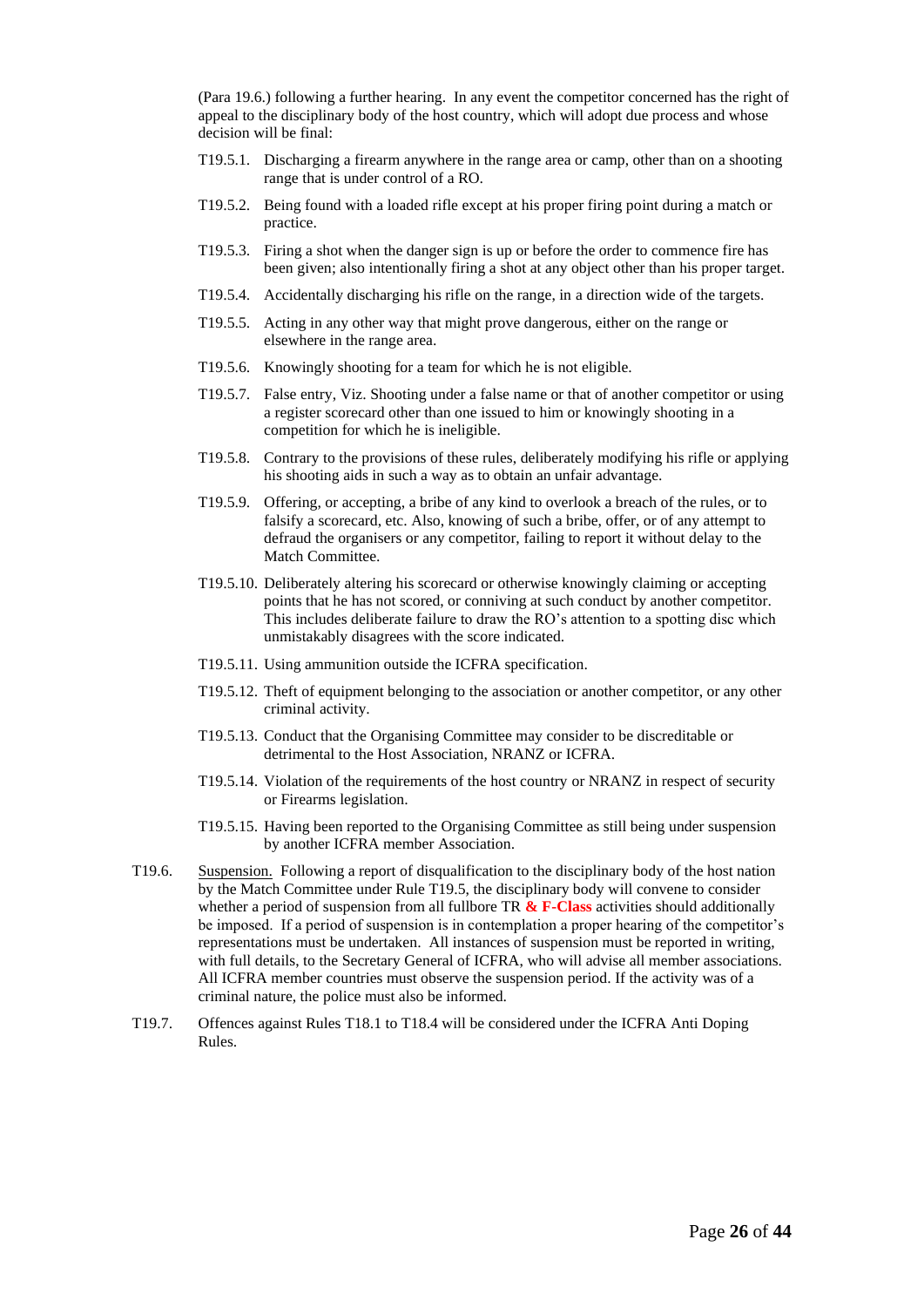(Para 19.6.) following a further hearing. In any event the competitor concerned has the right of appeal to the disciplinary body of the host country, which will adopt due process and whose decision will be final:

- T19.5.1. Discharging a firearm anywhere in the range area or camp, other than on a shooting range that is under control of a RO.
- T19.5.2. Being found with a loaded rifle except at his proper firing point during a match or practice.
- T19.5.3. Firing a shot when the danger sign is up or before the order to commence fire has been given; also intentionally firing a shot at any object other than his proper target.
- T19.5.4. Accidentally discharging his rifle on the range, in a direction wide of the targets.
- T19.5.5. Acting in any other way that might prove dangerous, either on the range or elsewhere in the range area.
- T19.5.6. Knowingly shooting for a team for which he is not eligible.
- T19.5.7. False entry, Viz. Shooting under a false name or that of another competitor or using a register scorecard other than one issued to him or knowingly shooting in a competition for which he is ineligible.
- T19.5.8. Contrary to the provisions of these rules, deliberately modifying his rifle or applying his shooting aids in such a way as to obtain an unfair advantage.
- T19.5.9. Offering, or accepting, a bribe of any kind to overlook a breach of the rules, or to falsify a scorecard, etc. Also, knowing of such a bribe, offer, or of any attempt to defraud the organisers or any competitor, failing to report it without delay to the Match Committee.
- T19.5.10. Deliberately altering his scorecard or otherwise knowingly claiming or accepting points that he has not scored, or conniving at such conduct by another competitor. This includes deliberate failure to draw the RO's attention to a spotting disc which unmistakably disagrees with the score indicated.
- T19.5.11. Using ammunition outside the ICFRA specification.
- T19.5.12. Theft of equipment belonging to the association or another competitor, or any other criminal activity.
- T19.5.13. Conduct that the Organising Committee may consider to be discreditable or detrimental to the Host Association, NRANZ or ICFRA.
- T19.5.14. Violation of the requirements of the host country or NRANZ in respect of security or Firearms legislation.
- T19.5.15. Having been reported to the Organising Committee as still being under suspension by another ICFRA member Association.

T19.6. Suspension. Following a report of disqualification to the disciplinary body of the host nation by the Match Committee under Rule T19.5, the disciplinary body will convene to consider whether a period of suspension from all fullbore TR **& F-Class** activities should additionally be imposed. If a period of suspension is in contemplation a proper hearing of the competitor's representations must be undertaken. All instances of suspension must be reported in writing, with full details, to the Secretary General of ICFRA, who will advise all member associations. All ICFRA member countries must observe the suspension period. If the activity was of a criminal nature, the police must also be informed.

T19.7. Offences against Rules T18.1 to T18.4 will be considered under the ICFRA Anti Doping Rules.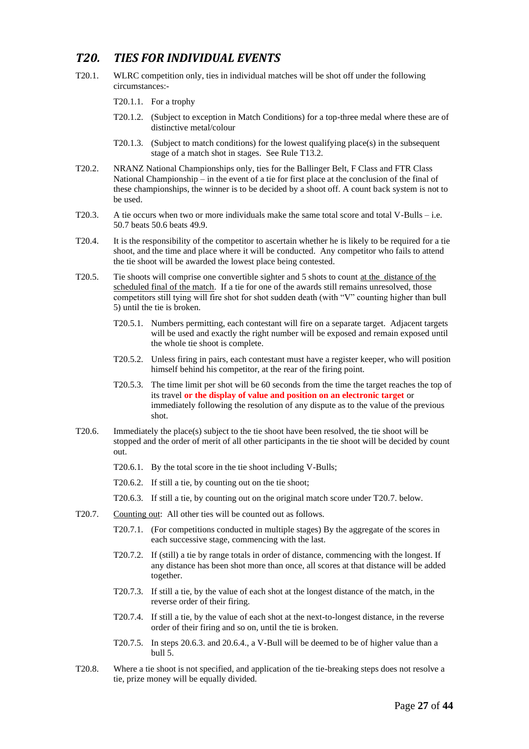## *T20. TIES FOR INDIVIDUAL EVENTS*

T20.1. WLRC competition only, ties in individual matches will be shot off under the following circumstances:-

- T20.1.1. For a trophy
- T20.1.2. (Subject to exception in Match Conditions) for a top-three medal where these are of distinctive metal/colour
- T20.1.3. (Subject to match conditions) for the lowest qualifying place(s) in the subsequent stage of a match shot in stages. See Rule T13.2.

T20.2. NRANZ National Championships only, ties for the Ballinger Belt, F Class and FTR Class National Championship – in the event of a tie for first place at the conclusion of the final of these championships, the winner is to be decided by a shoot off. A count back system is not to be used.

T20.3. A tie occurs when two or more individuals make the same total score and total V-Bulls – i.e. 50.7 beats 50.6 beats 49.9.

T20.4. It is the responsibility of the competitor to ascertain whether he is likely to be required for a tie shoot, and the time and place where it will be conducted. Any competitor who fails to attend the tie shoot will be awarded the lowest place being contested.

T20.5. Tie shoots will comprise one convertible sighter and 5 shots to count <u>at the distance of the scheduled final of the match</u>. If a tie for one of the awards still remains unresolved, those competitors still tying will fire shot for shot sudden death (with "V" counting higher than bull 5) until the tie is broken.

- T20.5.1. Numbers permitting, each contestant will fire on a separate target. Adjacent targets will be used and exactly the right number will be exposed and remain exposed until the whole tie shoot is complete.
- T20.5.2. Unless firing in pairs, each contestant must have a register keeper, who will position himself behind his competitor, at the rear of the firing point.
- T20.5.3. The time limit per shot will be 60 seconds from the time the target reaches the top of its travel **or the display of value and position on an electronic target** or immediately following the resolution of any dispute as to the value of the previous shot.

T20.6. Immediately the place(s) subject to the tie shoot have been resolved, the tie shoot will be stopped and the order of merit of all other participants in the tie shoot will be decided by count out.

- T20.6.1. By the total score in the tie shoot including V-Bulls;
- T20.6.2. If still a tie, by counting out on the tie shoot;
- T20.6.3. If still a tie, by counting out on the original match score under T20.7. below.

T20.7. <u>Counting out</u>: All other ties will be counted out as follows.

- T20.7.1. (For competitions conducted in multiple stages) By the aggregate of the scores in each successive stage, commencing with the last.
- T20.7.2. If (still) a tie by range totals in order of distance, commencing with the longest. If any distance has been shot more than once, all scores at that distance will be added together.
- T20.7.3. If still a tie, by the value of each shot at the longest distance of the match, in the reverse order of their firing.
- T20.7.4. If still a tie, by the value of each shot at the next-to-longest distance, in the reverse order of their firing and so on, until the tie is broken.
- T20.7.5. In steps 20.6.3. and 20.6.4., a V-Bull will be deemed to be of higher value than a bull 5.

T20.8. Where a tie shoot is not specified, and application of the tie-breaking steps does not resolve a tie, prize money will be equally divided.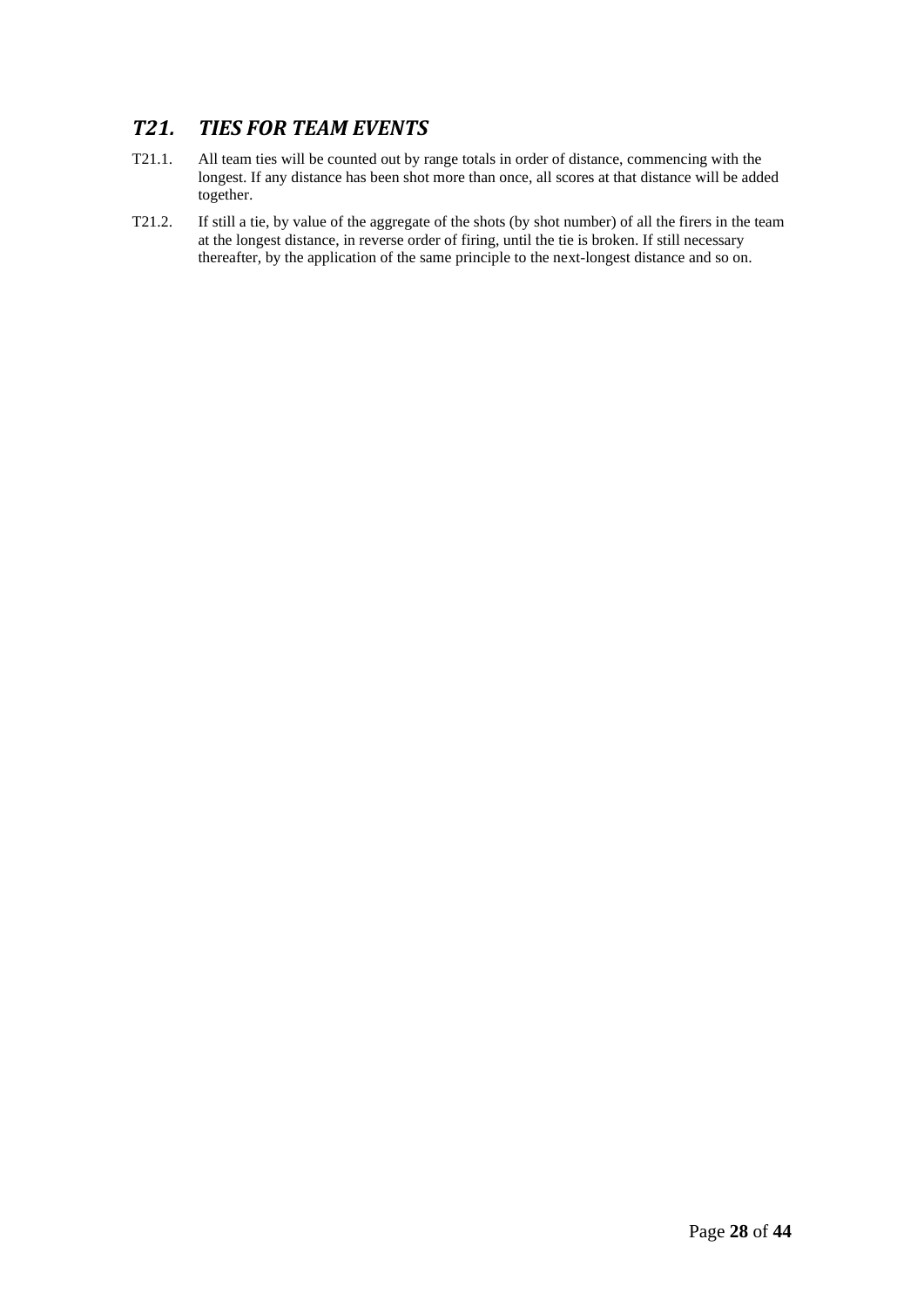## *T21. TIES FOR TEAM EVENTS*

T21.1. All team ties will be counted out by range totals in order of distance, commencing with the longest. If any distance has been shot more than once, all scores at that distance will be added together.

T21.2. If still a tie, by value of the aggregate of the shots (by shot number) of all the firers in the team at the longest distance, in reverse order of firing, until the tie is broken. If still necessary thereafter, by the application of the same principle to the next-longest distance and so on.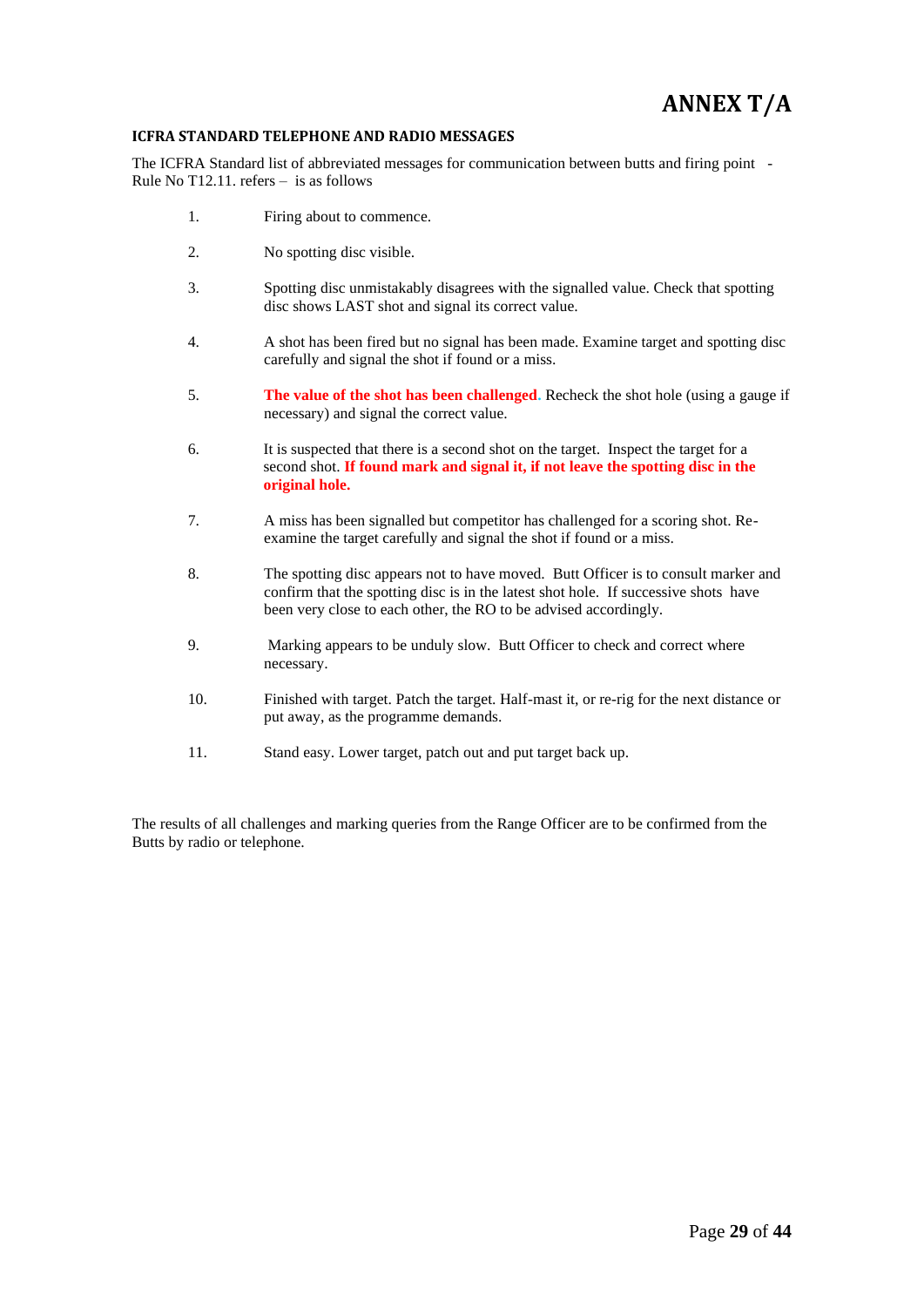# ANNEX T/A

**ICFRA STANDARD TELEPHONE AND RADIO MESSAGES**

The ICFRA Standard list of abbreviated messages for communication between butts and firing point - Rule No T12.11. refers – is as follows

1. Firing about to commence.

2. No spotting disc visible.

3. Spotting disc unmistakably disagrees with the signalled value. Check that spotting disc shows LAST shot and signal its correct value.

4. A shot has been fired but no signal has been made. Examine target and spotting disc carefully and signal the shot if found or a miss.

5. **The value of the shot has been challenged**. Recheck the shot hole (using a gauge if necessary) and signal the correct value.

6. It is suspected that there is a second shot on the target. Inspect the target for a second shot. **If found mark and signal it, if not leave the spotting disc in the original hole.**

7. A miss has been signalled but competitor has challenged for a scoring shot. Re-examine the target carefully and signal the shot if found or a miss.

8. The spotting disc appears not to have moved. Butt Officer is to consult marker and confirm that the spotting disc is in the latest shot hole. If successive shots have been very close to each other, the RO to be advised accordingly.

9. Marking appears to be unduly slow. Butt Officer to check and correct where necessary.

10. Finished with target. Patch the target. Half-mast it, or re-rig for the next distance or put away, as the programme demands.

11. Stand easy. Lower target, patch out and put target back up.

The results of all challenges and marking queries from the Range Officer are to be confirmed from the Butts by radio or telephone.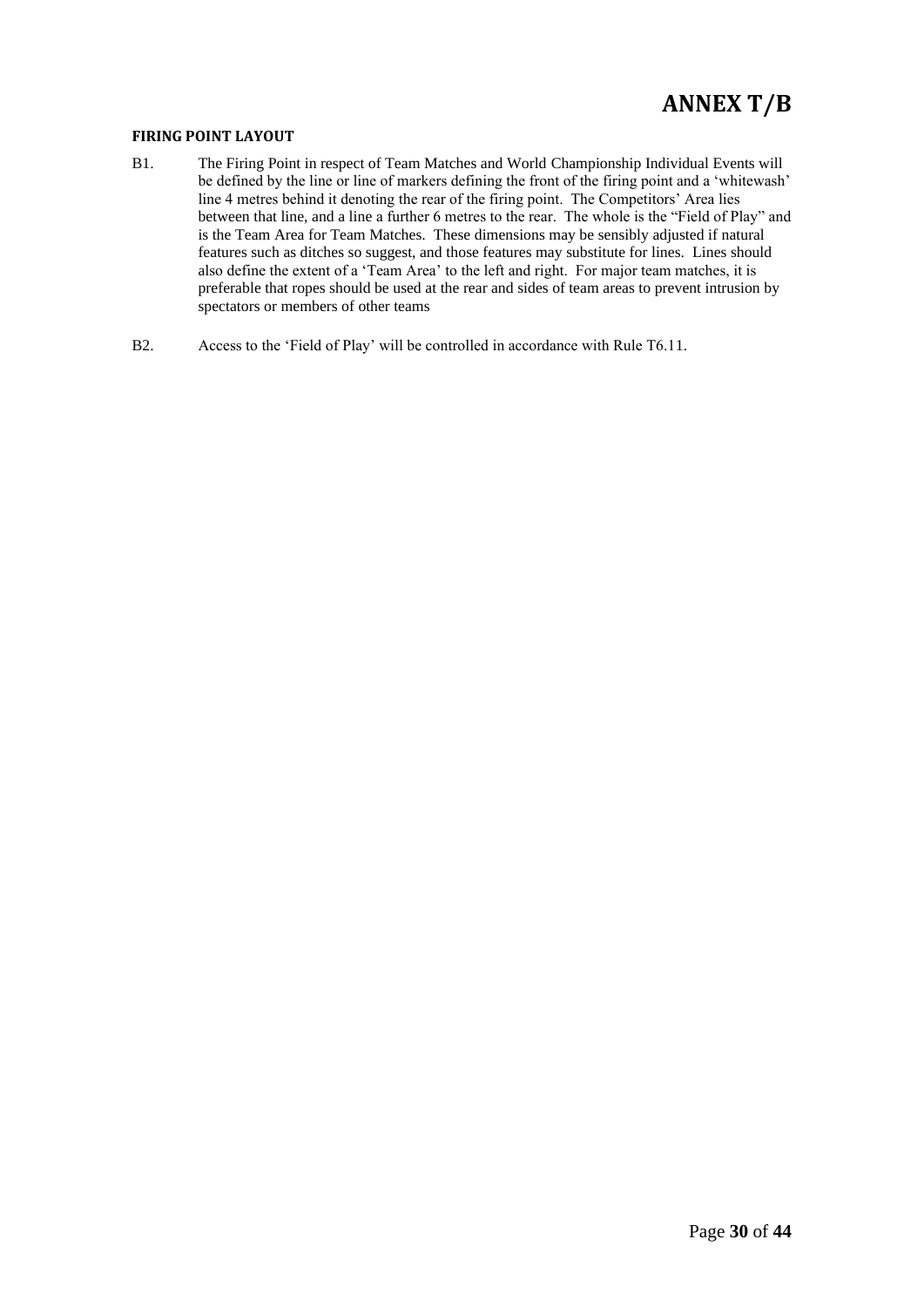# ANNEX T/B

## FIRING POINT LAYOUT

B1. The Firing Point in respect of Team Matches and World Championship Individual Events will be defined by the line or line of markers defining the front of the firing point and a 'whitewash' line 4 metres behind it denoting the rear of the firing point. The Competitors' Area lies between that line, and a line a further 6 metres to the rear. The whole is the "Field of Play" and is the Team Area for Team Matches. These dimensions may be sensibly adjusted if natural features such as ditches so suggest, and those features may substitute for lines. Lines should also define the extent of a 'Team Area' to the left and right. For major team matches, it is preferable that ropes should be used at the rear and sides of team areas to prevent intrusion by spectators or members of other teams

B2. Access to the 'Field of Play' will be controlled in accordance with Rule T6.11.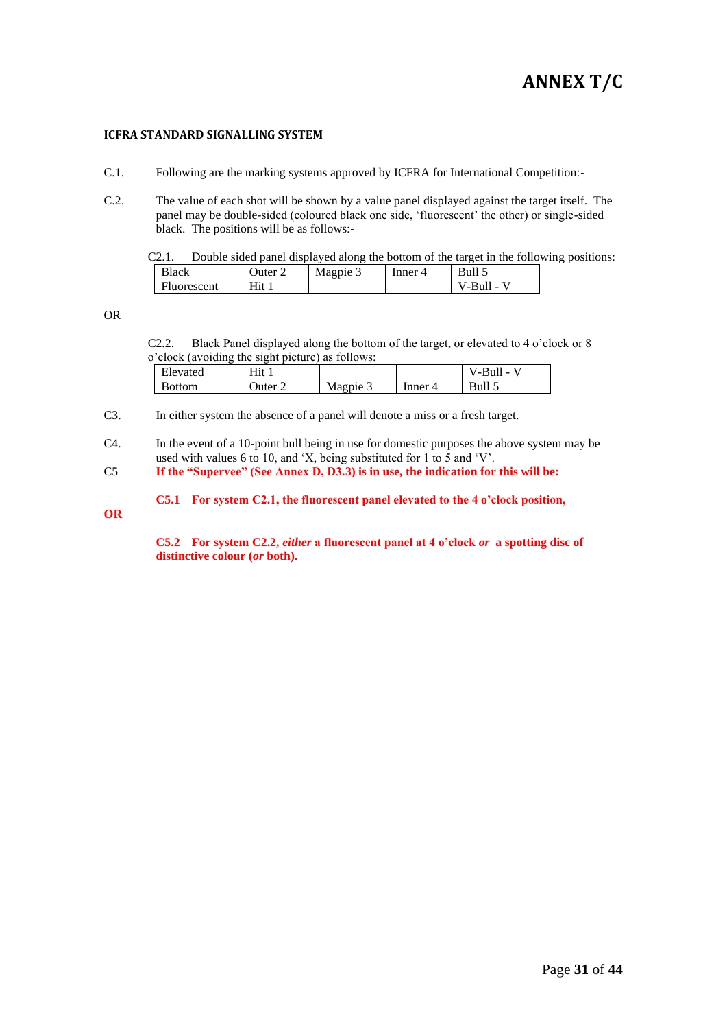# ANNEX T/C

## ICFRA STANDARD SIGNALLING SYSTEM

C.1. Following are the marking systems approved by ICFRA for International Competition:-

C.2. The value of each shot will be shown by a value panel displayed against the target itself. The panel may be double-sided (coloured black one side, 'fluorescent' the other) or single-sided black. The positions will be as follows:-

C2.1. Double sided panel displayed along the bottom of the target in the following positions:

| Black | Outer 2 | Magpie 3 | Inner 4 | Bull 5 |
|---|---|---|---|---|
| Fluorescent | Hit 1 | | | V-Bull - V |

OR

C2.2. Black Panel displayed along the bottom of the target, or elevated to 4 o'clock or 8 o'clock (avoiding the sight picture) as follows:

| Elevated | Hit 1 | | | V-Bull - V |
|---|---|---|---|---|
| Bottom | Outer 2 | Magpie 3 | Inner 4 | Bull 5 |

C3. In either system the absence of a panel will denote a miss or a fresh target.

C4. In the event of a 10-point bull being in use for domestic purposes the above system may be used with values 6 to 10, and 'X, being substituted for 1 to 5 and 'V'.

C5 **If the "Supervee" (See Annex D, D3.3) is in use, the indication for this will be:**

**C5.1 For system C2.1, the fluorescent panel elevated to the 4 o'clock position,**

**OR**

**C5.2 For system C2.2, *either* a fluorescent panel at 4 o'clock *or* a spotting disc of distinctive colour (*or* both).**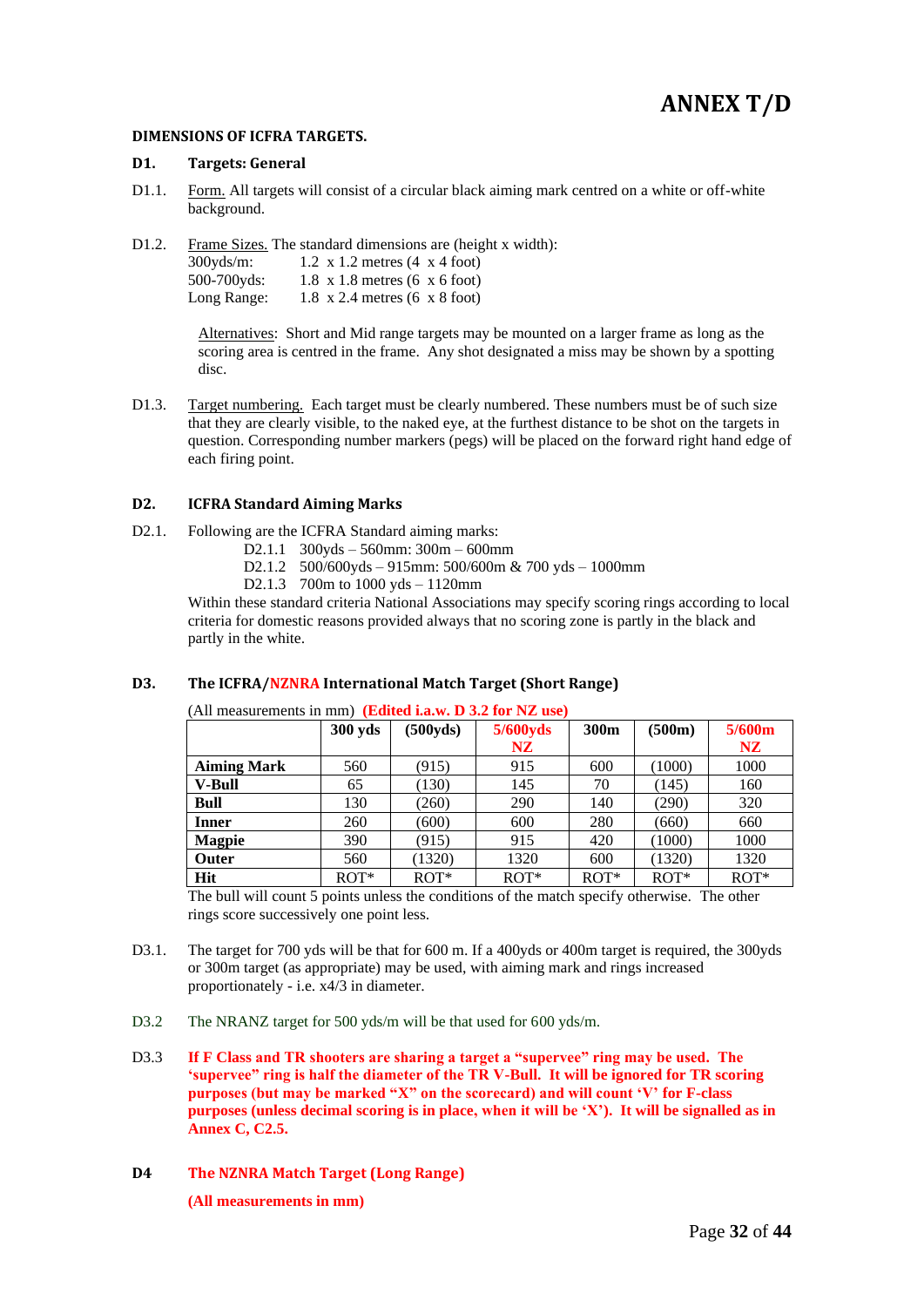# ANNEX T/D

**DIMENSIONS OF ICFRA TARGETS.**

## D1. Targets: General

D1.1. Form. All targets will consist of a circular black aiming mark centred on a white or off-white background.

D1.2. Frame Sizes. The standard dimensions are (height x width):

300yds/m: 1.2 x 1.2 metres (4 x 4 foot)
500-700yds: 1.8 x 1.8 metres (6 x 6 foot)
Long Range: 1.8 x 2.4 metres (6 x 8 foot)

Alternatives: Short and Mid range targets may be mounted on a larger frame as long as the scoring area is centred in the frame. Any shot designated a miss may be shown by a spotting disc.

D1.3. Target numbering. Each target must be clearly numbered. These numbers must be of such size that they are clearly visible, to the naked eye, at the furthest distance to be shot on the targets in question. Corresponding number markers (pegs) will be placed on the forward right hand edge of each firing point.

## D2. ICFRA Standard Aiming Marks

D2.1. Following are the ICFRA Standard aiming marks:

D2.1.1 300yds – 560mm: 300m – 600mm
D2.1.2 500/600yds – 915mm: 500/600m & 700 yds – 1000mm
D2.1.3 700m to 1000 yds – 1120mm

Within these standard criteria National Associations may specify scoring rings according to local criteria for domestic reasons provided always that no scoring zone is partly in the black and partly in the white.

## D3. The ICFRA/NZNRA International Match Target (Short Range)

(All measurements in mm) **(Edited i.a.w. D 3.2 for NZ use)**

| | 300 yds | (500yds) | 5/600yds NZ | 300m | (500m) | 5/600m NZ |
|---|---|---|---|---|---|---|
| **Aiming Mark** | 560 | (915) | 915 | 600 | (1000) | 1000 |
| **V-Bull** | 65 | (130) | 145 | 70 | (145) | 160 |
| **Bull** | 130 | (260) | 290 | 140 | (290) | 320 |
| **Inner** | 260 | (600) | 600 | 280 | (660) | 660 |
| **Magpie** | 390 | (915) | 915 | 420 | (1000) | 1000 |
| **Outer** | 560 | (1320) | 1320 | 600 | (1320) | 1320 |
| **Hit** | ROT* | ROT* | ROT* | ROT* | ROT* | ROT* |

The bull will count 5 points unless the conditions of the match specify otherwise. The other rings score successively one point less.

D3.1. The target for 700 yds will be that for 600 m. If a 400yds or 400m target is required, the 300yds or 300m target (as appropriate) may be used, with aiming mark and rings increased proportionately - i.e. x4/3 in diameter.

D3.2 The NRANZ target for 500 yds/m will be that used for 600 yds/m.

D3.3 **If F Class and TR shooters are sharing a target a "supervee" ring may be used. The 'supervee" ring is half the diameter of the TR V-Bull. It will be ignored for TR scoring purposes (but may be marked "X" on the scorecard) and will count 'V' for F-class purposes (unless decimal scoring is in place, when it will be 'X'). It will be signalled as in Annex C, C2.5.**

## D4 The NZNRA Match Target (Long Range)

**(All measurements in mm)**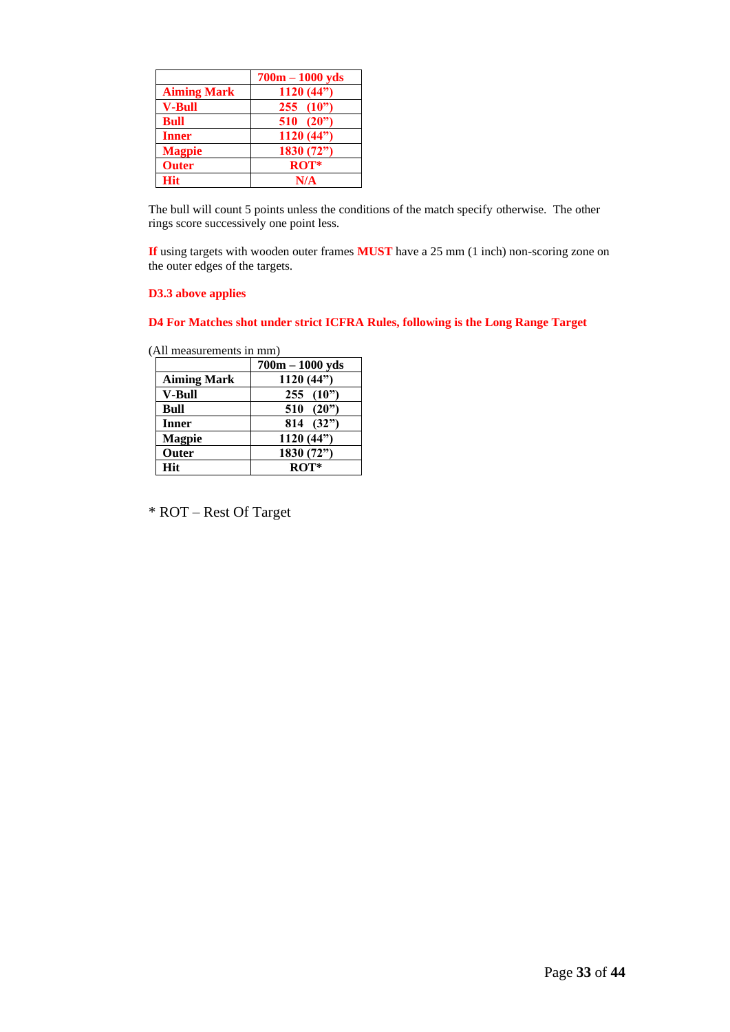| | 700m – 1000 yds |
|---|---|
| **Aiming Mark** | 1120 (44") |
| **V-Bull** | 255 (10") |
| **Bull** | 510 (20") |
| **Inner** | 1120 (44") |
| **Magpie** | 1830 (72") |
| **Outer** | ROT* |
| **Hit** | N/A |

The bull will count 5 points unless the conditions of the match specify otherwise. The other rings score successively one point less.

If using targets with wooden outer frames **MUST** have a 25 mm (1 inch) non-scoring zone on the outer edges of the targets.

**D3.3 above applies**

**D4 For Matches shot under strict ICFRA Rules, following is the Long Range Target**

(All measurements in mm)

| | 700m – 1000 yds |
|---|---|
| **Aiming Mark** | 1120 (44") |
| **V-Bull** | 255 (10") |
| **Bull** | 510 (20") |
| **Inner** | 814 (32") |
| **Magpie** | 1120 (44") |
| **Outer** | 1830 (72") |
| **Hit** | ROT* |

* ROT – Rest Of Target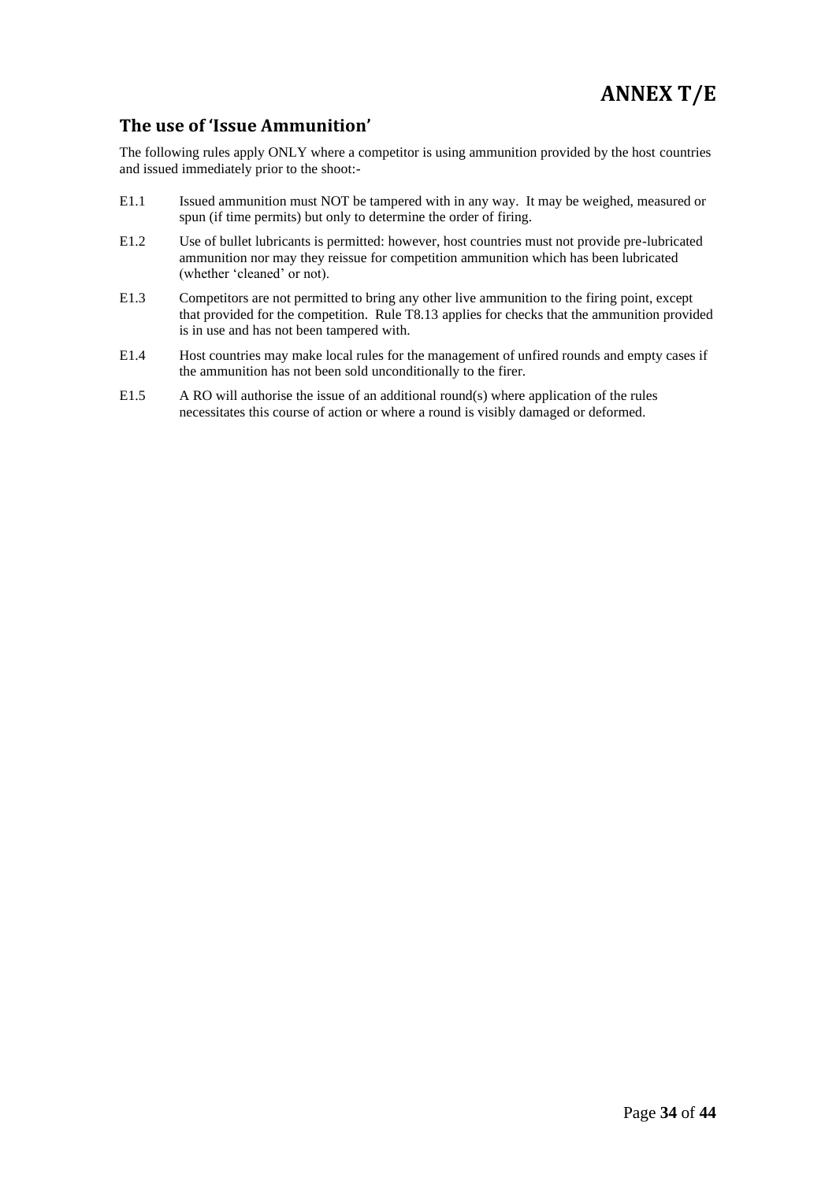# ANNEX T/E

## The use of 'Issue Ammunition'

The following rules apply ONLY where a competitor is using ammunition provided by the host countries and issued immediately prior to the shoot:-

E1.1 Issued ammunition must NOT be tampered with in any way. It may be weighed, measured or spun (if time permits) but only to determine the order of firing.

E1.2 Use of bullet lubricants is permitted: however, host countries must not provide pre-lubricated ammunition nor may they reissue for competition ammunition which has been lubricated (whether 'cleaned' or not).

E1.3 Competitors are not permitted to bring any other live ammunition to the firing point, except that provided for the competition. Rule T8.13 applies for checks that the ammunition provided is in use and has not been tampered with.

E1.4 Host countries may make local rules for the management of unfired rounds and empty cases if the ammunition has not been sold unconditionally to the firer.

E1.5 A RO will authorise the issue of an additional round(s) where application of the rules necessitates this course of action or where a round is visibly damaged or deformed.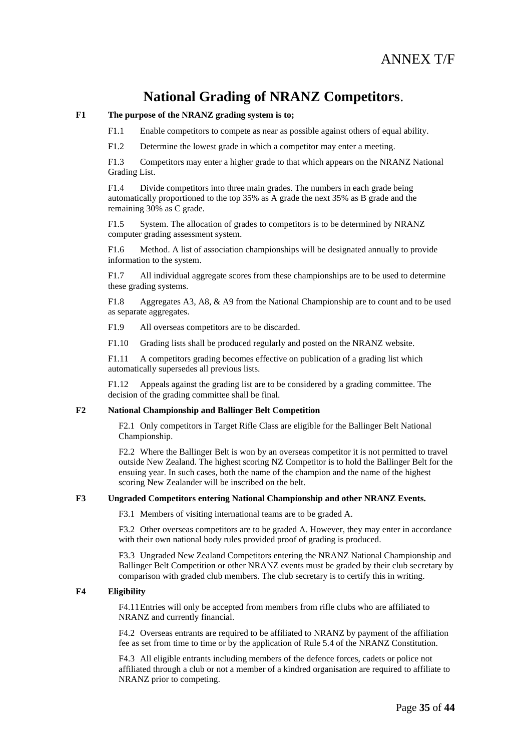# ANNEX T/F

## National Grading of NRANZ Competitors.

**F1 The purpose of the NRANZ grading system is to;**

F1.1 Enable competitors to compete as near as possible against others of equal ability.

F1.2 Determine the lowest grade in which a competitor may enter a meeting.

F1.3 Competitors may enter a higher grade to that which appears on the NRANZ National Grading List.

F1.4 Divide competitors into three main grades. The numbers in each grade being automatically proportioned to the top 35% as A grade the next 35% as B grade and the remaining 30% as C grade.

F1.5 System. The allocation of grades to competitors is to be determined by NRANZ computer grading assessment system.

F1.6 Method. A list of association championships will be designated annually to provide information to the system.

F1.7 All individual aggregate scores from these championships are to be used to determine these grading systems.

F1.8 Aggregates A3, A8, & A9 from the National Championship are to count and to be used as separate aggregates.

F1.9 All overseas competitors are to be discarded.

F1.10 Grading lists shall be produced regularly and posted on the NRANZ website.

F1.11 A competitors grading becomes effective on publication of a grading list which automatically supersedes all previous lists.

F1.12 Appeals against the grading list are to be considered by a grading committee. The decision of the grading committee shall be final.

**F2 National Championship and Ballinger Belt Competition**

F2.1 Only competitors in Target Rifle Class are eligible for the Ballinger Belt National Championship.

F2.2 Where the Ballinger Belt is won by an overseas competitor it is not permitted to travel outside New Zealand. The highest scoring NZ Competitor is to hold the Ballinger Belt for the ensuing year. In such cases, both the name of the champion and the name of the highest scoring New Zealander will be inscribed on the belt.

**F3 Ungraded Competitors entering National Championship and other NRANZ Events.**

F3.1 Members of visiting international teams are to be graded A.

F3.2 Other overseas competitors are to be graded A. However, they may enter in accordance with their own national body rules provided proof of grading is produced.

F3.3 Ungraded New Zealand Competitors entering the NRANZ National Championship and Ballinger Belt Competition or other NRANZ events must be graded by their club secretary by comparison with graded club members. The club secretary is to certify this in writing.

**F4 Eligibility**

F4.11 Entries will only be accepted from members from rifle clubs who are affiliated to NRANZ and currently financial.

F4.2 Overseas entrants are required to be affiliated to NRANZ by payment of the affiliation fee as set from time to time or by the application of Rule 5.4 of the NRANZ Constitution.

F4.3 All eligible entrants including members of the defence forces, cadets or police not affiliated through a club or not a member of a kindred organisation are required to affiliate to NRANZ prior to competing.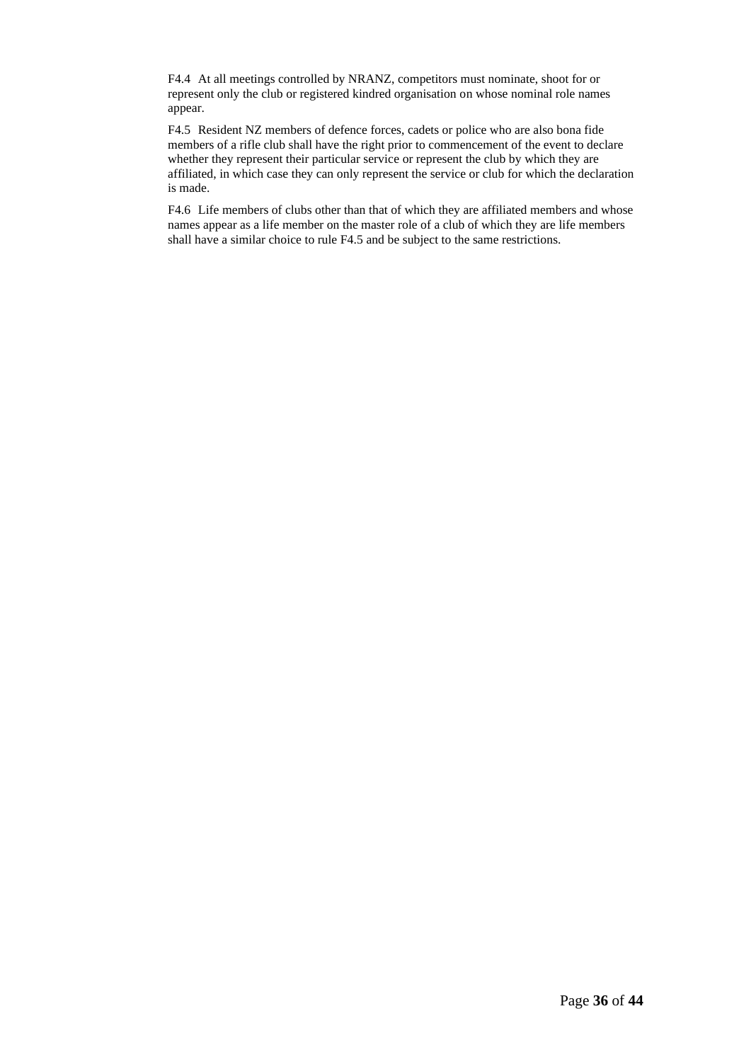F4.4 At all meetings controlled by NRANZ, competitors must nominate, shoot for or represent only the club or registered kindred organisation on whose nominal role names appear.

F4.5 Resident NZ members of defence forces, cadets or police who are also bona fide members of a rifle club shall have the right prior to commencement of the event to declare whether they represent their particular service or represent the club by which they are affiliated, in which case they can only represent the service or club for which the declaration is made.

F4.6 Life members of clubs other than that of which they are affiliated members and whose names appear as a life member on the master role of a club of which they are life members shall have a similar choice to rule F4.5 and be subject to the same restrictions.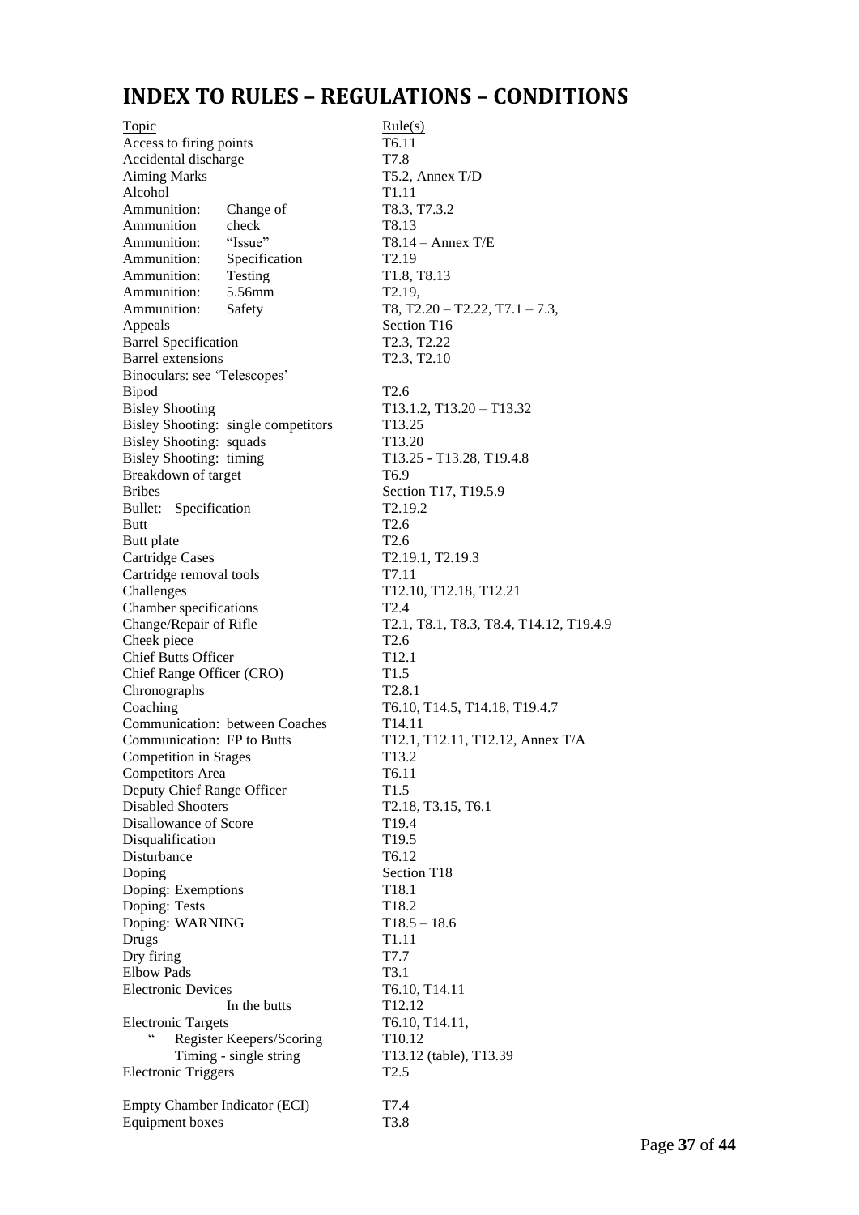# INDEX TO RULES – REGULATIONS – CONDITIONS

| Topic | Rule(s) |
|---|---|
| Access to firing points | T6.11 |
| Accidental discharge | T7.8 |
| Aiming Marks | T5.2, Annex T/D |
| Alcohol | T1.11 |
| Ammunition: Change of | T8.3, T7.3.2 |
| Ammunition check | T8.13 |
| Ammunition: "Issue" | T8.14 – Annex T/E |
| Ammunition: Specification | T2.19 |
| Ammunition: Testing | T1.8, T8.13 |
| Ammunition: 5.56mm | T2.19, |
| Ammunition: Safety | T8, T2.20 – T2.22, T7.1 – 7.3, |
| Appeals | Section T16 |
| Barrel Specification | T2.3, T2.22 |
| Barrel extensions | T2.3, T2.10 |
| Binoculars: see 'Telescopes' | |
| Bipod | T2.6 |
| Bisley Shooting | T13.1.2, T13.20 – T13.32 |
| Bisley Shooting: single competitors | T13.25 |
| Bisley Shooting: squads | T13.20 |
| Bisley Shooting: timing | T13.25 - T13.28, T19.4.8 |
| Breakdown of target | T6.9 |
| Bribes | Section T17, T19.5.9 |
| Bullet: Specification | T2.19.2 |
| Butt | T2.6 |
| Butt plate | T2.6 |
| Cartridge Cases | T2.19.1, T2.19.3 |
| Cartridge removal tools | T7.11 |
| Challenges | T12.10, T12.18, T12.21 |
| Chamber specifications | T2.4 |
| Change/Repair of Rifle | T2.1, T8.1, T8.3, T8.4, T14.12, T19.4.9 |
| Cheek piece | T2.6 |
| Chief Butts Officer | T12.1 |
| Chief Range Officer (CRO) | T1.5 |
| Chronographs | T2.8.1 |
| Coaching | T6.10, T14.5, T14.18, T19.4.7 |
| Communication: between Coaches | T14.11 |
| Communication: FP to Butts | T12.1, T12.11, T12.12, Annex T/A |
| Competition in Stages | T13.2 |
| Competitors Area | T6.11 |
| Deputy Chief Range Officer | T1.5 |
| Disabled Shooters | T2.18, T3.15, T6.1 |
| Disallowance of Score | T19.4 |
| Disqualification | T19.5 |
| Disturbance | T6.12 |
| Doping | Section T18 |
| Doping: Exemptions | T18.1 |
| Doping: Tests | T18.2 |
| Doping: WARNING | T18.5 – 18.6 |
| Drugs | T1.11 |
| Dry firing | T7.7 |
| Elbow Pads | T3.1 |
| Electronic Devices | T6.10, T14.11 |
| In the butts | T12.12 |
| Electronic Targets | T6.10, T14.11, |
| " Register Keepers/Scoring | T10.12 |
| Timing - single string | T13.12 (table), T13.39 |
| Electronic Triggers | T2.5 |
| Empty Chamber Indicator (ECI) | T7.4 |
| Equipment boxes | T3.8 |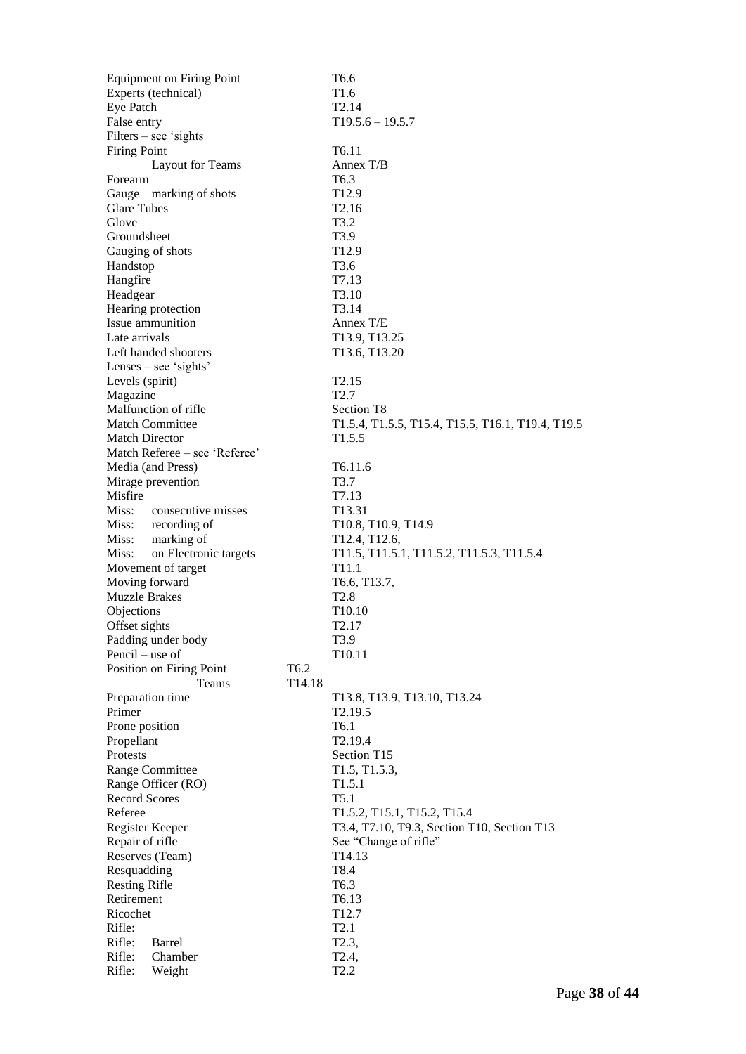| | |
|---|---|
| Equipment on Firing Point | T6.6 |
| Experts (technical) | T1.6 |
| Eye Patch | T2.14 |
| False entry | T19.5.6 – 19.5.7 |
| Filters – see 'sights | |
| Firing Point | T6.11 |
| Layout for Teams | Annex T/B |
| Forearm | T6.3 |
| Gauge marking of shots | T12.9 |
| Glare Tubes | T2.16 |
| Glove | T3.2 |
| Groundsheet | T3.9 |
| Gauging of shots | T12.9 |
| Handstop | T3.6 |
| Hangfire | T7.13 |
| Headgear | T3.10 |
| Hearing protection | T3.14 |
| Issue ammunition | Annex T/E |
| Late arrivals | T13.9, T13.25 |
| Left handed shooters | T13.6, T13.20 |
| Lenses – see 'sights' | |
| Levels (spirit) | T2.15 |
| Magazine | T2.7 |
| Malfunction of rifle | Section T8 |
| Match Committee | T1.5.4, T1.5.5, T15.4, T15.5, T16.1, T19.4, T19.5 |
| Match Director | T1.5.5 |
| Match Referee – see 'Referee' | |
| Media (and Press) | T6.11.6 |
| Mirage prevention | T3.7 |
| Misfire | T7.13 |
| Miss: consecutive misses | T13.31 |
| Miss: recording of | T10.8, T10.9, T14.9 |
| Miss: marking of | T12.4, T12.6, |
| Miss: on Electronic targets | T11.5, T11.5.1, T11.5.2, T11.5.3, T11.5.4 |
| Movement of target | T11.1 |
| Moving forward | T6.6, T13.7, |
| Muzzle Brakes | T2.8 |
| Objections | T10.10 |
| Offset sights | T2.17 |
| Padding under body | T3.9 |
| Pencil – use of | T10.11 |
| Position on Firing Point | T6.2 |
| Teams | T14.18 |
| Preparation time | T13.8, T13.9, T13.10, T13.24 |
| Primer | T2.19.5 |
| Prone position | T6.1 |
| Propellant | T2.19.4 |
| Protests | Section T15 |
| Range Committee | T1.5, T1.5.3, |
| Range Officer (RO) | T1.5.1 |
| Record Scores | T5.1 |
| Referee | T1.5.2, T15.1, T15.2, T15.4 |
| Register Keeper | T3.4, T7.10, T9.3, Section T10, Section T13 |
| Repair of rifle | See "Change of rifle" |
| Reserves (Team) | T14.13 |
| Resquadding | T8.4 |
| Resting Rifle | T6.3 |
| Retirement | T6.13 |
| Ricochet | T12.7 |
| Rifle: | T2.1 |
| Rifle: Barrel | T2.3, |
| Rifle: Chamber | T2.4, |
| Rifle: Weight | T2.2 |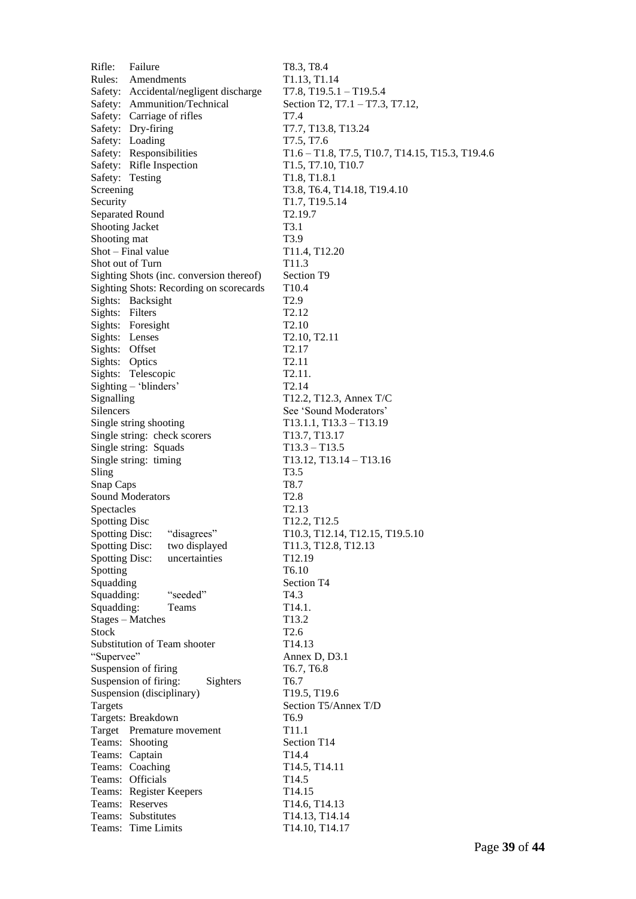| | |
|---|---|
| Rifle: Failure | T8.3, T8.4 |
| Rules: Amendments | T1.13, T1.14 |
| Safety: Accidental/negligent discharge | T7.8, T19.5.1 – T19.5.4 |
| Safety: Ammunition/Technical | Section T2, T7.1 – T7.3, T7.12, |
| Safety: Carriage of rifles | T7.4 |
| Safety: Dry-firing | T7.7, T13.8, T13.24 |
| Safety: Loading | T7.5, T7.6 |
| Safety: Responsibilities | T1.6 – T1.8, T7.5, T10.7, T14.15, T15.3, T19.4.6 |
| Safety: Rifle Inspection | T1.5, T7.10, T10.7 |
| Safety: Testing | T1.8, T1.8.1 |
| Screening | T3.8, T6.4, T14.18, T19.4.10 |
| Security | T1.7, T19.5.14 |
| Separated Round | T2.19.7 |
| Shooting Jacket | T3.1 |
| Shooting mat | T3.9 |
| Shot – Final value | T11.4, T12.20 |
| Shot out of Turn | T11.3 |
| Sighting Shots (inc. conversion thereof) | Section T9 |
| Sighting Shots: Recording on scorecards | T10.4 |
| Sights: Backsight | T2.9 |
| Sights: Filters | T2.12 |
| Sights: Foresight | T2.10 |
| Sights: Lenses | T2.10, T2.11 |
| Sights: Offset | T2.17 |
| Sights: Optics | T2.11 |
| Sights: Telescopic | T2.11. |
| Sighting – 'blinders' | T2.14 |
| Signalling | T12.2, T12.3, Annex T/C |
| Silencers | See 'Sound Moderators' |
| Single string shooting | T13.1.1, T13.3 – T13.19 |
| Single string: check scorers | T13.7, T13.17 |
| Single string: Squads | T13.3 – T13.5 |
| Single string: timing | T13.12, T13.14 – T13.16 |
| Sling | T3.5 |
| Snap Caps | T8.7 |
| Sound Moderators | T2.8 |
| Spectacles | T2.13 |
| Spotting Disc | T12.2, T12.5 |
| Spotting Disc: "disagrees" | T10.3, T12.14, T12.15, T19.5.10 |
| Spotting Disc: two displayed | T11.3, T12.8, T12.13 |
| Spotting Disc: uncertainties | T12.19 |
| Spotting | T6.10 |
| Squadding | Section T4 |
| Squadding: "seeded" | T4.3 |
| Squadding: Teams | T14.1. |
| Stages – Matches | T13.2 |
| Stock | T2.6 |
| Substitution of Team shooter | T14.13 |
| "Supervee" | Annex D, D3.1 |
| Suspension of firing | T6.7, T6.8 |
| Suspension of firing: Sighters | T6.7 |
| Suspension (disciplinary) | T19.5, T19.6 |
| Targets | Section T5/Annex T/D |
| Targets: Breakdown | T6.9 |
| Target Premature movement | T11.1 |
| Teams: Shooting | Section T14 |
| Teams: Captain | T14.4 |
| Teams: Coaching | T14.5, T14.11 |
| Teams: Officials | T14.5 |
| Teams: Register Keepers | T14.15 |
| Teams: Reserves | T14.6, T14.13 |
| Teams: Substitutes | T14.13, T14.14 |
| Teams: Time Limits | T14.10, T14.17 |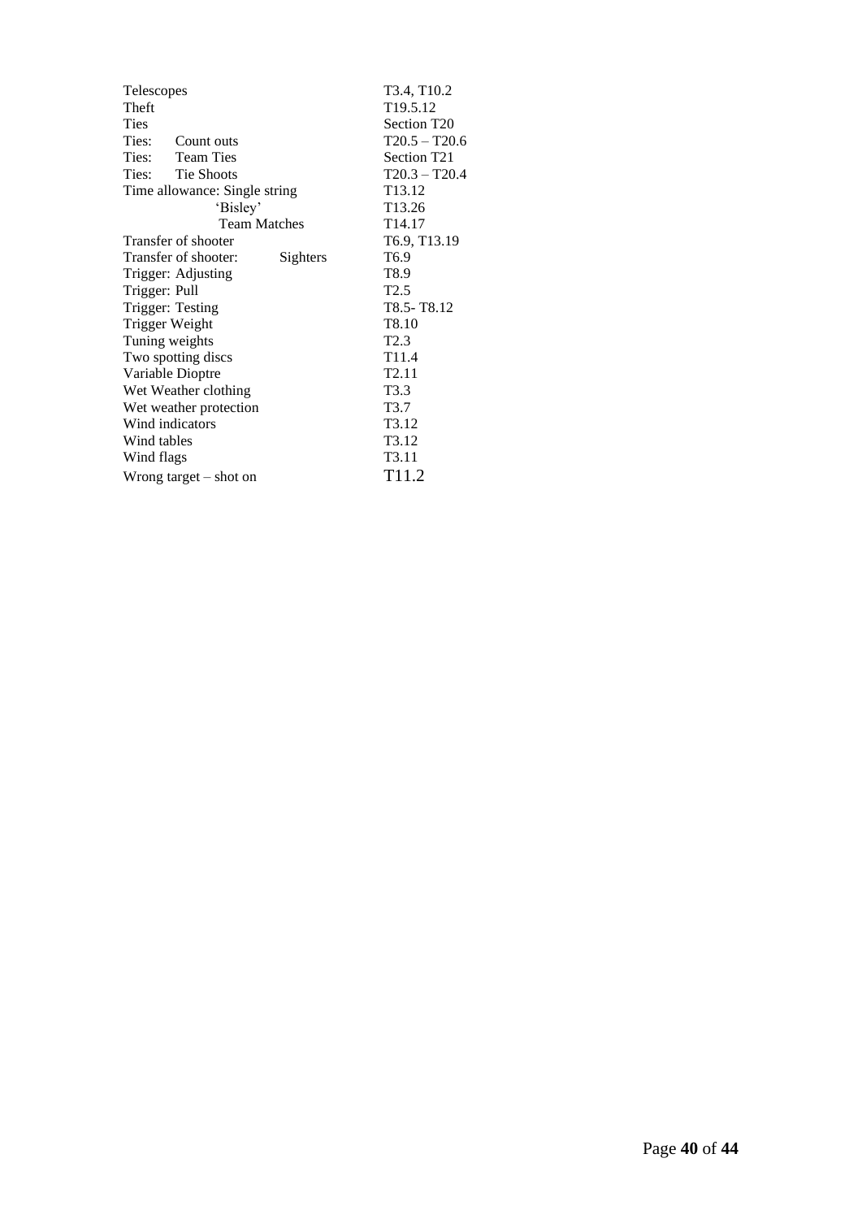| | |
|---|---|
| Telescopes | T3.4, T10.2 |
| Theft | T19.5.12 |
| Ties | Section T20 |
| Ties: Count outs | T20.5 – T20.6 |
| Ties: Team Ties | Section T21 |
| Ties: Tie Shoots | T20.3 – T20.4 |
| Time allowance: Single string | T13.12 |
| 'Bisley' | T13.26 |
| Team Matches | T14.17 |
| Transfer of shooter | T6.9, T13.19 |
| Transfer of shooter: Sighters | T6.9 |
| Trigger: Adjusting | T8.9 |
| Trigger: Pull | T2.5 |
| Trigger: Testing | T8.5- T8.12 |
| Trigger Weight | T8.10 |
| Tuning weights | T2.3 |
| Two spotting discs | T11.4 |
| Variable Dioptre | T2.11 |
| Wet Weather clothing | T3.3 |
| Wet weather protection | T3.7 |
| Wind indicators | T3.12 |
| Wind tables | T3.12 |
| Wind flags | T3.11 |
| Wrong target – shot on | T11.2 |